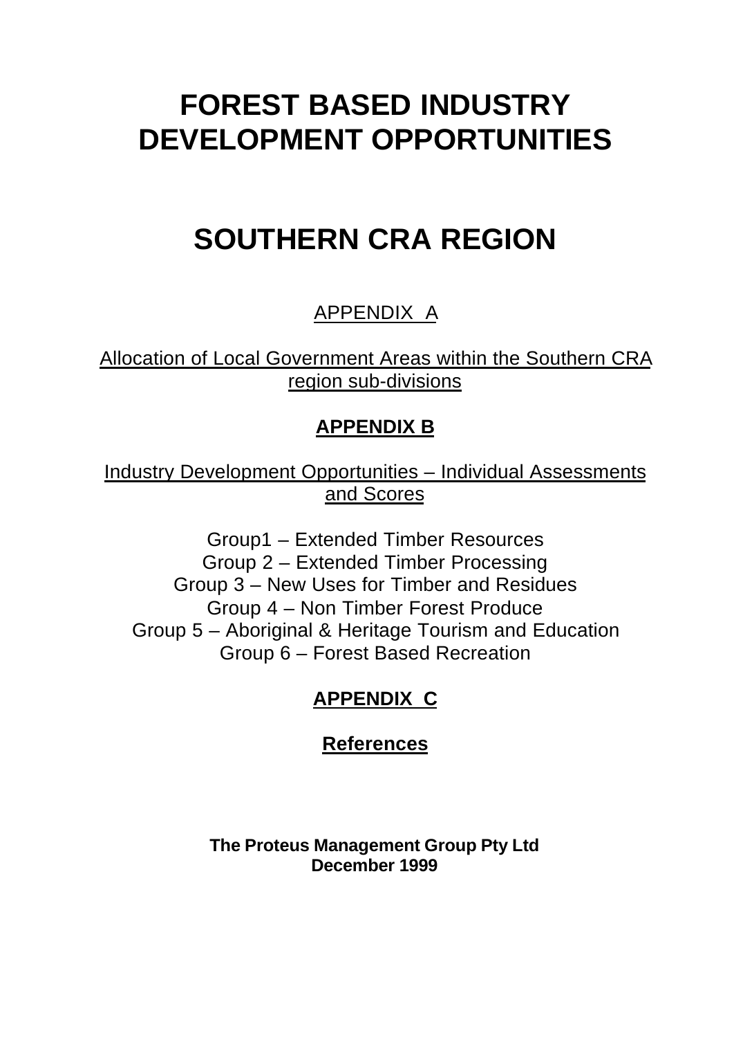# FOREST BASED INDUSTRY DEVELOPMENT OPPORTUNITIES

# SOUTHERN CRA REGION

APPENDIX A

Allocation of Local Government Areas within the Southern CRA region sub-divisions

**APPENDIX B**

Industry Development Opportunities – Individual Assessments and Scores

Group1 – Extended Timber Resources
Group 2 – Extended Timber Processing
Group 3 – New Uses for Timber and Residues
Group 4 – Non Timber Forest Produce
Group 5 – Aboriginal & Heritage Tourism and Education
Group 6 – Forest Based Recreation

**APPENDIX C**

**References**

**The Proteus Management Group Pty Ltd**
**December 1999**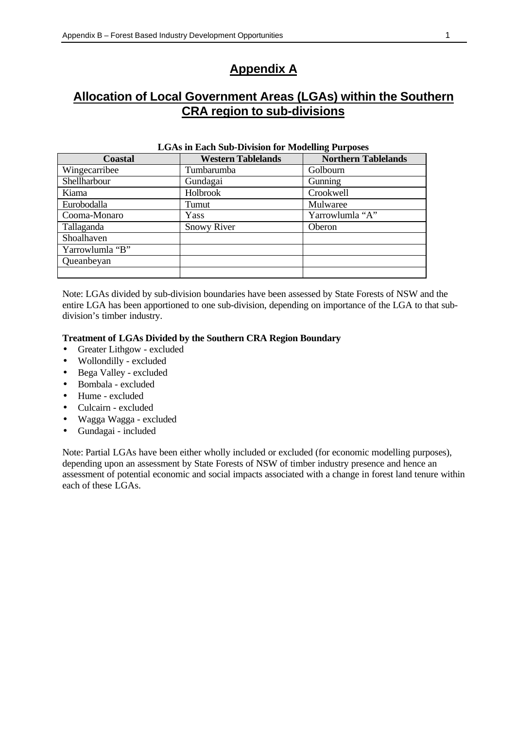# Appendix A

## Allocation of Local Government Areas (LGAs) within the Southern CRA region to sub-divisions

**LGAs in Each Sub-Division for Modelling Purposes**

| Coastal | Western Tablelands | Northern Tablelands |
|---|---|---|
| Wingecarribee | Tumbarumba | Golbourn |
| Shellharbour | Gundagai | Gunning |
| Kiama | Holbrook | Crookwell |
| Eurobodalla | Tumut | Mulwaree |
| Cooma-Monaro | Yass | Yarrowlumla "A" |
| Tallaganda | Snowy River | Oberon |
| Shoalhaven | | |
| Yarrowlumla "B" | | |
| Queanbeyan | | |
| | | |

Note: LGAs divided by sub-division boundaries have been assessed by State Forests of NSW and the entire LGA has been apportioned to one sub-division, depending on importance of the LGA to that sub-division's timber industry.

**Treatment of LGAs Divided by the Southern CRA Region Boundary**

- Greater Lithgow - excluded
- Wollondilly - excluded
- Bega Valley - excluded
- Bombala - excluded
- Hume - excluded
- Culcairn - excluded
- Wagga Wagga - excluded
- Gundagai - included

Note: Partial LGAs have been either wholly included or excluded (for economic modelling purposes), depending upon an assessment by State Forests of NSW of timber industry presence and hence an assessment of potential economic and social impacts associated with a change in forest land tenure within each of these LGAs.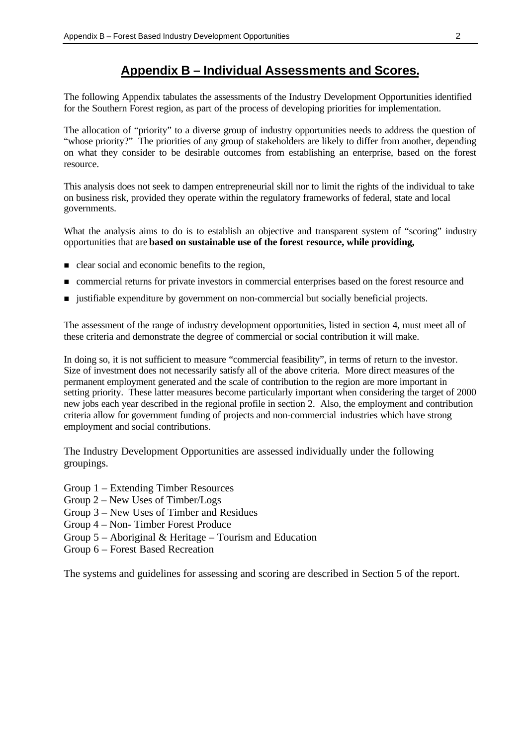# Appendix B – Individual Assessments and Scores.

The following Appendix tabulates the assessments of the Industry Development Opportunities identified for the Southern Forest region, as part of the process of developing priorities for implementation.

The allocation of "priority" to a diverse group of industry opportunities needs to address the question of "whose priority?" The priorities of any group of stakeholders are likely to differ from another, depending on what they consider to be desirable outcomes from establishing an enterprise, based on the forest resource.

This analysis does not seek to dampen entrepreneurial skill nor to limit the rights of the individual to take on business risk, provided they operate within the regulatory frameworks of federal, state and local governments.

What the analysis aims to do is to establish an objective and transparent system of "scoring" industry opportunities that are **based on sustainable use of the forest resource, while providing,**

- clear social and economic benefits to the region,
- commercial returns for private investors in commercial enterprises based on the forest resource and
- justifiable expenditure by government on non-commercial but socially beneficial projects.

The assessment of the range of industry development opportunities, listed in section 4, must meet all of these criteria and demonstrate the degree of commercial or social contribution it will make.

In doing so, it is not sufficient to measure "commercial feasibility", in terms of return to the investor. Size of investment does not necessarily satisfy all of the above criteria. More direct measures of the permanent employment generated and the scale of contribution to the region are more important in setting priority. These latter measures become particularly important when considering the target of 2000 new jobs each year described in the regional profile in section 2. Also, the employment and contribution criteria allow for government funding of projects and non-commercial industries which have strong employment and social contributions.

The Industry Development Opportunities are assessed individually under the following groupings.

Group 1 – Extending Timber Resources
Group 2 – New Uses of Timber/Logs
Group 3 – New Uses of Timber and Residues
Group 4 – Non- Timber Forest Produce
Group 5 – Aboriginal & Heritage – Tourism and Education
Group 6 – Forest Based Recreation

The systems and guidelines for assessing and scoring are described in Section 5 of the report.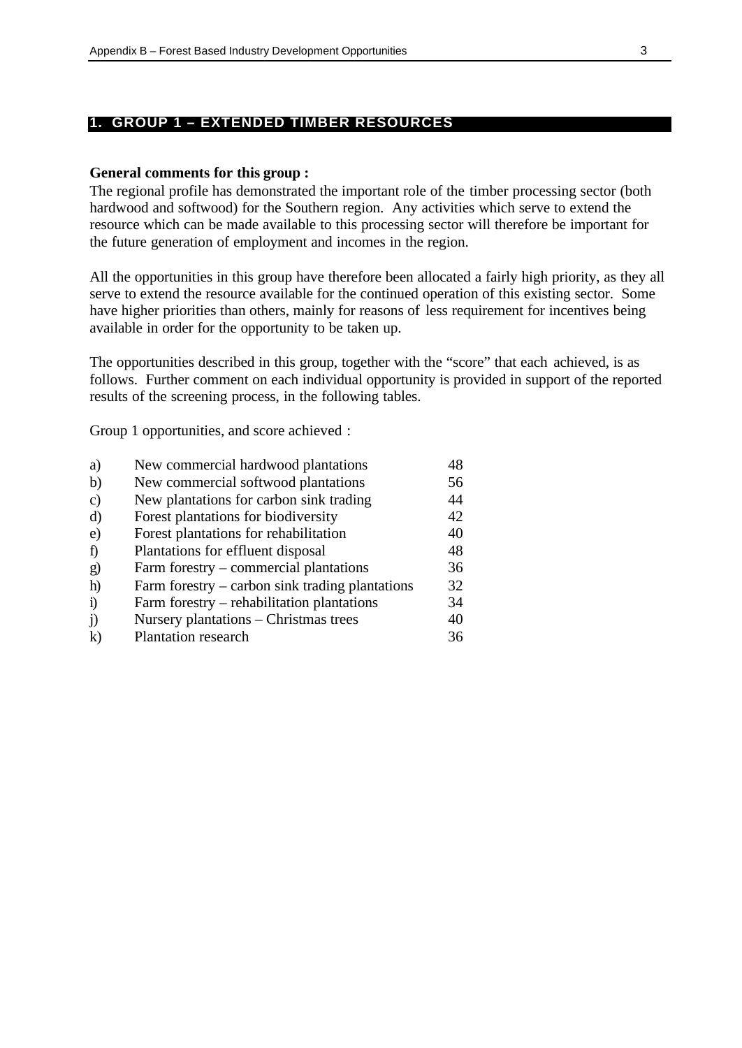# 1. GROUP 1 – EXTENDED TIMBER RESOURCES

**General comments for this group :**

The regional profile has demonstrated the important role of the timber processing sector (both hardwood and softwood) for the Southern region. Any activities which serve to extend the resource which can be made available to this processing sector will therefore be important for the future generation of employment and incomes in the region.

All the opportunities in this group have therefore been allocated a fairly high priority, as they all serve to extend the resource available for the continued operation of this existing sector. Some have higher priorities than others, mainly for reasons of less requirement for incentives being available in order for the opportunity to be taken up.

The opportunities described in this group, together with the "score" that each achieved, is as follows. Further comment on each individual opportunity is provided in support of the reported results of the screening process, in the following tables.

Group 1 opportunities, and score achieved :

| | | |
|---|---|---|
| a) | New commercial hardwood plantations | 48 |
| b) | New commercial softwood plantations | 56 |
| c) | New plantations for carbon sink trading | 44 |
| d) | Forest plantations for biodiversity | 42 |
| e) | Forest plantations for rehabilitation | 40 |
| f) | Plantations for effluent disposal | 48 |
| g) | Farm forestry – commercial plantations | 36 |
| h) | Farm forestry – carbon sink trading plantations | 32 |
| i) | Farm forestry – rehabilitation plantations | 34 |
| j) | Nursery plantations – Christmas trees | 40 |
| k) | Plantation research | 36 |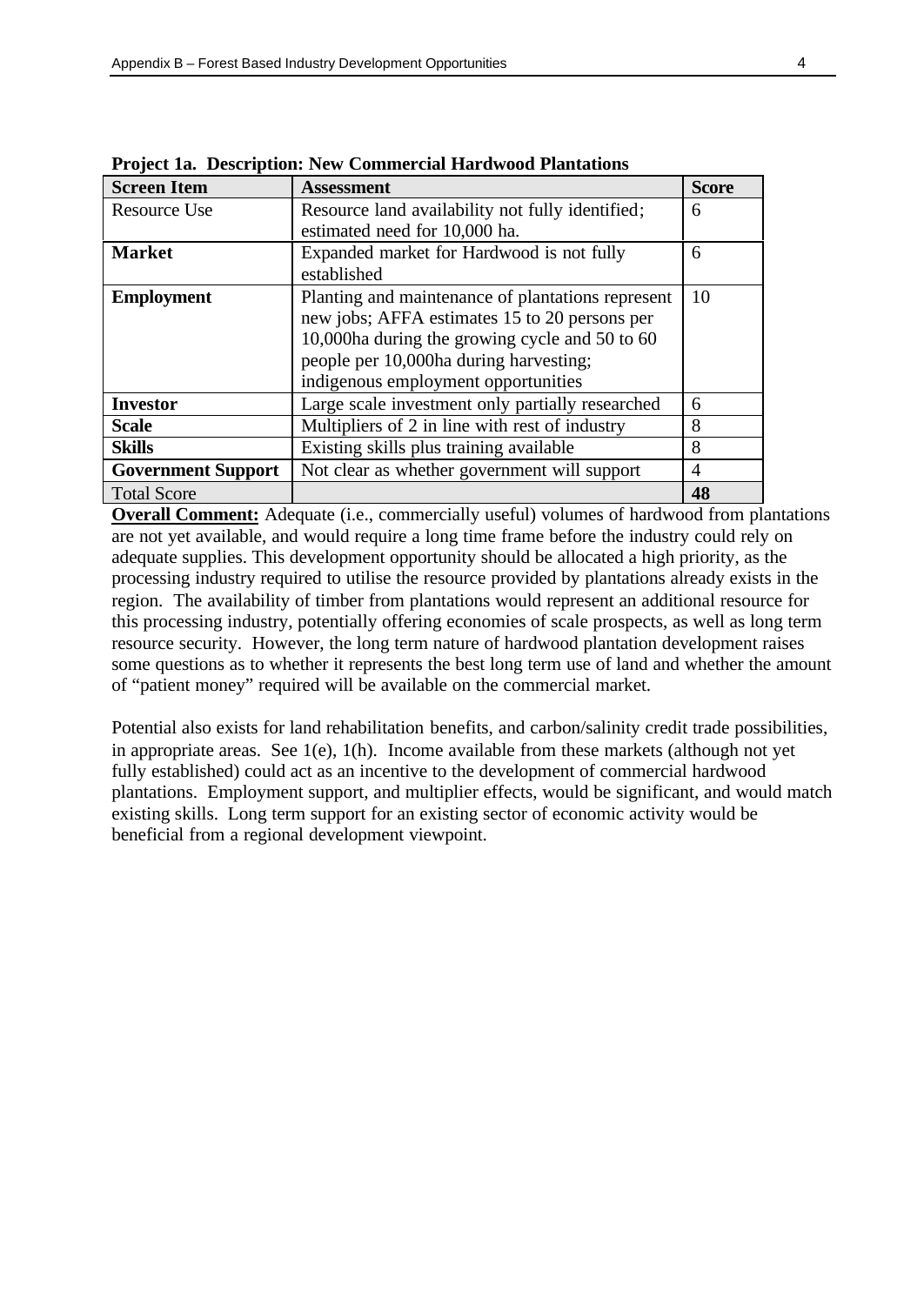**Project 1a. Description: New Commercial Hardwood Plantations**

| Screen Item | Assessment | Score |
|---|---|---|
| Resource Use | Resource land availability not fully identified; estimated need for 10,000 ha. | 6 |
| **Market** | Expanded market for Hardwood is not fully established | 6 |
| **Employment** | Planting and maintenance of plantations represent new jobs; AFFA estimates 15 to 20 persons per 10,000ha during the growing cycle and 50 to 60 people per 10,000ha during harvesting; indigenous employment opportunities | 10 |
| **Investor** | Large scale investment only partially researched | 6 |
| **Scale** | Multipliers of 2 in line with rest of industry | 8 |
| **Skills** | Existing skills plus training available | 8 |
| **Government Support** | Not clear as whether government will support | 4 |
| Total Score | | **48** |

**Overall Comment:** Adequate (i.e., commercially useful) volumes of hardwood from plantations are not yet available, and would require a long time frame before the industry could rely on adequate supplies. This development opportunity should be allocated a high priority, as the processing industry required to utilise the resource provided by plantations already exists in the region. The availability of timber from plantations would represent an additional resource for this processing industry, potentially offering economies of scale prospects, as well as long term resource security. However, the long term nature of hardwood plantation development raises some questions as to whether it represents the best long term use of land and whether the amount of "patient money" required will be available on the commercial market.

Potential also exists for land rehabilitation benefits, and carbon/salinity credit trade possibilities, in appropriate areas. See 1(e), 1(h). Income available from these markets (although not yet fully established) could act as an incentive to the development of commercial hardwood plantations. Employment support, and multiplier effects, would be significant, and would match existing skills. Long term support for an existing sector of economic activity would be beneficial from a regional development viewpoint.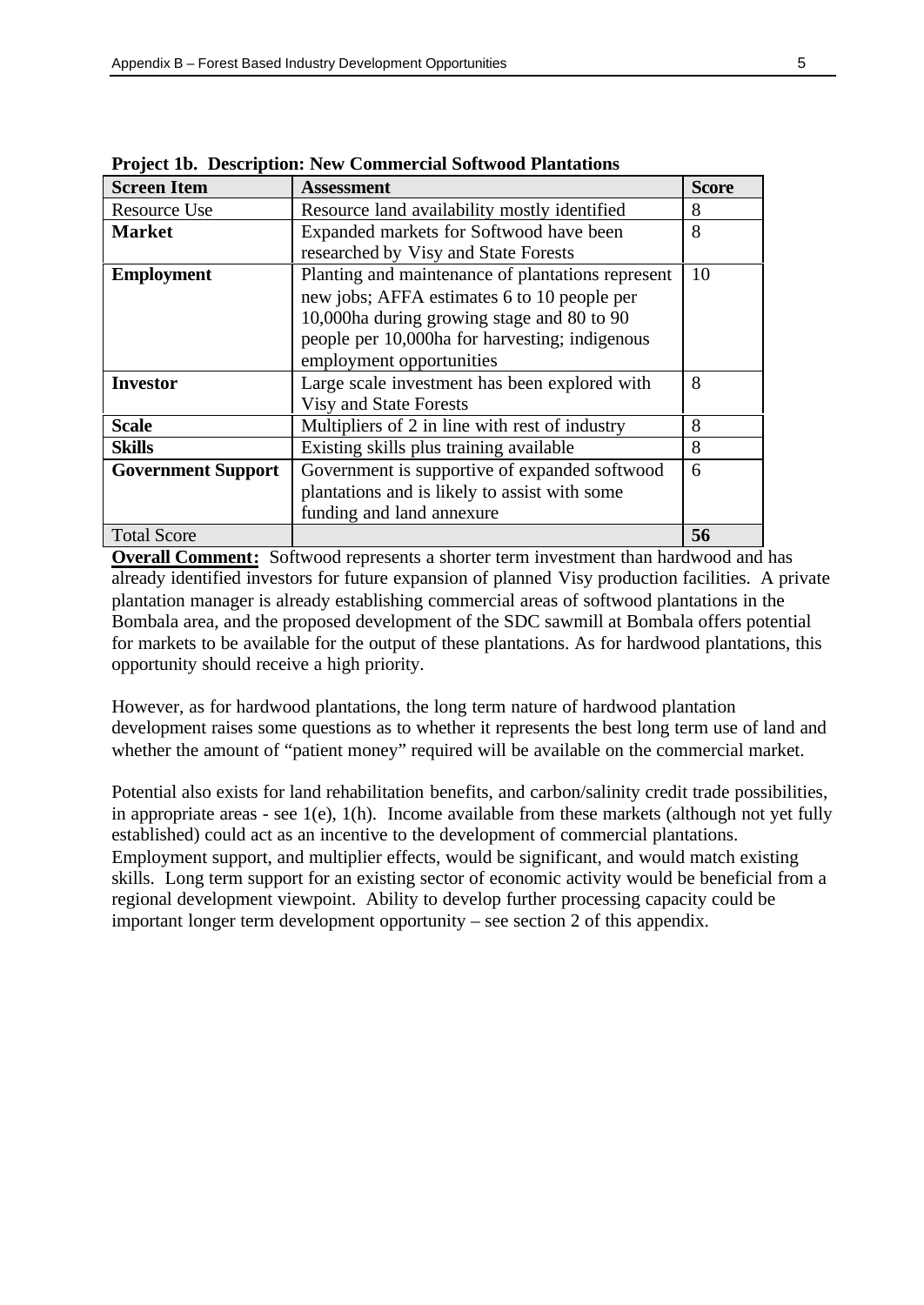**Project 1b. Description: New Commercial Softwood Plantations**

| Screen Item | Assessment | Score |
|---|---|---|
| Resource Use | Resource land availability mostly identified | 8 |
| **Market** | Expanded markets for Softwood have been researched by Visy and State Forests | 8 |
| **Employment** | Planting and maintenance of plantations represent new jobs; AFFA estimates 6 to 10 people per 10,000ha during growing stage and 80 to 90 people per 10,000ha for harvesting; indigenous employment opportunities | 10 |
| **Investor** | Large scale investment has been explored with Visy and State Forests | 8 |
| **Scale** | Multipliers of 2 in line with rest of industry | 8 |
| **Skills** | Existing skills plus training available | 8 |
| **Government Support** | Government is supportive of expanded softwood plantations and is likely to assist with some funding and land annexure | 6 |
| Total Score | | **56** |

**Overall Comment:** Softwood represents a shorter term investment than hardwood and has already identified investors for future expansion of planned Visy production facilities. A private plantation manager is already establishing commercial areas of softwood plantations in the Bombala area, and the proposed development of the SDC sawmill at Bombala offers potential for markets to be available for the output of these plantations. As for hardwood plantations, this opportunity should receive a high priority.

However, as for hardwood plantations, the long term nature of hardwood plantation development raises some questions as to whether it represents the best long term use of land and whether the amount of "patient money" required will be available on the commercial market.

Potential also exists for land rehabilitation benefits, and carbon/salinity credit trade possibilities, in appropriate areas - see 1(e), 1(h). Income available from these markets (although not yet fully established) could act as an incentive to the development of commercial plantations. Employment support, and multiplier effects, would be significant, and would match existing skills. Long term support for an existing sector of economic activity would be beneficial from a regional development viewpoint. Ability to develop further processing capacity could be important longer term development opportunity – see section 2 of this appendix.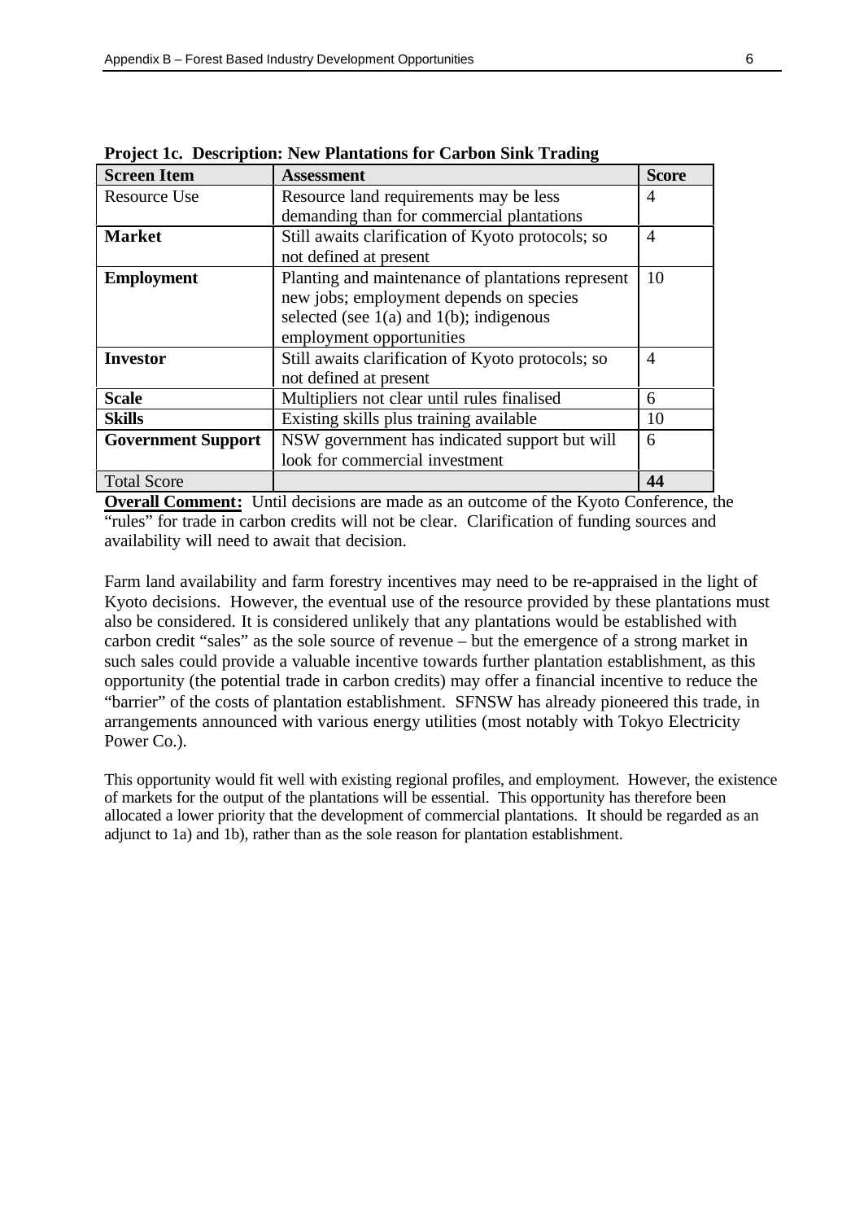**Project 1c. Description: New Plantations for Carbon Sink Trading**

| Screen Item | Assessment | Score |
|---|---|---|
| Resource Use | Resource land requirements may be less demanding than for commercial plantations | 4 |
| **Market** | Still awaits clarification of Kyoto protocols; so not defined at present | 4 |
| **Employment** | Planting and maintenance of plantations represent new jobs; employment depends on species selected (see 1(a) and 1(b); indigenous employment opportunities | 10 |
| **Investor** | Still awaits clarification of Kyoto protocols; so not defined at present | 4 |
| **Scale** | Multipliers not clear until rules finalised | 6 |
| **Skills** | Existing skills plus training available | 10 |
| **Government Support** | NSW government has indicated support but will look for commercial investment | 6 |
| Total Score | | **44** |

**Overall Comment:** Until decisions are made as an outcome of the Kyoto Conference, the "rules" for trade in carbon credits will not be clear. Clarification of funding sources and availability will need to await that decision.

Farm land availability and farm forestry incentives may need to be re-appraised in the light of Kyoto decisions. However, the eventual use of the resource provided by these plantations must also be considered. It is considered unlikely that any plantations would be established with carbon credit "sales" as the sole source of revenue – but the emergence of a strong market in such sales could provide a valuable incentive towards further plantation establishment, as this opportunity (the potential trade in carbon credits) may offer a financial incentive to reduce the "barrier" of the costs of plantation establishment. SFNSW has already pioneered this trade, in arrangements announced with various energy utilities (most notably with Tokyo Electricity Power Co.).

This opportunity would fit well with existing regional profiles, and employment. However, the existence of markets for the output of the plantations will be essential. This opportunity has therefore been allocated a lower priority that the development of commercial plantations. It should be regarded as an adjunct to 1a) and 1b), rather than as the sole reason for plantation establishment.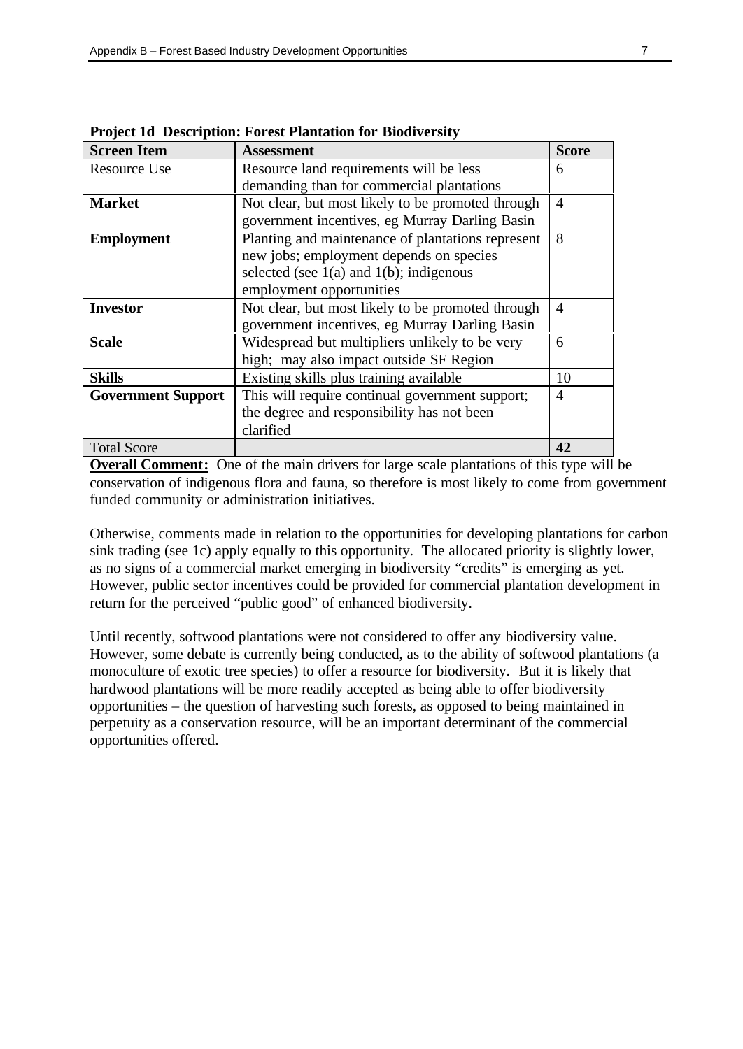**Project 1d Description: Forest Plantation for Biodiversity**

| Screen Item | Assessment | Score |
|---|---|---|
| Resource Use | Resource land requirements will be less demanding than for commercial plantations | 6 |
| **Market** | Not clear, but most likely to be promoted through government incentives, eg Murray Darling Basin | 4 |
| **Employment** | Planting and maintenance of plantations represent new jobs; employment depends on species selected (see 1(a) and 1(b); indigenous employment opportunities | 8 |
| **Investor** | Not clear, but most likely to be promoted through government incentives, eg Murray Darling Basin | 4 |
| **Scale** | Widespread but multipliers unlikely to be very high; may also impact outside SF Region | 6 |
| **Skills** | Existing skills plus training available | 10 |
| **Government Support** | This will require continual government support; the degree and responsibility has not been clarified | 4 |
| Total Score | | **42** |

**Overall Comment:** One of the main drivers for large scale plantations of this type will be conservation of indigenous flora and fauna, so therefore is most likely to come from government funded community or administration initiatives.

Otherwise, comments made in relation to the opportunities for developing plantations for carbon sink trading (see 1c) apply equally to this opportunity. The allocated priority is slightly lower, as no signs of a commercial market emerging in biodiversity "credits" is emerging as yet. However, public sector incentives could be provided for commercial plantation development in return for the perceived "public good" of enhanced biodiversity.

Until recently, softwood plantations were not considered to offer any biodiversity value. However, some debate is currently being conducted, as to the ability of softwood plantations (a monoculture of exotic tree species) to offer a resource for biodiversity. But it is likely that hardwood plantations will be more readily accepted as being able to offer biodiversity opportunities – the question of harvesting such forests, as opposed to being maintained in perpetuity as a conservation resource, will be an important determinant of the commercial opportunities offered.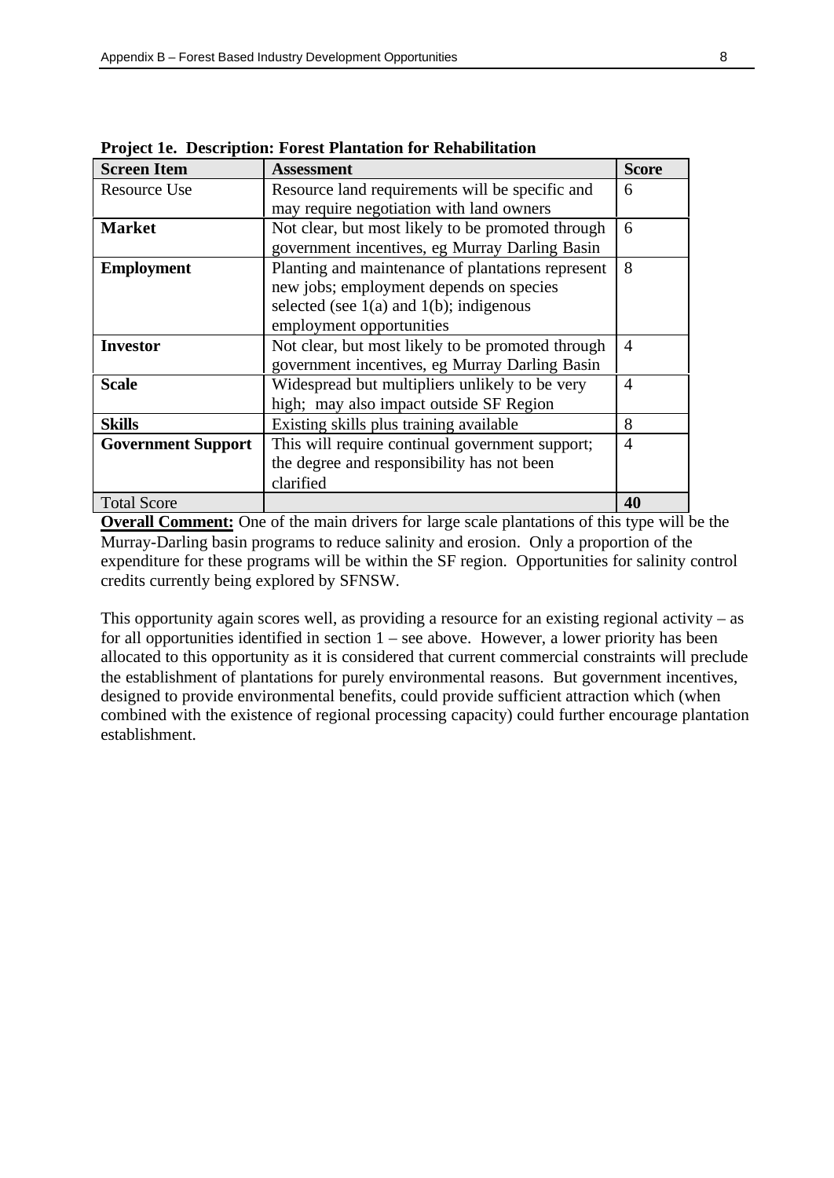**Project 1e. Description: Forest Plantation for Rehabilitation**

| Screen Item | Assessment | Score |
|---|---|---|
| Resource Use | Resource land requirements will be specific and may require negotiation with land owners | 6 |
| **Market** | Not clear, but most likely to be promoted through government incentives, eg Murray Darling Basin | 6 |
| **Employment** | Planting and maintenance of plantations represent new jobs; employment depends on species selected (see 1(a) and 1(b); indigenous employment opportunities | 8 |
| **Investor** | Not clear, but most likely to be promoted through government incentives, eg Murray Darling Basin | 4 |
| **Scale** | Widespread but multipliers unlikely to be very high; may also impact outside SF Region | 4 |
| **Skills** | Existing skills plus training available | 8 |
| **Government Support** | This will require continual government support; the degree and responsibility has not been clarified | 4 |
| Total Score | | **40** |

**Overall Comment:** One of the main drivers for large scale plantations of this type will be the Murray-Darling basin programs to reduce salinity and erosion. Only a proportion of the expenditure for these programs will be within the SF region. Opportunities for salinity control credits currently being explored by SFNSW.

This opportunity again scores well, as providing a resource for an existing regional activity – as for all opportunities identified in section 1 – see above. However, a lower priority has been allocated to this opportunity as it is considered that current commercial constraints will preclude the establishment of plantations for purely environmental reasons. But government incentives, designed to provide environmental benefits, could provide sufficient attraction which (when combined with the existence of regional processing capacity) could further encourage plantation establishment.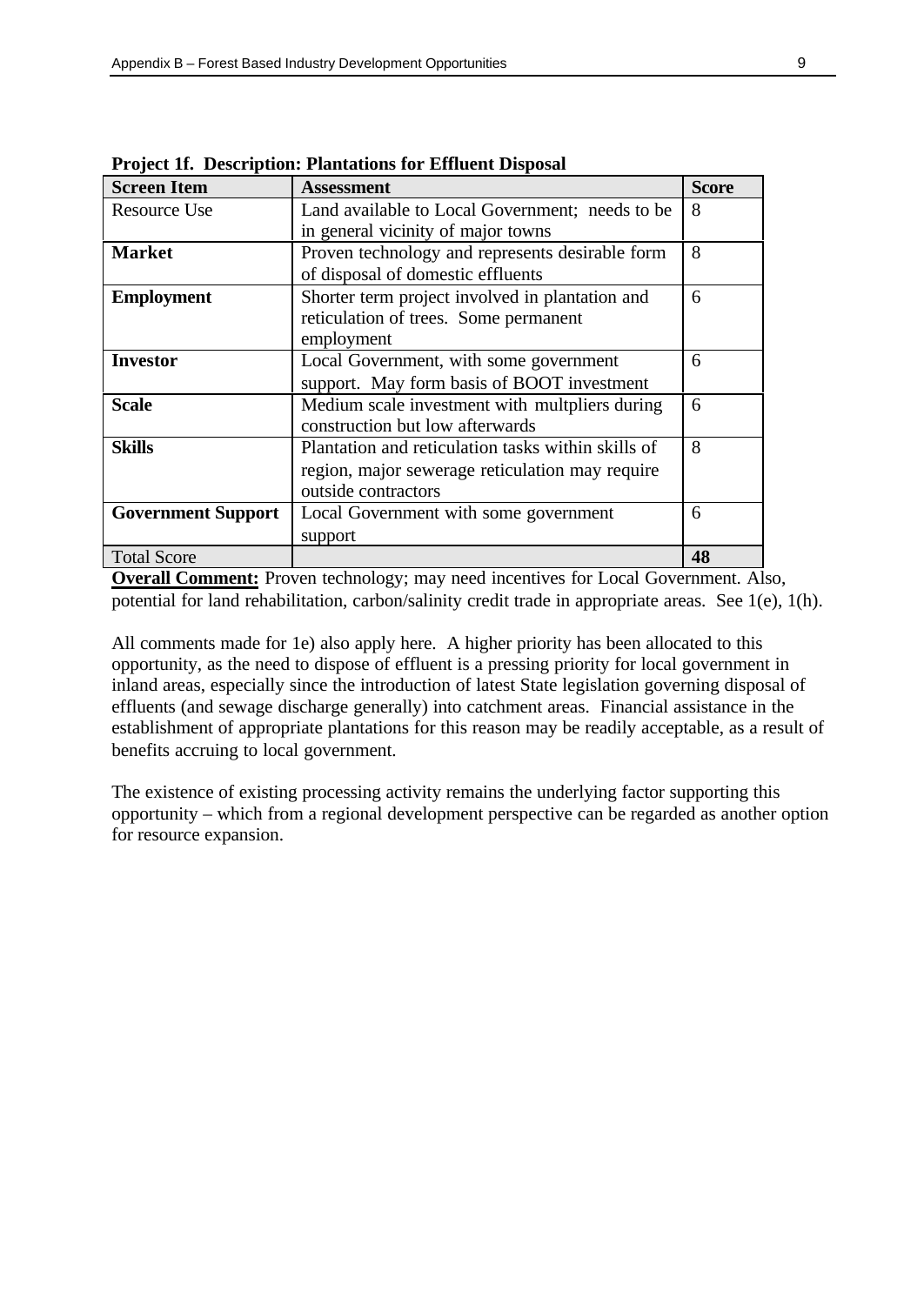**Project 1f. Description: Plantations for Effluent Disposal**

| **Screen Item** | **Assessment** | **Score** |
|---|---|---|
| Resource Use | Land available to Local Government; needs to be in general vicinity of major towns | 8 |
| **Market** | Proven technology and represents desirable form of disposal of domestic effluents | 8 |
| **Employment** | Shorter term project involved in plantation and reticulation of trees. Some permanent employment | 6 |
| **Investor** | Local Government, with some government support. May form basis of BOOT investment | 6 |
| **Scale** | Medium scale investment with multpliers during construction but low afterwards | 6 |
| **Skills** | Plantation and reticulation tasks within skills of region, major sewerage reticulation may require outside contractors | 8 |
| **Government Support** | Local Government with some government support | 6 |
| Total Score | | **48** |

**Overall Comment:** Proven technology; may need incentives for Local Government. Also, potential for land rehabilitation, carbon/salinity credit trade in appropriate areas. See 1(e), 1(h).

All comments made for 1e) also apply here. A higher priority has been allocated to this opportunity, as the need to dispose of effluent is a pressing priority for local government in inland areas, especially since the introduction of latest State legislation governing disposal of effluents (and sewage discharge generally) into catchment areas. Financial assistance in the establishment of appropriate plantations for this reason may be readily acceptable, as a result of benefits accruing to local government.

The existence of existing processing activity remains the underlying factor supporting this opportunity – which from a regional development perspective can be regarded as another option for resource expansion.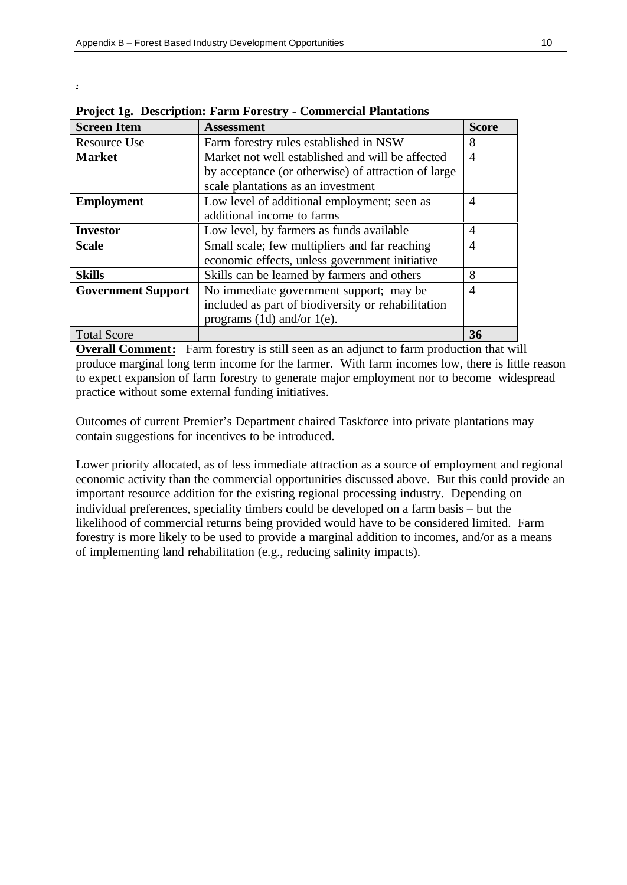*.*

**Project 1g. Description: Farm Forestry - Commercial Plantations**

| Screen Item | Assessment | Score |
|---|---|---|
| Resource Use | Farm forestry rules established in NSW | 8 |
| **Market** | Market not well established and will be affected by acceptance (or otherwise) of attraction of large scale plantations as an investment | 4 |
| **Employment** | Low level of additional employment; seen as additional income to farms | 4 |
| **Investor** | Low level, by farmers as funds available | 4 |
| **Scale** | Small scale; few multipliers and far reaching economic effects, unless government initiative | 4 |
| **Skills** | Skills can be learned by farmers and others | 8 |
| **Government Support** | No immediate government support; may be included as part of biodiversity or rehabilitation programs (1d) and/or 1(e). | 4 |
| Total Score | | **36** |

**Overall Comment:** Farm forestry is still seen as an adjunct to farm production that will produce marginal long term income for the farmer. With farm incomes low, there is little reason to expect expansion of farm forestry to generate major employment nor to become widespread practice without some external funding initiatives.

Outcomes of current Premier's Department chaired Taskforce into private plantations may contain suggestions for incentives to be introduced.

Lower priority allocated, as of less immediate attraction as a source of employment and regional economic activity than the commercial opportunities discussed above. But this could provide an important resource addition for the existing regional processing industry. Depending on individual preferences, speciality timbers could be developed on a farm basis – but the likelihood of commercial returns being provided would have to be considered limited. Farm forestry is more likely to be used to provide a marginal addition to incomes, and/or as a means of implementing land rehabilitation (e.g., reducing salinity impacts).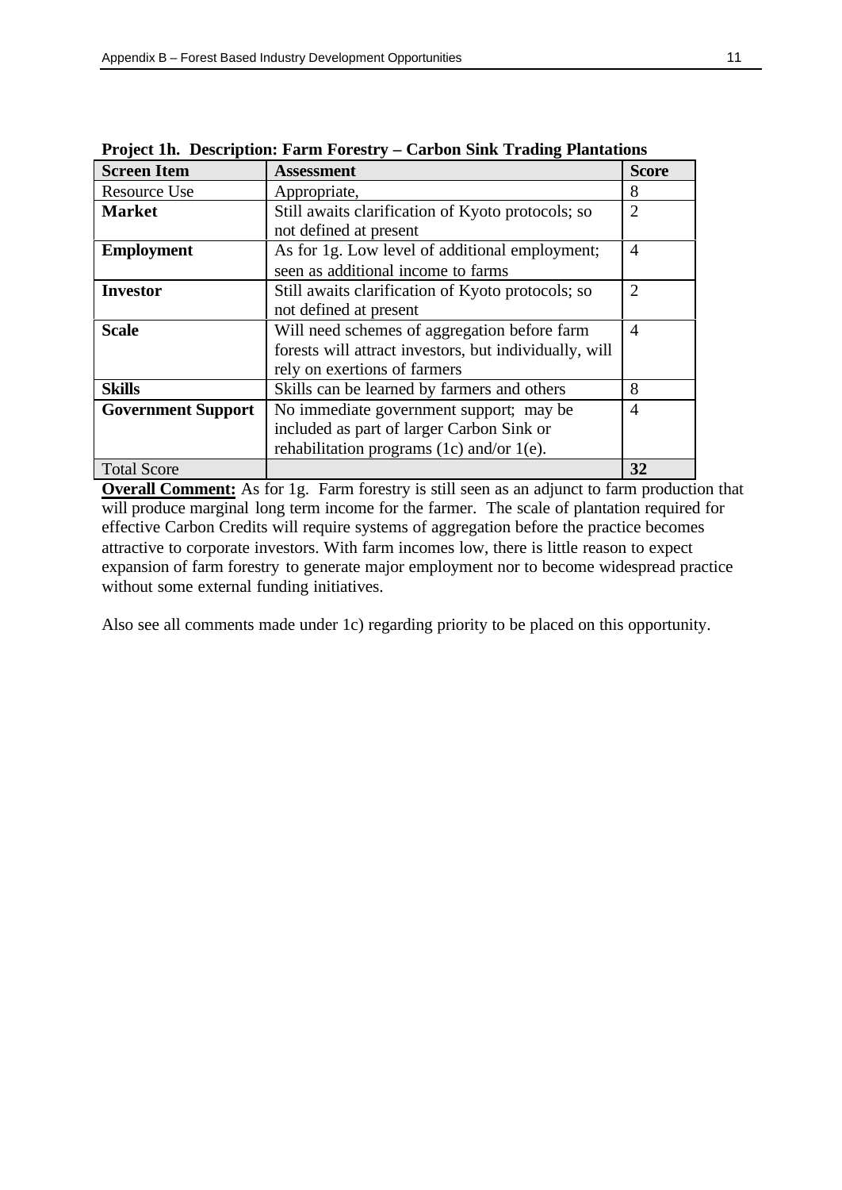**Project 1h. Description: Farm Forestry – Carbon Sink Trading Plantations**

| Screen Item | Assessment | Score |
|---|---|---|
| Resource Use | Appropriate, | 8 |
| **Market** | Still awaits clarification of Kyoto protocols; so not defined at present | 2 |
| **Employment** | As for 1g. Low level of additional employment; seen as additional income to farms | 4 |
| **Investor** | Still awaits clarification of Kyoto protocols; so not defined at present | 2 |
| **Scale** | Will need schemes of aggregation before farm forests will attract investors, but individually, will rely on exertions of farmers | 4 |
| **Skills** | Skills can be learned by farmers and others | 8 |
| **Government Support** | No immediate government support; may be included as part of larger Carbon Sink or rehabilitation programs (1c) and/or 1(e). | 4 |
| Total Score | | **32** |

**Overall Comment:** As for 1g. Farm forestry is still seen as an adjunct to farm production that will produce marginal long term income for the farmer. The scale of plantation required for effective Carbon Credits will require systems of aggregation before the practice becomes attractive to corporate investors. With farm incomes low, there is little reason to expect expansion of farm forestry to generate major employment nor to become widespread practice without some external funding initiatives.

Also see all comments made under 1c) regarding priority to be placed on this opportunity.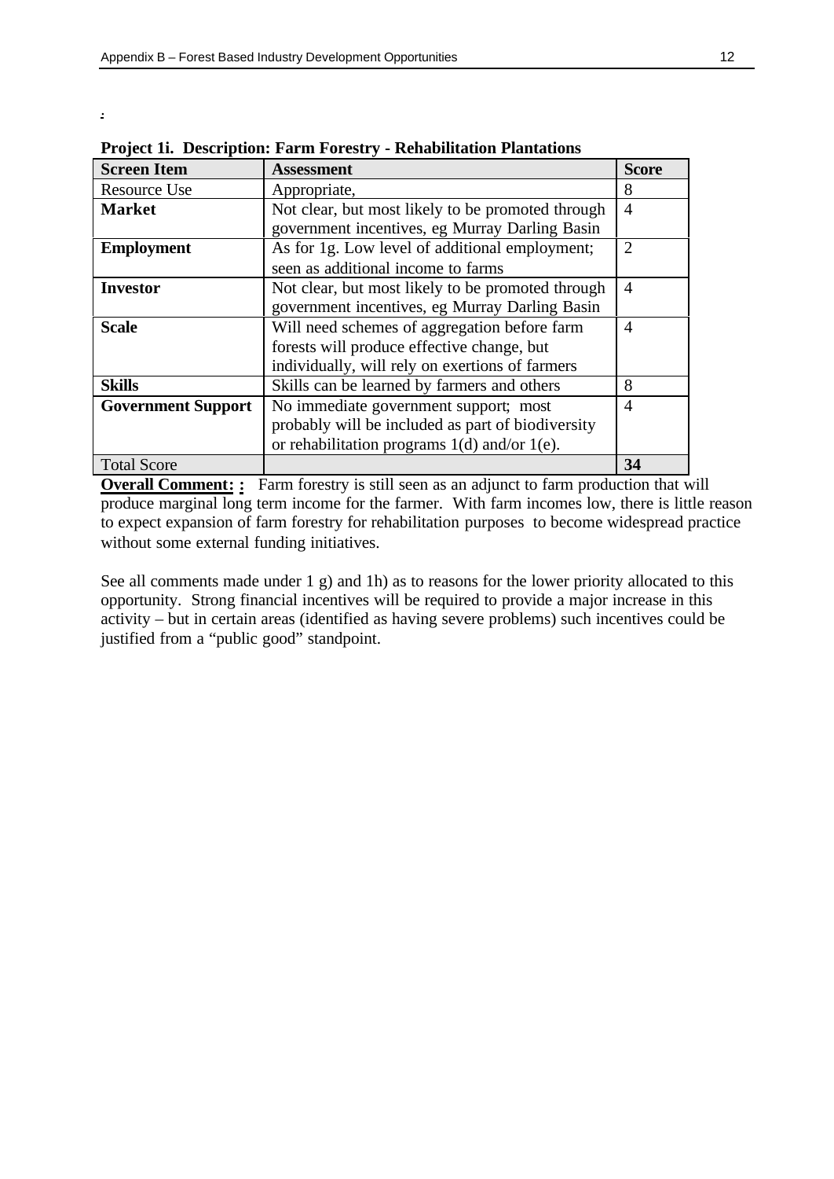:

**Project 1i. Description: Farm Forestry - Rehabilitation Plantations**

| Screen Item | Assessment | Score |
|---|---|---|
| Resource Use | Appropriate, | 8 |
| **Market** | Not clear, but most likely to be promoted through government incentives, eg Murray Darling Basin | 4 |
| **Employment** | As for 1g. Low level of additional employment; seen as additional income to farms | 2 |
| **Investor** | Not clear, but most likely to be promoted through government incentives, eg Murray Darling Basin | 4 |
| **Scale** | Will need schemes of aggregation before farm forests will produce effective change, but individually, will rely on exertions of farmers | 4 |
| **Skills** | Skills can be learned by farmers and others | 8 |
| **Government Support** | No immediate government support; most probably will be included as part of biodiversity or rehabilitation programs 1(d) and/or 1(e). | 4 |
| Total Score | | **34** |

**Overall Comment: :** Farm forestry is still seen as an adjunct to farm production that will produce marginal long term income for the farmer. With farm incomes low, there is little reason to expect expansion of farm forestry for rehabilitation purposes to become widespread practice without some external funding initiatives.

See all comments made under 1 g) and 1h) as to reasons for the lower priority allocated to this opportunity. Strong financial incentives will be required to provide a major increase in this activity – but in certain areas (identified as having severe problems) such incentives could be justified from a "public good" standpoint.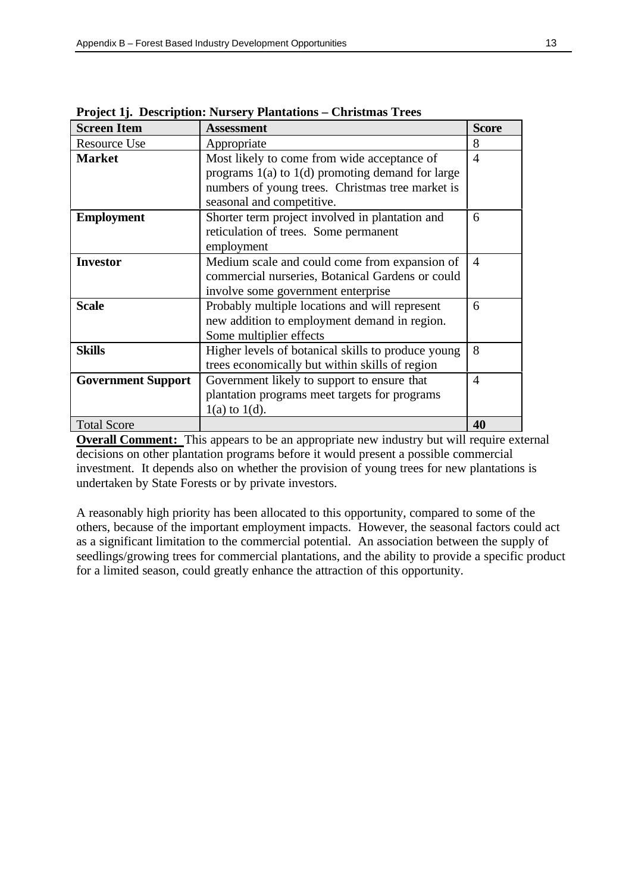**Project 1j. Description: Nursery Plantations – Christmas Trees**

| Screen Item | Assessment | Score |
|---|---|---|
| Resource Use | Appropriate | 8 |
| **Market** | Most likely to come from wide acceptance of programs 1(a) to 1(d) promoting demand for large numbers of young trees. Christmas tree market is seasonal and competitive. | 4 |
| **Employment** | Shorter term project involved in plantation and reticulation of trees. Some permanent employment | 6 |
| **Investor** | Medium scale and could come from expansion of commercial nurseries, Botanical Gardens or could involve some government enterprise | 4 |
| **Scale** | Probably multiple locations and will represent new addition to employment demand in region. Some multiplier effects | 6 |
| **Skills** | Higher levels of botanical skills to produce young trees economically but within skills of region | 8 |
| **Government Support** | Government likely to support to ensure that plantation programs meet targets for programs 1(a) to 1(d). | 4 |
| Total Score | | **40** |

**Overall Comment:** This appears to be an appropriate new industry but will require external decisions on other plantation programs before it would present a possible commercial investment. It depends also on whether the provision of young trees for new plantations is undertaken by State Forests or by private investors.

A reasonably high priority has been allocated to this opportunity, compared to some of the others, because of the important employment impacts. However, the seasonal factors could act as a significant limitation to the commercial potential. An association between the supply of seedlings/growing trees for commercial plantations, and the ability to provide a specific product for a limited season, could greatly enhance the attraction of this opportunity.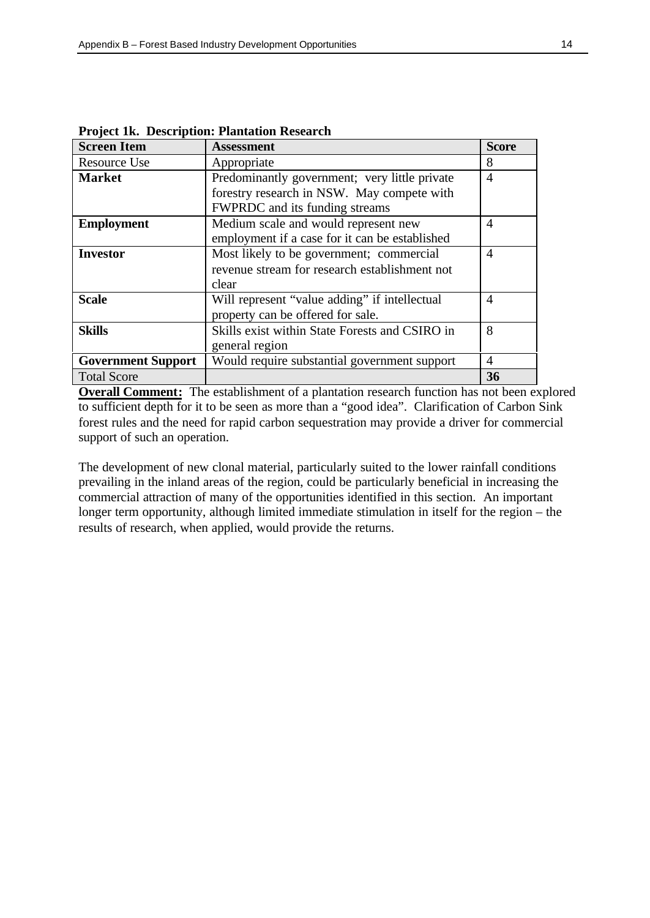**Project 1k. Description: Plantation Research**

| Screen Item | Assessment | Score |
| --- | --- | --- |
| Resource Use | Appropriate | 8 |
| **Market** | Predominantly government; very little private forestry research in NSW. May compete with FWPRDC and its funding streams | 4 |
| **Employment** | Medium scale and would represent new employment if a case for it can be established | 4 |
| **Investor** | Most likely to be government; commercial revenue stream for research establishment not clear | 4 |
| **Scale** | Will represent "value adding" if intellectual property can be offered for sale. | 4 |
| **Skills** | Skills exist within State Forests and CSIRO in general region | 8 |
| **Government Support** | Would require substantial government support | 4 |
| Total Score | | **36** |

**Overall Comment:** The establishment of a plantation research function has not been explored to sufficient depth for it to be seen as more than a "good idea". Clarification of Carbon Sink forest rules and the need for rapid carbon sequestration may provide a driver for commercial support of such an operation.

The development of new clonal material, particularly suited to the lower rainfall conditions prevailing in the inland areas of the region, could be particularly beneficial in increasing the commercial attraction of many of the opportunities identified in this section. An important longer term opportunity, although limited immediate stimulation in itself for the region – the results of research, when applied, would provide the returns.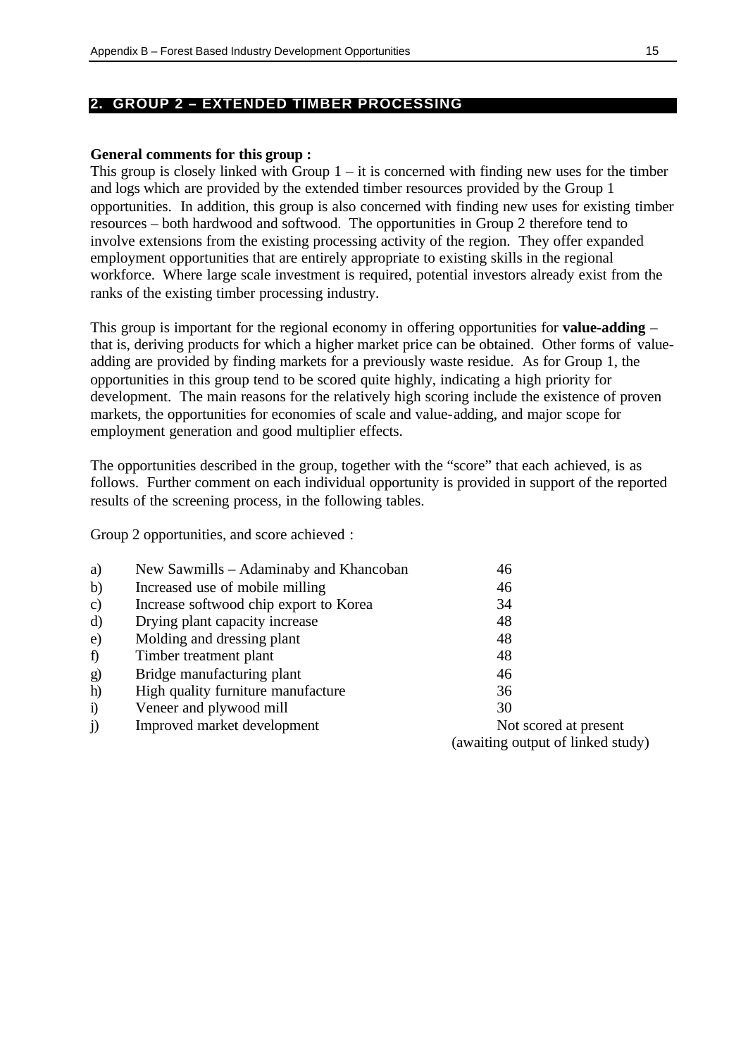## 2. GROUP 2 – EXTENDED TIMBER PROCESSING

**General comments for this group :**

This group is closely linked with Group 1 – it is concerned with finding new uses for the timber and logs which are provided by the extended timber resources provided by the Group 1 opportunities. In addition, this group is also concerned with finding new uses for existing timber resources – both hardwood and softwood. The opportunities in Group 2 therefore tend to involve extensions from the existing processing activity of the region. They offer expanded employment opportunities that are entirely appropriate to existing skills in the regional workforce. Where large scale investment is required, potential investors already exist from the ranks of the existing timber processing industry.

This group is important for the regional economy in offering opportunities for **value-adding** – that is, deriving products for which a higher market price can be obtained. Other forms of value-adding are provided by finding markets for a previously waste residue. As for Group 1, the opportunities in this group tend to be scored quite highly, indicating a high priority for development. The main reasons for the relatively high scoring include the existence of proven markets, the opportunities for economies of scale and value-adding, and major scope for employment generation and good multiplier effects.

The opportunities described in the group, together with the "score" that each achieved, is as follows. Further comment on each individual opportunity is provided in support of the reported results of the screening process, in the following tables.

Group 2 opportunities, and score achieved :

| | | |
|---|---|---|
| a) | New Sawmills – Adaminaby and Khancoban | 46 |
| b) | Increased use of mobile milling | 46 |
| c) | Increase softwood chip export to Korea | 34 |
| d) | Drying plant capacity increase | 48 |
| e) | Molding and dressing plant | 48 |
| f) | Timber treatment plant | 48 |
| g) | Bridge manufacturing plant | 46 |
| h) | High quality furniture manufacture | 36 |
| i) | Veneer and plywood mill | 30 |
| j) | Improved market development | Not scored at present (awaiting output of linked study) |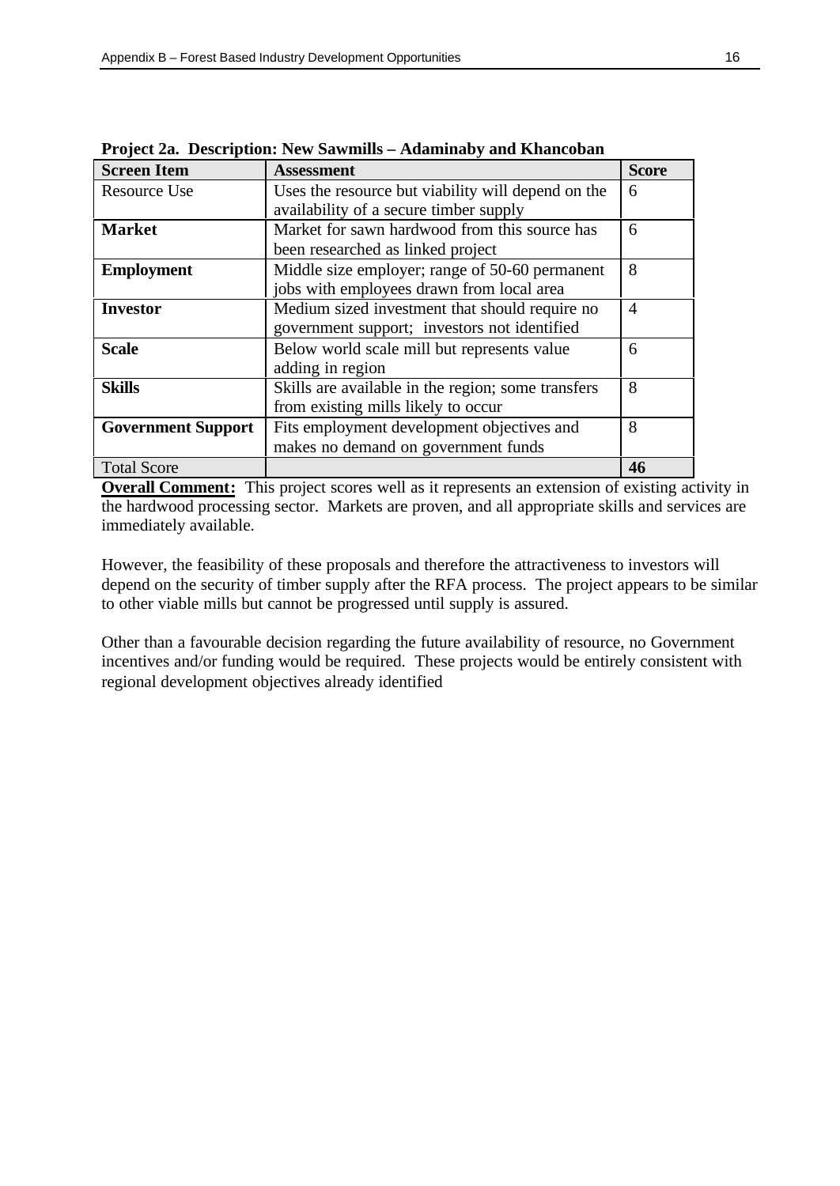**Project 2a. Description: New Sawmills – Adaminaby and Khancoban**

| Screen Item | Assessment | Score |
|---|---|---|
| Resource Use | Uses the resource but viability will depend on the availability of a secure timber supply | 6 |
| **Market** | Market for sawn hardwood from this source has been researched as linked project | 6 |
| **Employment** | Middle size employer; range of 50-60 permanent jobs with employees drawn from local area | 8 |
| **Investor** | Medium sized investment that should require no government support; investors not identified | 4 |
| **Scale** | Below world scale mill but represents value adding in region | 6 |
| **Skills** | Skills are available in the region; some transfers from existing mills likely to occur | 8 |
| **Government Support** | Fits employment development objectives and makes no demand on government funds | 8 |
| Total Score | | **46** |

**Overall Comment:** This project scores well as it represents an extension of existing activity in the hardwood processing sector. Markets are proven, and all appropriate skills and services are immediately available.

However, the feasibility of these proposals and therefore the attractiveness to investors will depend on the security of timber supply after the RFA process. The project appears to be similar to other viable mills but cannot be progressed until supply is assured.

Other than a favourable decision regarding the future availability of resource, no Government incentives and/or funding would be required. These projects would be entirely consistent with regional development objectives already identified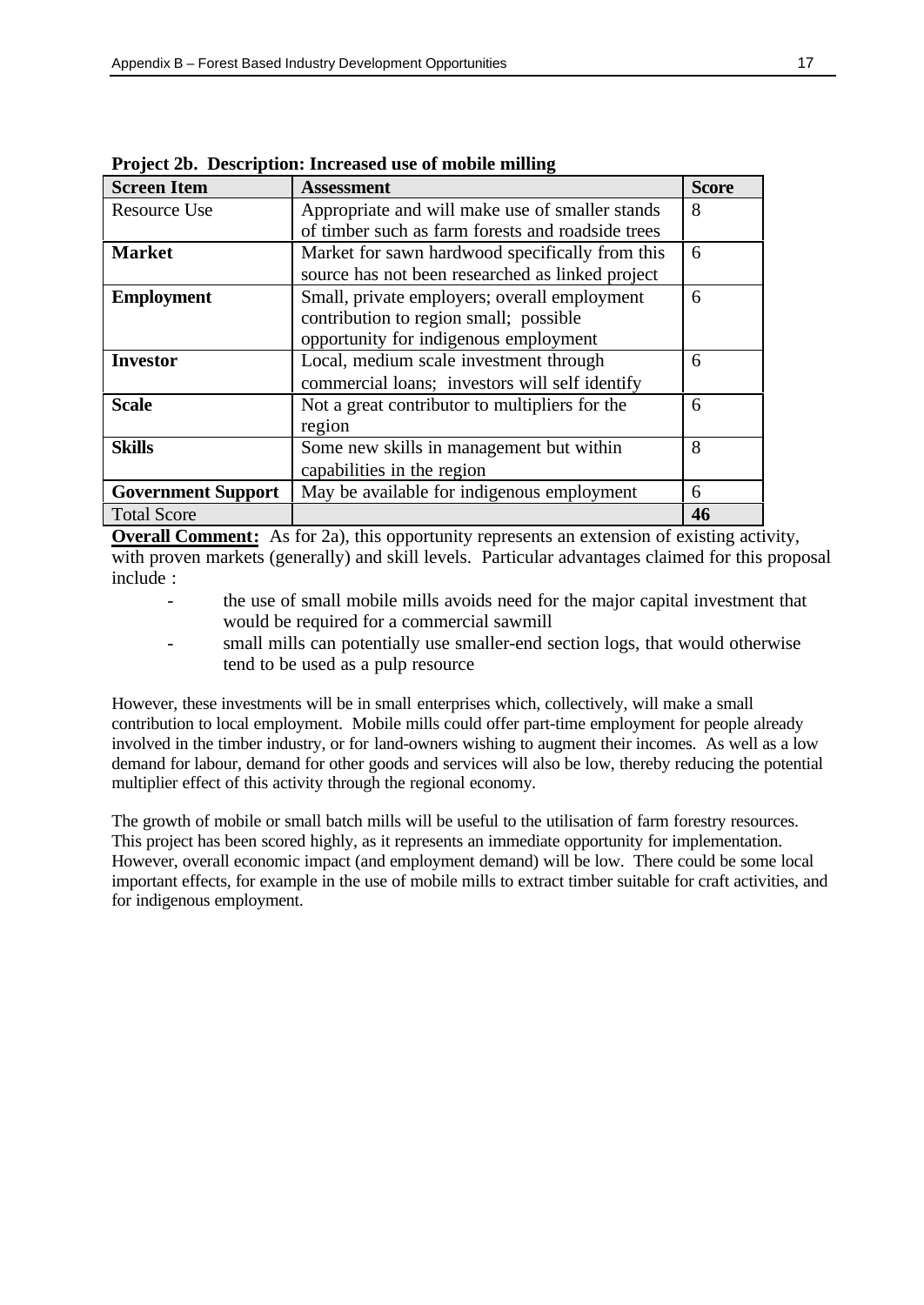**Project 2b. Description: Increased use of mobile milling**

| Screen Item | Assessment | Score |
|---|---|---|
| Resource Use | Appropriate and will make use of smaller stands of timber such as farm forests and roadside trees | 8 |
| **Market** | Market for sawn hardwood specifically from this source has not been researched as linked project | 6 |
| **Employment** | Small, private employers; overall employment contribution to region small; possible opportunity for indigenous employment | 6 |
| **Investor** | Local, medium scale investment through commercial loans; investors will self identify | 6 |
| **Scale** | Not a great contributor to multipliers for the region | 6 |
| **Skills** | Some new skills in management but within capabilities in the region | 8 |
| **Government Support** | May be available for indigenous employment | 6 |
| Total Score | | **46** |

**Overall Comment:** As for 2a), this opportunity represents an extension of existing activity, with proven markets (generally) and skill levels. Particular advantages claimed for this proposal include :

- the use of small mobile mills avoids need for the major capital investment that would be required for a commercial sawmill
- small mills can potentially use smaller-end section logs, that would otherwise tend to be used as a pulp resource

However, these investments will be in small enterprises which, collectively, will make a small contribution to local employment. Mobile mills could offer part-time employment for people already involved in the timber industry, or for land-owners wishing to augment their incomes. As well as a low demand for labour, demand for other goods and services will also be low, thereby reducing the potential multiplier effect of this activity through the regional economy.

The growth of mobile or small batch mills will be useful to the utilisation of farm forestry resources. This project has been scored highly, as it represents an immediate opportunity for implementation. However, overall economic impact (and employment demand) will be low. There could be some local important effects, for example in the use of mobile mills to extract timber suitable for craft activities, and for indigenous employment.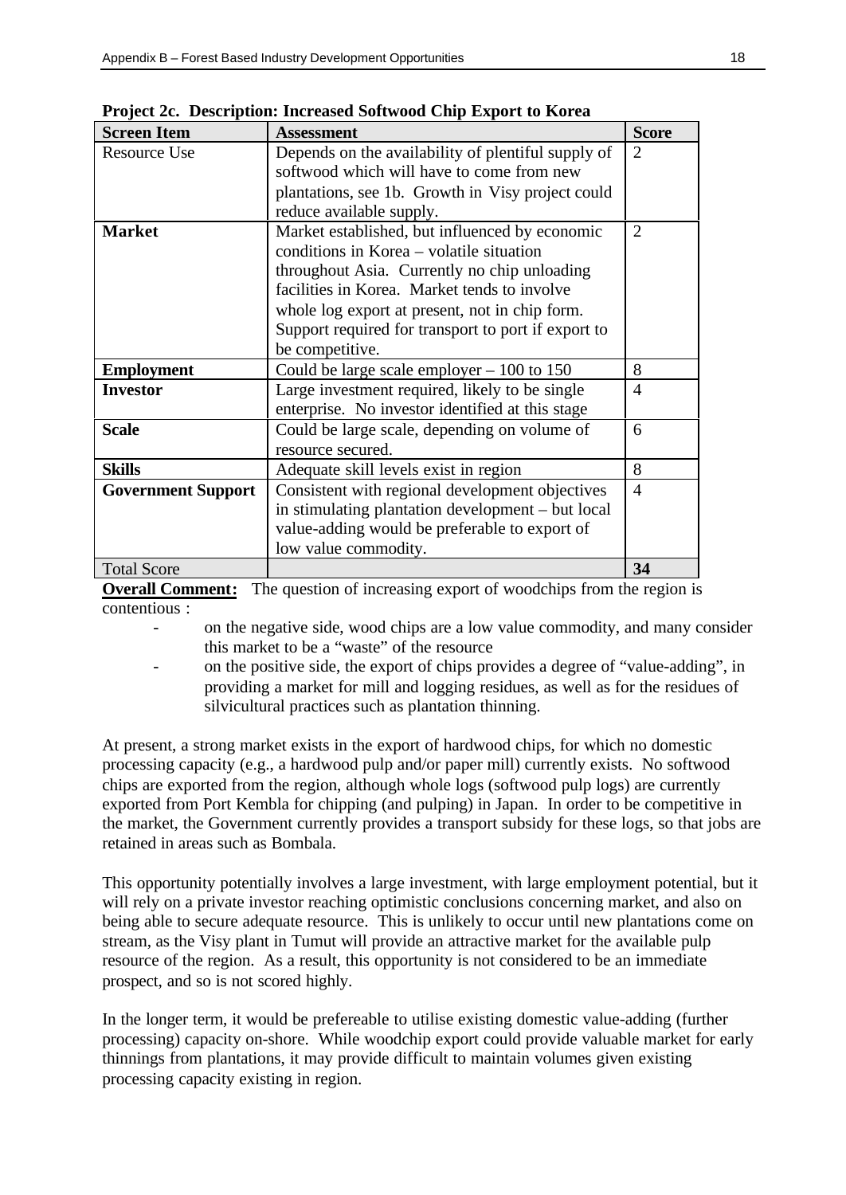**Project 2c. Description: Increased Softwood Chip Export to Korea**

| **Screen Item** | **Assessment** | **Score** |
|---|---|---|
| Resource Use | Depends on the availability of plentiful supply of softwood which will have to come from new plantations, see 1b. Growth in Visy project could reduce available supply. | 2 |
| **Market** | Market established, but influenced by economic conditions in Korea – volatile situation throughout Asia. Currently no chip unloading facilities in Korea. Market tends to involve whole log export at present, not in chip form. Support required for transport to port if export to be competitive. | 2 |
| **Employment** | Could be large scale employer – 100 to 150 | 8 |
| **Investor** | Large investment required, likely to be single enterprise. No investor identified at this stage | 4 |
| **Scale** | Could be large scale, depending on volume of resource secured. | 6 |
| **Skills** | Adequate skill levels exist in region | 8 |
| **Government Support** | Consistent with regional development objectives in stimulating plantation development – but local value-adding would be preferable to export of low value commodity. | 4 |
| Total Score | | **34** |

**Overall Comment:** The question of increasing export of woodchips from the region is contentious :

- on the negative side, wood chips are a low value commodity, and many consider this market to be a "waste" of the resource
- on the positive side, the export of chips provides a degree of "value-adding", in providing a market for mill and logging residues, as well as for the residues of silvicultural practices such as plantation thinning.

At present, a strong market exists in the export of hardwood chips, for which no domestic processing capacity (e.g., a hardwood pulp and/or paper mill) currently exists. No softwood chips are exported from the region, although whole logs (softwood pulp logs) are currently exported from Port Kembla for chipping (and pulping) in Japan. In order to be competitive in the market, the Government currently provides a transport subsidy for these logs, so that jobs are retained in areas such as Bombala.

This opportunity potentially involves a large investment, with large employment potential, but it will rely on a private investor reaching optimistic conclusions concerning market, and also on being able to secure adequate resource. This is unlikely to occur until new plantations come on stream, as the Visy plant in Tumut will provide an attractive market for the available pulp resource of the region. As a result, this opportunity is not considered to be an immediate prospect, and so is not scored highly.

In the longer term, it would be prefereable to utilise existing domestic value-adding (further processing) capacity on-shore. While woodchip export could provide valuable market for early thinnings from plantations, it may provide difficult to maintain volumes given existing processing capacity existing in region.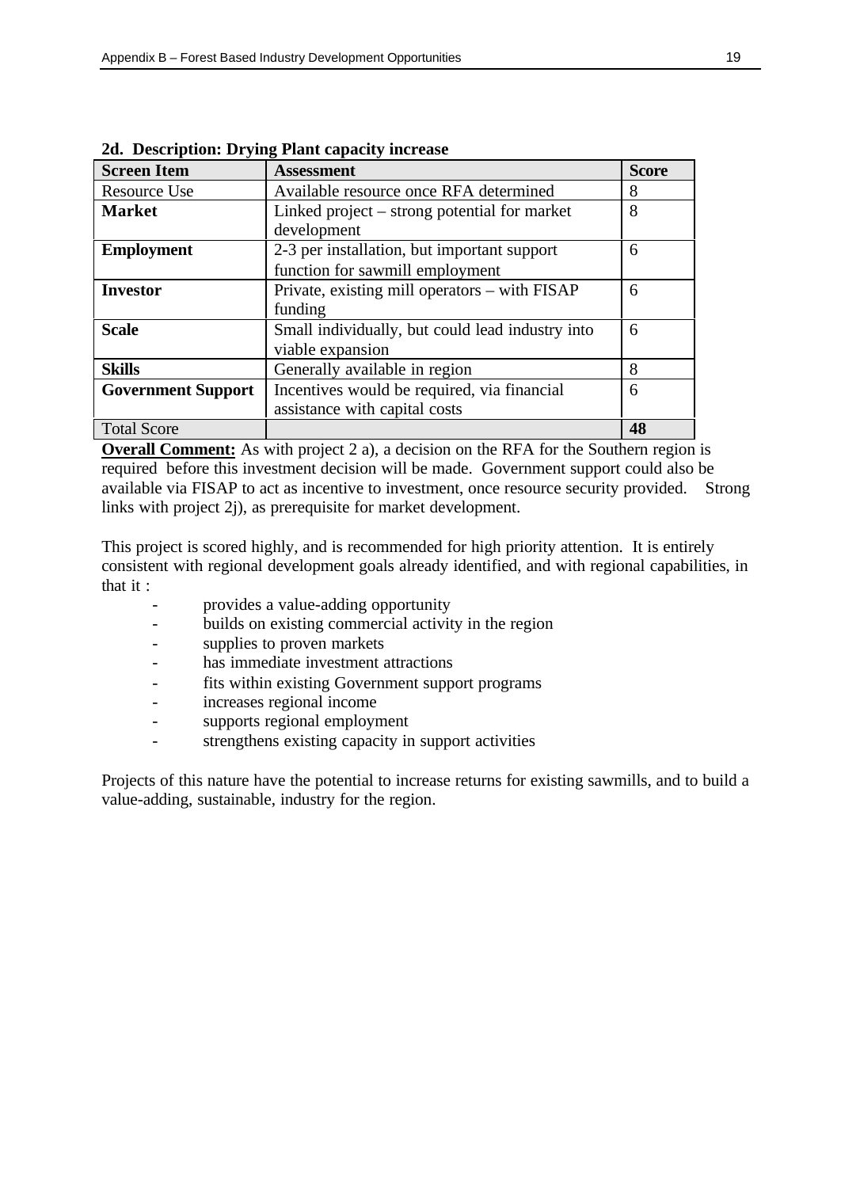**2d. Description: Drying Plant capacity increase**

| Screen Item | Assessment | Score |
|---|---|---|
| Resource Use | Available resource once RFA determined | 8 |
| **Market** | Linked project – strong potential for market development | 8 |
| **Employment** | 2-3 per installation, but important support function for sawmill employment | 6 |
| **Investor** | Private, existing mill operators – with FISAP funding | 6 |
| **Scale** | Small individually, but could lead industry into viable expansion | 6 |
| **Skills** | Generally available in region | 8 |
| **Government Support** | Incentives would be required, via financial assistance with capital costs | 6 |
| Total Score | | **48** |

**Overall Comment:** As with project 2 a), a decision on the RFA for the Southern region is required before this investment decision will be made. Government support could also be available via FISAP to act as incentive to investment, once resource security provided. Strong links with project 2j), as prerequisite for market development.

This project is scored highly, and is recommended for high priority attention. It is entirely consistent with regional development goals already identified, and with regional capabilities, in that it :

- provides a value-adding opportunity
- builds on existing commercial activity in the region
- supplies to proven markets
- has immediate investment attractions
- fits within existing Government support programs
- increases regional income
- supports regional employment
- strengthens existing capacity in support activities

Projects of this nature have the potential to increase returns for existing sawmills, and to build a value-adding, sustainable, industry for the region.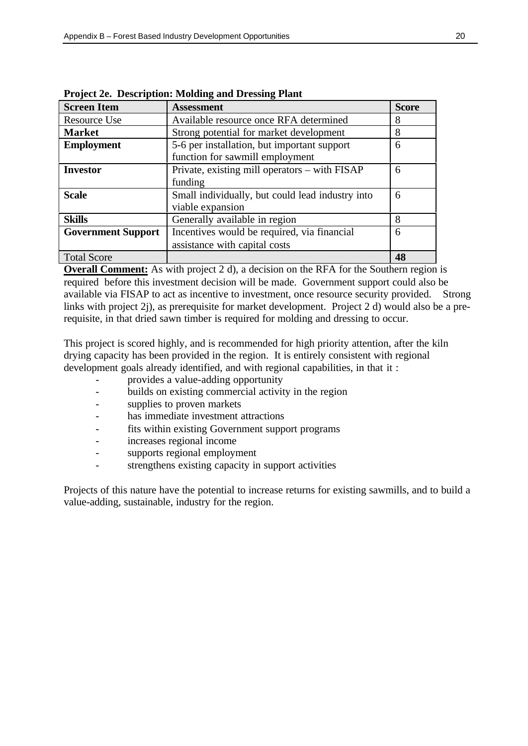**Project 2e. Description: Molding and Dressing Plant**

| Screen Item | Assessment | Score |
|---|---|---|
| Resource Use | Available resource once RFA determined | 8 |
| **Market** | Strong potential for market development | 8 |
| **Employment** | 5-6 per installation, but important support function for sawmill employment | 6 |
| **Investor** | Private, existing mill operators – with FISAP funding | 6 |
| **Scale** | Small individually, but could lead industry into viable expansion | 6 |
| **Skills** | Generally available in region | 8 |
| **Government Support** | Incentives would be required, via financial assistance with capital costs | 6 |
| Total Score | | **48** |

**Overall Comment:** As with project 2 d), a decision on the RFA for the Southern region is required before this investment decision will be made. Government support could also be available via FISAP to act as incentive to investment, once resource security provided. Strong links with project 2j), as prerequisite for market development. Project 2 d) would also be a pre-requisite, in that dried sawn timber is required for molding and dressing to occur.

This project is scored highly, and is recommended for high priority attention, after the kiln drying capacity has been provided in the region. It is entirely consistent with regional development goals already identified, and with regional capabilities, in that it :

- provides a value-adding opportunity
- builds on existing commercial activity in the region
- supplies to proven markets
- has immediate investment attractions
- fits within existing Government support programs
- increases regional income
- supports regional employment
- strengthens existing capacity in support activities

Projects of this nature have the potential to increase returns for existing sawmills, and to build a value-adding, sustainable, industry for the region.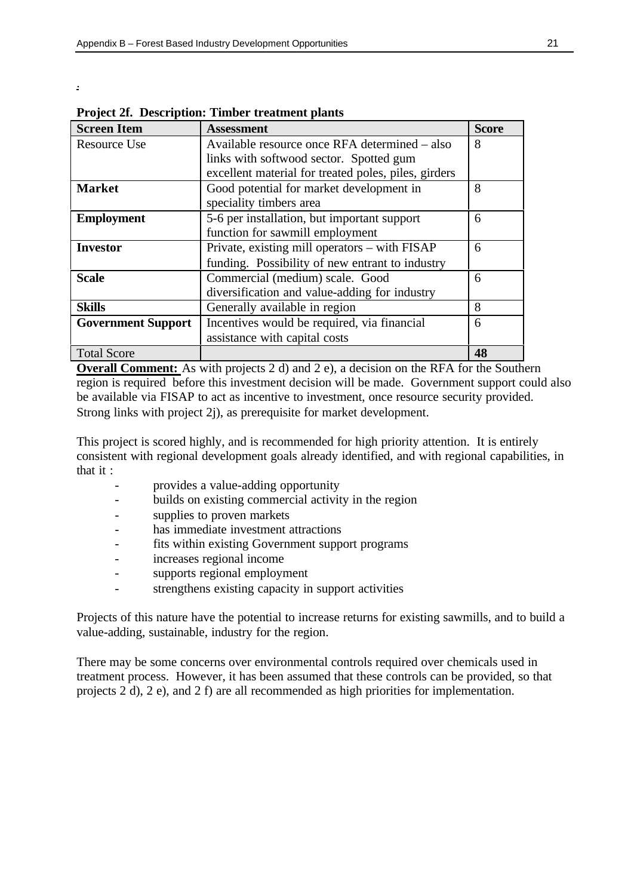:

**Project 2f. Description: Timber treatment plants**

| Screen Item | Assessment | Score |
|---|---|---|
| Resource Use | Available resource once RFA determined – also links with softwood sector. Spotted gum excellent material for treated poles, piles, girders | 8 |
| **Market** | Good potential for market development in speciality timbers area | 8 |
| **Employment** | 5-6 per installation, but important support function for sawmill employment | 6 |
| **Investor** | Private, existing mill operators – with FISAP funding. Possibility of new entrant to industry | 6 |
| **Scale** | Commercial (medium) scale. Good diversification and value-adding for industry | 6 |
| **Skills** | Generally available in region | 8 |
| **Government Support** | Incentives would be required, via financial assistance with capital costs | 6 |
| Total Score | | **48** |

**Overall Comment:** As with projects 2 d) and 2 e), a decision on the RFA for the Southern region is required before this investment decision will be made. Government support could also be available via FISAP to act as incentive to investment, once resource security provided. Strong links with project 2j), as prerequisite for market development.

This project is scored highly, and is recommended for high priority attention. It is entirely consistent with regional development goals already identified, and with regional capabilities, in that it :

- provides a value-adding opportunity
- builds on existing commercial activity in the region
- supplies to proven markets
- has immediate investment attractions
- fits within existing Government support programs
- increases regional income
- supports regional employment
- strengthens existing capacity in support activities

Projects of this nature have the potential to increase returns for existing sawmills, and to build a value-adding, sustainable, industry for the region.

There may be some concerns over environmental controls required over chemicals used in treatment process. However, it has been assumed that these controls can be provided, so that projects 2 d), 2 e), and 2 f) are all recommended as high priorities for implementation.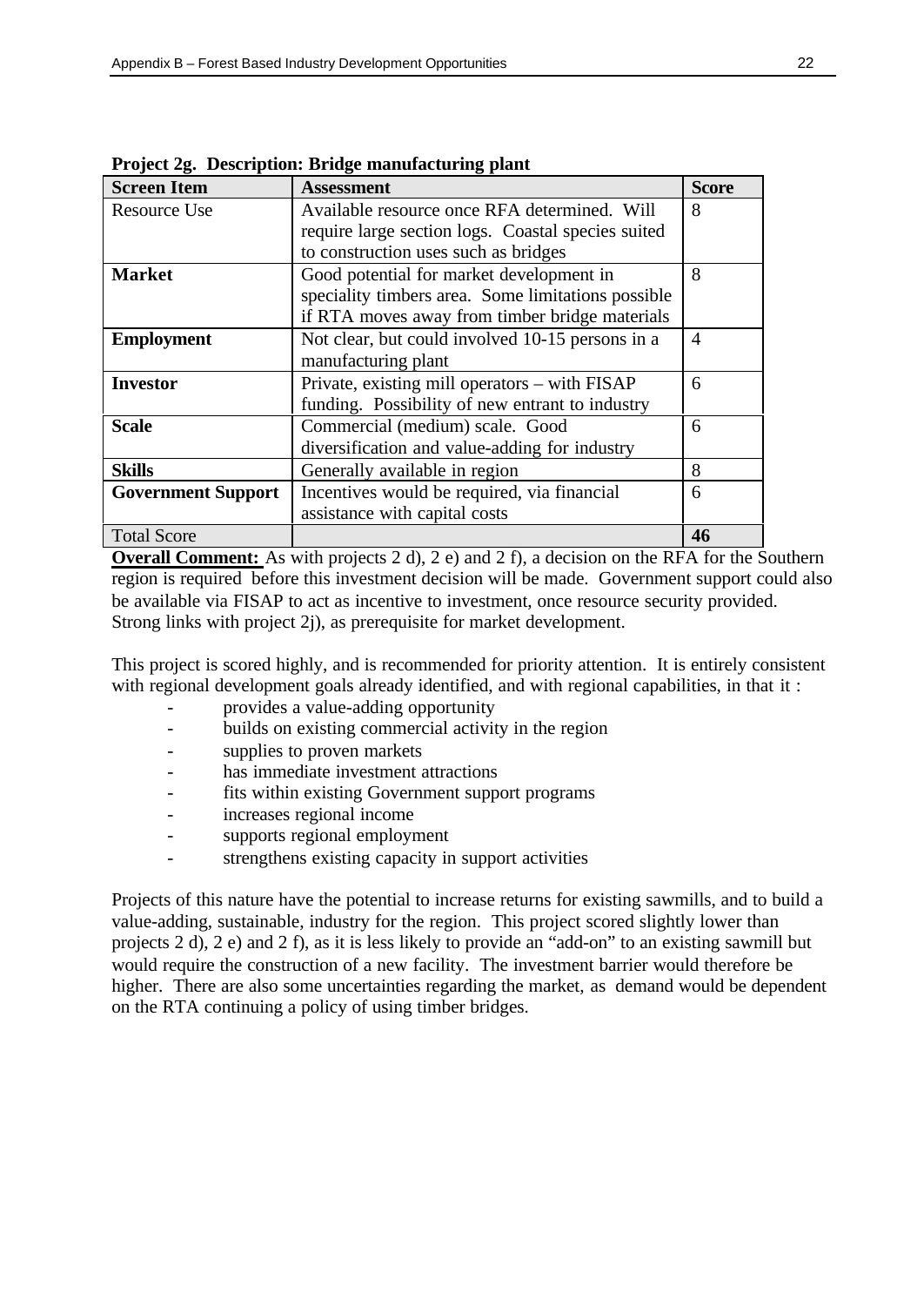**Project 2g. Description: Bridge manufacturing plant**

| Screen Item | Assessment | Score |
|---|---|---|
| Resource Use | Available resource once RFA determined. Will require large section logs. Coastal species suited to construction uses such as bridges | 8 |
| **Market** | Good potential for market development in speciality timbers area. Some limitations possible if RTA moves away from timber bridge materials | 8 |
| **Employment** | Not clear, but could involved 10-15 persons in a manufacturing plant | 4 |
| **Investor** | Private, existing mill operators – with FISAP funding. Possibility of new entrant to industry | 6 |
| **Scale** | Commercial (medium) scale. Good diversification and value-adding for industry | 6 |
| **Skills** | Generally available in region | 8 |
| **Government Support** | Incentives would be required, via financial assistance with capital costs | 6 |
| Total Score | | **46** |

**Overall Comment:** As with projects 2 d), 2 e) and 2 f), a decision on the RFA for the Southern region is required before this investment decision will be made. Government support could also be available via FISAP to act as incentive to investment, once resource security provided. Strong links with project 2j), as prerequisite for market development.

This project is scored highly, and is recommended for priority attention. It is entirely consistent with regional development goals already identified, and with regional capabilities, in that it :

- provides a value-adding opportunity
- builds on existing commercial activity in the region
- supplies to proven markets
- has immediate investment attractions
- fits within existing Government support programs
- increases regional income
- supports regional employment
- strengthens existing capacity in support activities

Projects of this nature have the potential to increase returns for existing sawmills, and to build a value-adding, sustainable, industry for the region. This project scored slightly lower than projects 2 d), 2 e) and 2 f), as it is less likely to provide an "add-on" to an existing sawmill but would require the construction of a new facility. The investment barrier would therefore be higher. There are also some uncertainties regarding the market, as demand would be dependent on the RTA continuing a policy of using timber bridges.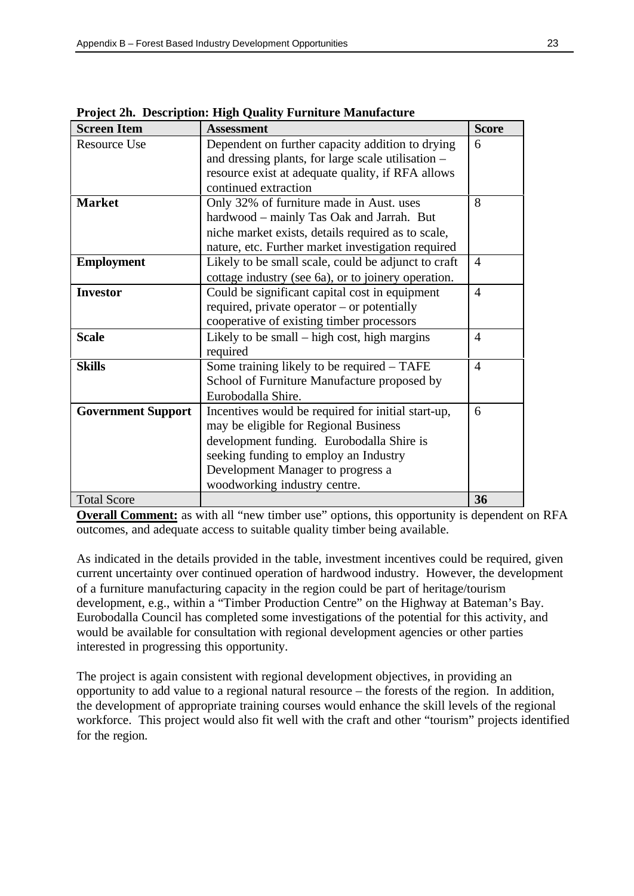**Project 2h. Description: High Quality Furniture Manufacture**

| Screen Item | Assessment | Score |
|---|---|---|
| Resource Use | Dependent on further capacity addition to drying and dressing plants, for large scale utilisation – resource exist at adequate quality, if RFA allows continued extraction | 6 |
| **Market** | Only 32% of furniture made in Aust. uses hardwood – mainly Tas Oak and Jarrah. But niche market exists, details required as to scale, nature, etc. Further market investigation required | 8 |
| **Employment** | Likely to be small scale, could be adjunct to craft cottage industry (see 6a), or to joinery operation. | 4 |
| **Investor** | Could be significant capital cost in equipment required, private operator – or potentially cooperative of existing timber processors | 4 |
| **Scale** | Likely to be small – high cost, high margins required | 4 |
| **Skills** | Some training likely to be required – TAFE School of Furniture Manufacture proposed by Eurobodalla Shire. | 4 |
| **Government Support** | Incentives would be required for initial start-up, may be eligible for Regional Business development funding. Eurobodalla Shire is seeking funding to employ an Industry Development Manager to progress a woodworking industry centre. | 6 |
| Total Score | | **36** |

**Overall Comment:** as with all "new timber use" options, this opportunity is dependent on RFA outcomes, and adequate access to suitable quality timber being available.

As indicated in the details provided in the table, investment incentives could be required, given current uncertainty over continued operation of hardwood industry. However, the development of a furniture manufacturing capacity in the region could be part of heritage/tourism development, e.g., within a "Timber Production Centre" on the Highway at Bateman's Bay. Eurobodalla Council has completed some investigations of the potential for this activity, and would be available for consultation with regional development agencies or other parties interested in progressing this opportunity.

The project is again consistent with regional development objectives, in providing an opportunity to add value to a regional natural resource – the forests of the region. In addition, the development of appropriate training courses would enhance the skill levels of the regional workforce. This project would also fit well with the craft and other "tourism" projects identified for the region.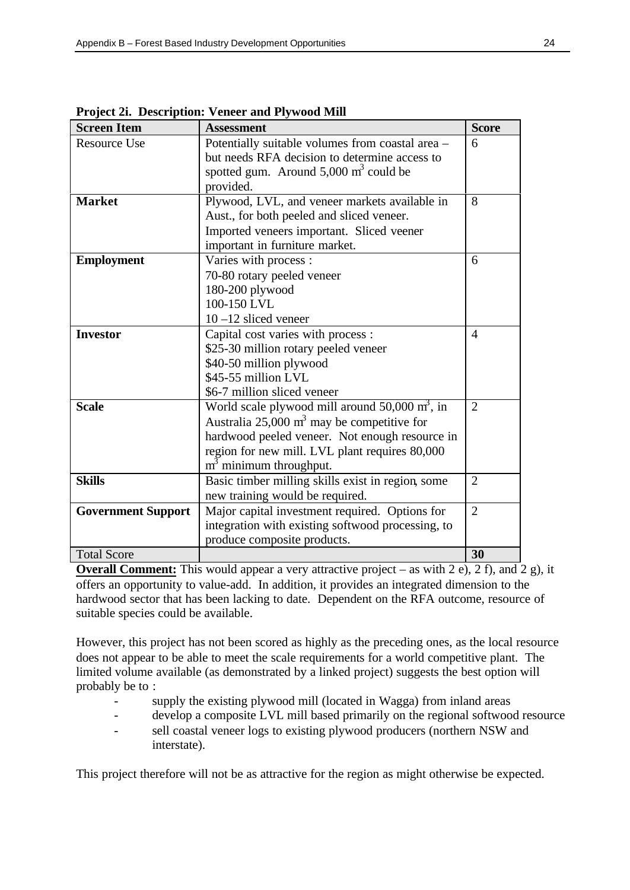**Project 2i. Description: Veneer and Plywood Mill**

| Screen Item | Assessment | Score |
|---|---|---|
| Resource Use | Potentially suitable volumes from coastal area – but needs RFA decision to determine access to spotted gum. Around 5,000 $m^3$ could be provided. | 6 |
| **Market** | Plywood, LVL, and veneer markets available in Aust., for both peeled and sliced veneer.<br>Imported veneers important. Sliced veener important in furniture market. | 8 |
| **Employment** | Varies with process :<br>70-80 rotary peeled veneer<br>180-200 plywood<br>100-150 LVL<br>10 –12 sliced veneer | 6 |
| **Investor** | Capital cost varies with process :<br>\$25-30 million rotary peeled veneer<br>\$40-50 million plywood<br>\$45-55 million LVL<br>\$6-7 million sliced veneer | 4 |
| **Scale** | World scale plywood mill around 50,000 $m^3$, in Australia 25,000 $m^3$ may be competitive for hardwood peeled veneer. Not enough resource in region for new mill. LVL plant requires 80,000 $m^3$ minimum throughput. | 2 |
| **Skills** | Basic timber milling skills exist in region, some new training would be required. | 2 |
| **Government Support** | Major capital investment required. Options for integration with existing softwood processing, to produce composite products. | 2 |
| Total Score | | **30** |

**Overall Comment:** This would appear a very attractive project – as with 2 e), 2 f), and 2 g), it offers an opportunity to value-add. In addition, it provides an integrated dimension to the hardwood sector that has been lacking to date. Dependent on the RFA outcome, resource of suitable species could be available.

However, this project has not been scored as highly as the preceding ones, as the local resource does not appear to be able to meet the scale requirements for a world competitive plant. The limited volume available (as demonstrated by a linked project) suggests the best option will probably be to :

- supply the existing plywood mill (located in Wagga) from inland areas
- develop a composite LVL mill based primarily on the regional softwood resource
- sell coastal veneer logs to existing plywood producers (northern NSW and interstate).

This project therefore will not be as attractive for the region as might otherwise be expected.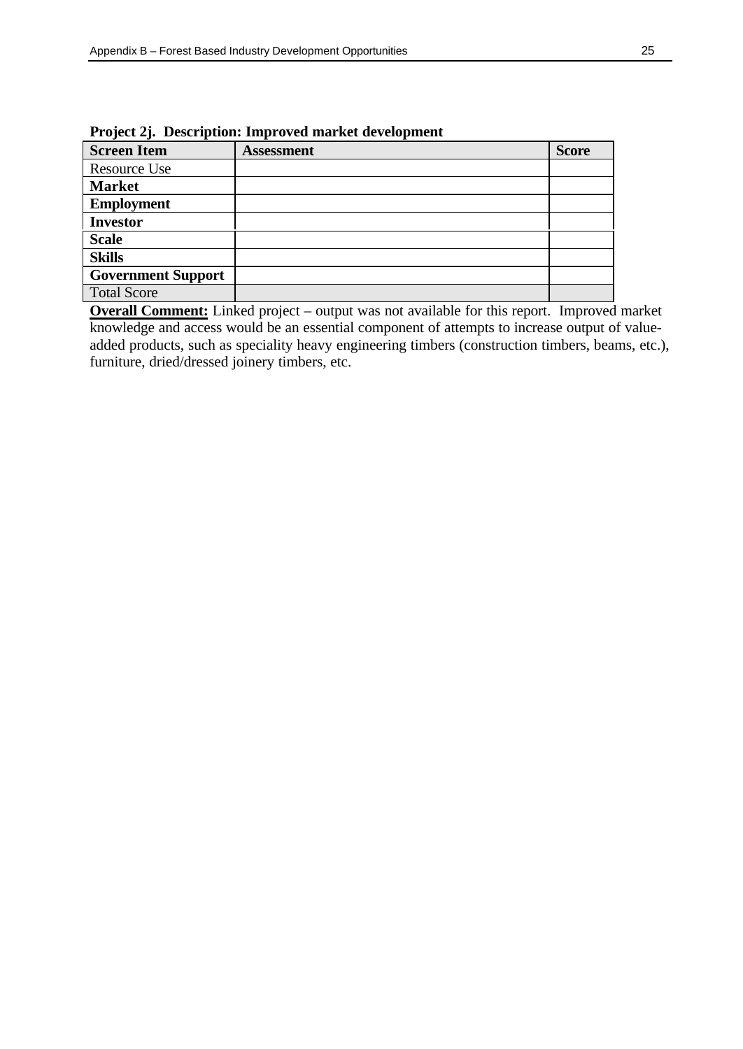**Project 2j. Description: Improved market development**

| **Screen Item** | **Assessment** | **Score** |
|---|---|---|
| Resource Use | | |
| **Market** | | |
| **Employment** | | |
| **Investor** | | |
| **Scale** | | |
| **Skills** | | |
| **Government Support** | | |
| Total Score | | |

**Overall Comment:** Linked project – output was not available for this report. Improved market knowledge and access would be an essential component of attempts to increase output of value-added products, such as speciality heavy engineering timbers (construction timbers, beams, etc.), furniture, dried/dressed joinery timbers, etc.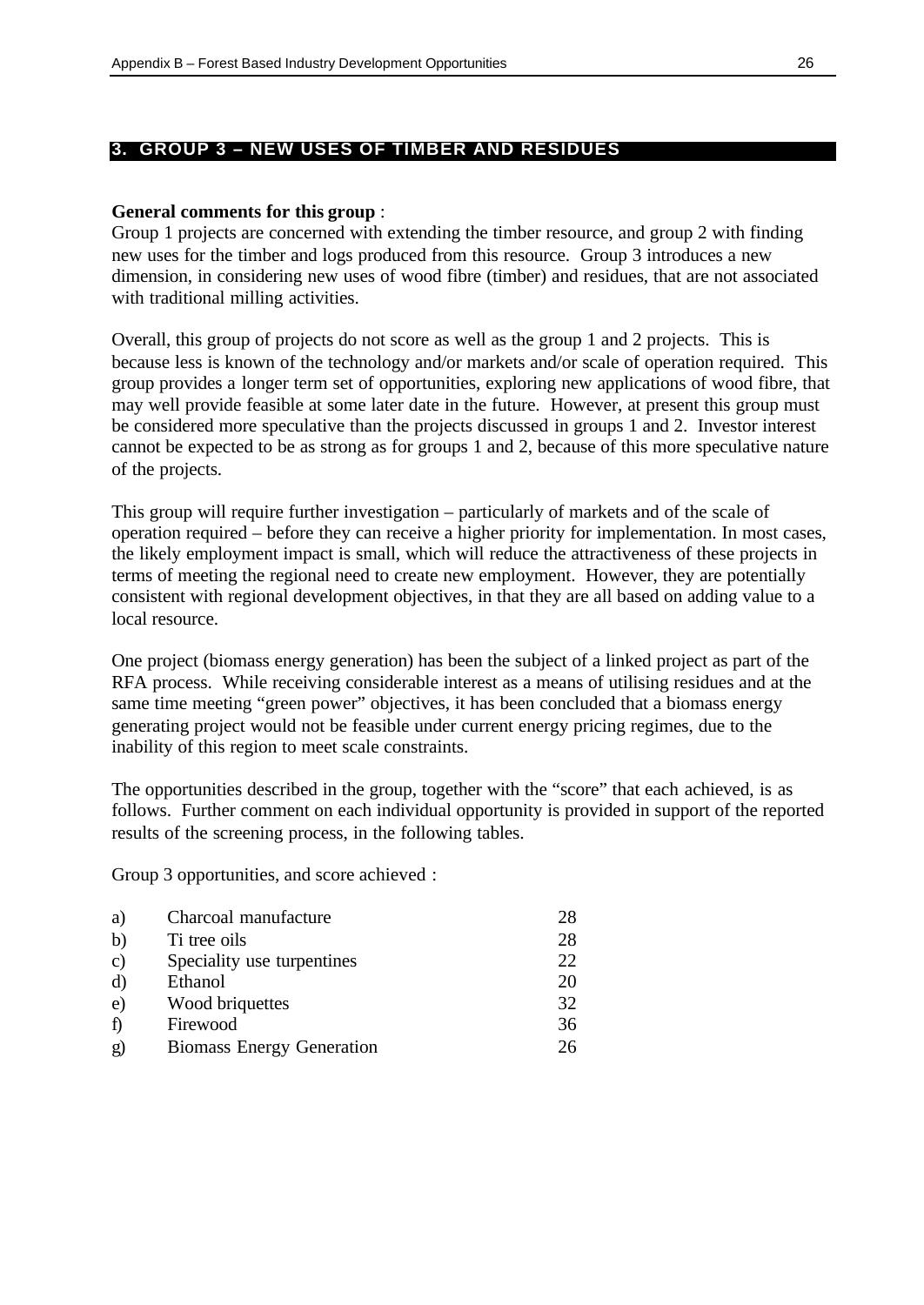## 3. GROUP 3 – NEW USES OF TIMBER AND RESIDUES

**General comments for this group** :
Group 1 projects are concerned with extending the timber resource, and group 2 with finding new uses for the timber and logs produced from this resource. Group 3 introduces a new dimension, in considering new uses of wood fibre (timber) and residues, that are not associated with traditional milling activities.

Overall, this group of projects do not score as well as the group 1 and 2 projects. This is because less is known of the technology and/or markets and/or scale of operation required. This group provides a longer term set of opportunities, exploring new applications of wood fibre, that may well provide feasible at some later date in the future. However, at present this group must be considered more speculative than the projects discussed in groups 1 and 2. Investor interest cannot be expected to be as strong as for groups 1 and 2, because of this more speculative nature of the projects.

This group will require further investigation – particularly of markets and of the scale of operation required – before they can receive a higher priority for implementation. In most cases, the likely employment impact is small, which will reduce the attractiveness of these projects in terms of meeting the regional need to create new employment. However, they are potentially consistent with regional development objectives, in that they are all based on adding value to a local resource.

One project (biomass energy generation) has been the subject of a linked project as part of the RFA process. While receiving considerable interest as a means of utilising residues and at the same time meeting “green power” objectives, it has been concluded that a biomass energy generating project would not be feasible under current energy pricing regimes, due to the inability of this region to meet scale constraints.

The opportunities described in the group, together with the “score” that each achieved, is as follows. Further comment on each individual opportunity is provided in support of the reported results of the screening process, in the following tables.

Group 3 opportunities, and score achieved :

| | | |
|---|---|---|
| a) | Charcoal manufacture | 28 |
| b) | Ti tree oils | 28 |
| c) | Speciality use turpentines | 22 |
| d) | Ethanol | 20 |
| e) | Wood briquettes | 32 |
| f) | Firewood | 36 |
| g) | Biomass Energy Generation | 26 |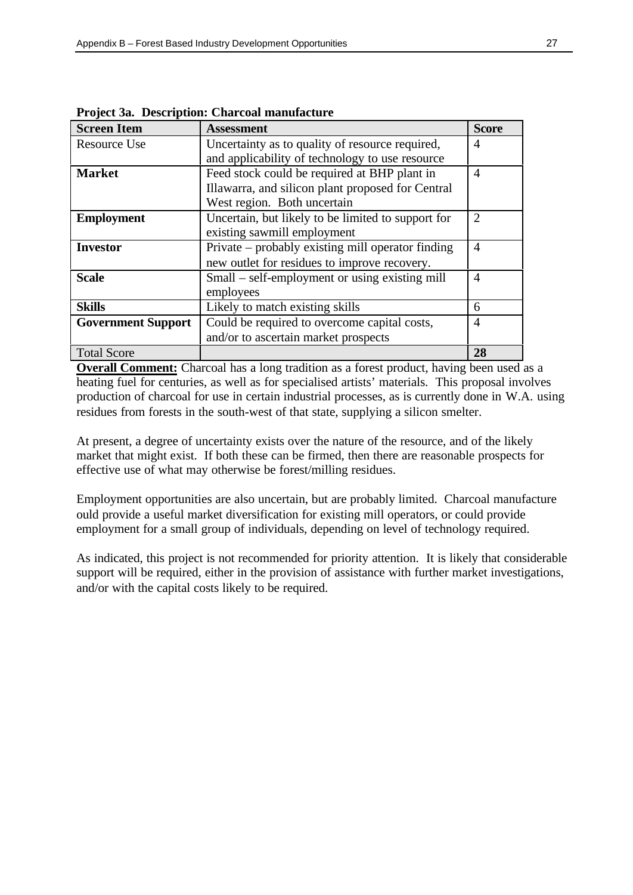**Project 3a. Description: Charcoal manufacture**

| Screen Item | Assessment | Score |
|---|---|---|
| Resource Use | Uncertainty as to quality of resource required, and applicability of technology to use resource | 4 |
| **Market** | Feed stock could be required at BHP plant in Illawarra, and silicon plant proposed for Central West region. Both uncertain | 4 |
| **Employment** | Uncertain, but likely to be limited to support for existing sawmill employment | 2 |
| **Investor** | Private – probably existing mill operator finding new outlet for residues to improve recovery. | 4 |
| **Scale** | Small – self-employment or using existing mill employees | 4 |
| **Skills** | Likely to match existing skills | 6 |
| **Government Support** | Could be required to overcome capital costs, and/or to ascertain market prospects | 4 |
| Total Score | | **28** |

**Overall Comment:** Charcoal has a long tradition as a forest product, having been used as a heating fuel for centuries, as well as for specialised artists' materials. This proposal involves production of charcoal for use in certain industrial processes, as is currently done in W.A. using residues from forests in the south-west of that state, supplying a silicon smelter.

At present, a degree of uncertainty exists over the nature of the resource, and of the likely market that might exist. If both these can be firmed, then there are reasonable prospects for effective use of what may otherwise be forest/milling residues.

Employment opportunities are also uncertain, but are probably limited. Charcoal manufacture ould provide a useful market diversification for existing mill operators, or could provide employment for a small group of individuals, depending on level of technology required.

As indicated, this project is not recommended for priority attention. It is likely that considerable support will be required, either in the provision of assistance with further market investigations, and/or with the capital costs likely to be required.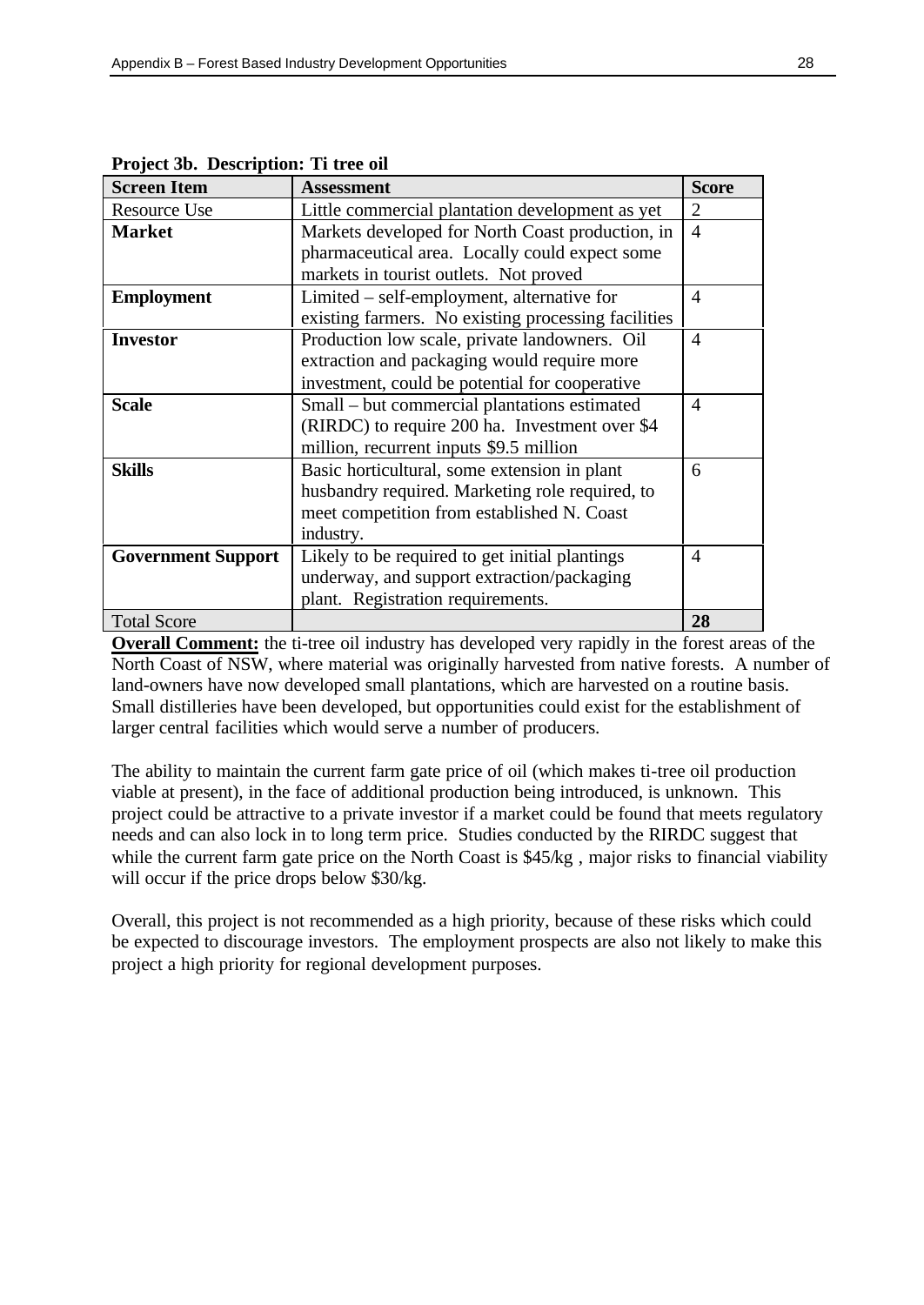**Project 3b. Description: Ti tree oil**

| Screen Item | Assessment | Score |
|---|---|---|
| Resource Use | Little commercial plantation development as yet | 2 |
| **Market** | Markets developed for North Coast production, in pharmaceutical area. Locally could expect some markets in tourist outlets. Not proved | 4 |
| **Employment** | Limited – self-employment, alternative for existing farmers. No existing processing facilities | 4 |
| **Investor** | Production low scale, private landowners. Oil extraction and packaging would require more investment, could be potential for cooperative | 4 |
| **Scale** | Small – but commercial plantations estimated (RIRDC) to require 200 ha. Investment over $4 million, recurrent inputs $9.5 million | 4 |
| **Skills** | Basic horticultural, some extension in plant husbandry required. Marketing role required, to meet competition from established N. Coast industry. | 6 |
| **Government Support** | Likely to be required to get initial plantings underway, and support extraction/packaging plant. Registration requirements. | 4 |
| Total Score | | **28** |

**Overall Comment:** the ti-tree oil industry has developed very rapidly in the forest areas of the North Coast of NSW, where material was originally harvested from native forests. A number of land-owners have now developed small plantations, which are harvested on a routine basis. Small distilleries have been developed, but opportunities could exist for the establishment of larger central facilities which would serve a number of producers.

The ability to maintain the current farm gate price of oil (which makes ti-tree oil production viable at present), in the face of additional production being introduced, is unknown. This project could be attractive to a private investor if a market could be found that meets regulatory needs and can also lock in to long term price. Studies conducted by the RIRDC suggest that while the current farm gate price on the North Coast is $45/kg , major risks to financial viability will occur if the price drops below $30/kg.

Overall, this project is not recommended as a high priority, because of these risks which could be expected to discourage investors. The employment prospects are also not likely to make this project a high priority for regional development purposes.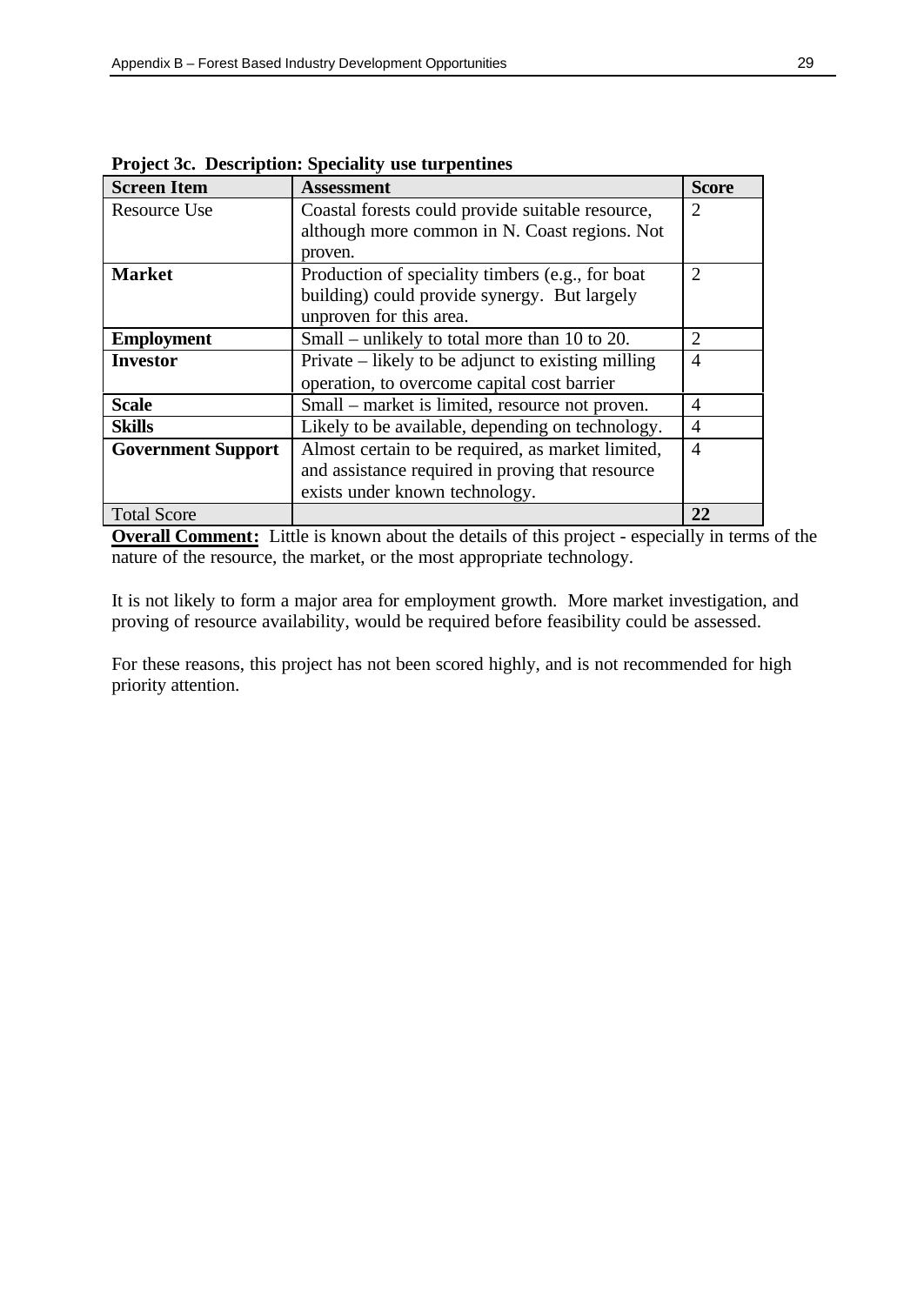**Project 3c. Description: Speciality use turpentines**

| Screen Item | Assessment | Score |
|---|---|---|
| Resource Use | Coastal forests could provide suitable resource, although more common in N. Coast regions. Not proven. | 2 |
| **Market** | Production of speciality timbers (e.g., for boat building) could provide synergy. But largely unproven for this area. | 2 |
| **Employment** | Small – unlikely to total more than 10 to 20. | 2 |
| **Investor** | Private – likely to be adjunct to existing milling operation, to overcome capital cost barrier | 4 |
| **Scale** | Small – market is limited, resource not proven. | 4 |
| **Skills** | Likely to be available, depending on technology. | 4 |
| **Government Support** | Almost certain to be required, as market limited, and assistance required in proving that resource exists under known technology. | 4 |
| Total Score | | **22** |

**Overall Comment:** Little is known about the details of this project - especially in terms of the nature of the resource, the market, or the most appropriate technology.

It is not likely to form a major area for employment growth. More market investigation, and proving of resource availability, would be required before feasibility could be assessed.

For these reasons, this project has not been scored highly, and is not recommended for high priority attention.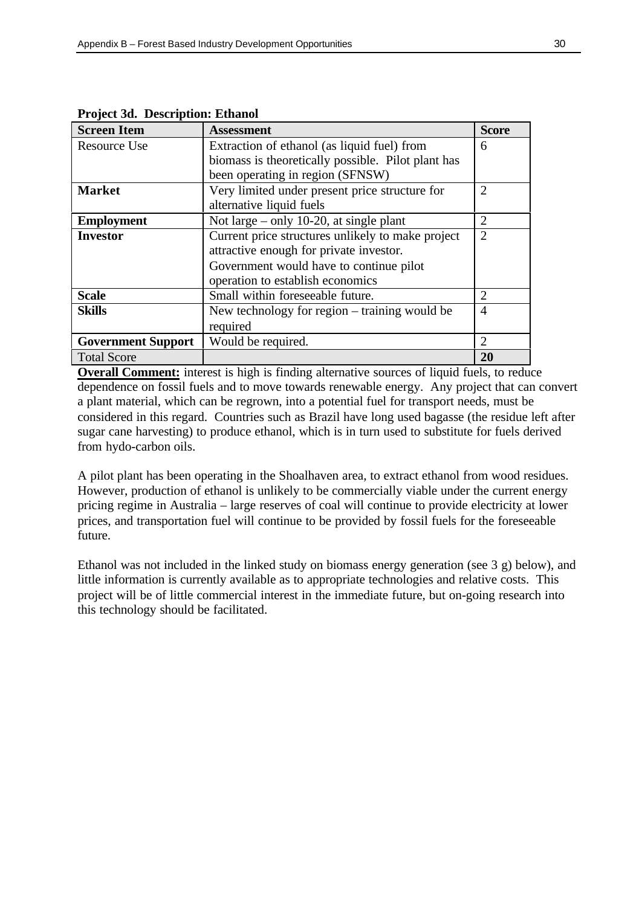**Project 3d. Description: Ethanol**

| Screen Item | Assessment | Score |
|---|---|---|
| Resource Use | Extraction of ethanol (as liquid fuel) from biomass is theoretically possible. Pilot plant has been operating in region (SFNSW) | 6 |
| **Market** | Very limited under present price structure for alternative liquid fuels | 2 |
| **Employment** | Not large – only 10-20, at single plant | 2 |
| **Investor** | Current price structures unlikely to make project attractive enough for private investor. Government would have to continue pilot operation to establish economics | 2 |
| **Scale** | Small within foreseeable future. | 2 |
| **Skills** | New technology for region – training would be required | 4 |
| **Government Support** | Would be required. | 2 |
| Total Score | | **20** |

**Overall Comment:** interest is high is finding alternative sources of liquid fuels, to reduce dependence on fossil fuels and to move towards renewable energy. Any project that can convert a plant material, which can be regrown, into a potential fuel for transport needs, must be considered in this regard. Countries such as Brazil have long used bagasse (the residue left after sugar cane harvesting) to produce ethanol, which is in turn used to substitute for fuels derived from hydo-carbon oils.

A pilot plant has been operating in the Shoalhaven area, to extract ethanol from wood residues. However, production of ethanol is unlikely to be commercially viable under the current energy pricing regime in Australia – large reserves of coal will continue to provide electricity at lower prices, and transportation fuel will continue to be provided by fossil fuels for the foreseeable future.

Ethanol was not included in the linked study on biomass energy generation (see 3 g) below), and little information is currently available as to appropriate technologies and relative costs. This project will be of little commercial interest in the immediate future, but on-going research into this technology should be facilitated.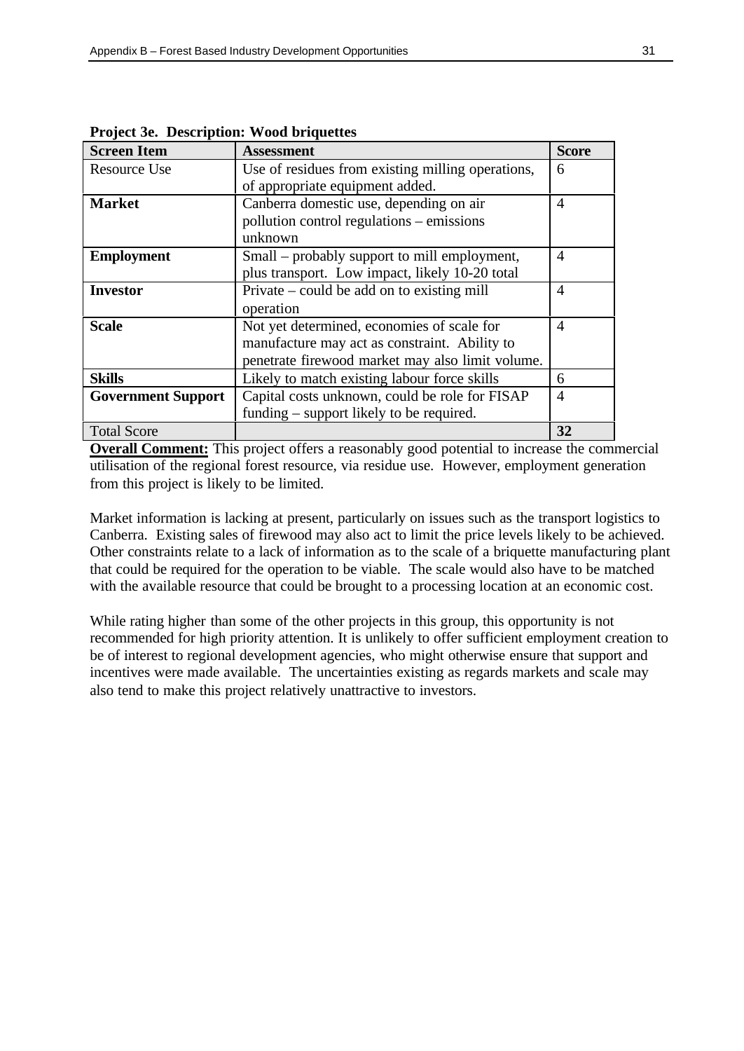**Project 3e. Description: Wood briquettes**

| Screen Item | Assessment | Score |
|---|---|---|
| Resource Use | Use of residues from existing milling operations, of appropriate equipment added. | 6 |
| **Market** | Canberra domestic use, depending on air pollution control regulations – emissions unknown | 4 |
| **Employment** | Small – probably support to mill employment, plus transport. Low impact, likely 10-20 total | 4 |
| **Investor** | Private – could be add on to existing mill operation | 4 |
| **Scale** | Not yet determined, economies of scale for manufacture may act as constraint. Ability to penetrate firewood market may also limit volume. | 4 |
| **Skills** | Likely to match existing labour force skills | 6 |
| **Government Support** | Capital costs unknown, could be role for FISAP funding – support likely to be required. | 4 |
| Total Score | | **32** |

**Overall Comment:** This project offers a reasonably good potential to increase the commercial utilisation of the regional forest resource, via residue use. However, employment generation from this project is likely to be limited.

Market information is lacking at present, particularly on issues such as the transport logistics to Canberra. Existing sales of firewood may also act to limit the price levels likely to be achieved. Other constraints relate to a lack of information as to the scale of a briquette manufacturing plant that could be required for the operation to be viable. The scale would also have to be matched with the available resource that could be brought to a processing location at an economic cost.

While rating higher than some of the other projects in this group, this opportunity is not recommended for high priority attention. It is unlikely to offer sufficient employment creation to be of interest to regional development agencies, who might otherwise ensure that support and incentives were made available. The uncertainties existing as regards markets and scale may also tend to make this project relatively unattractive to investors.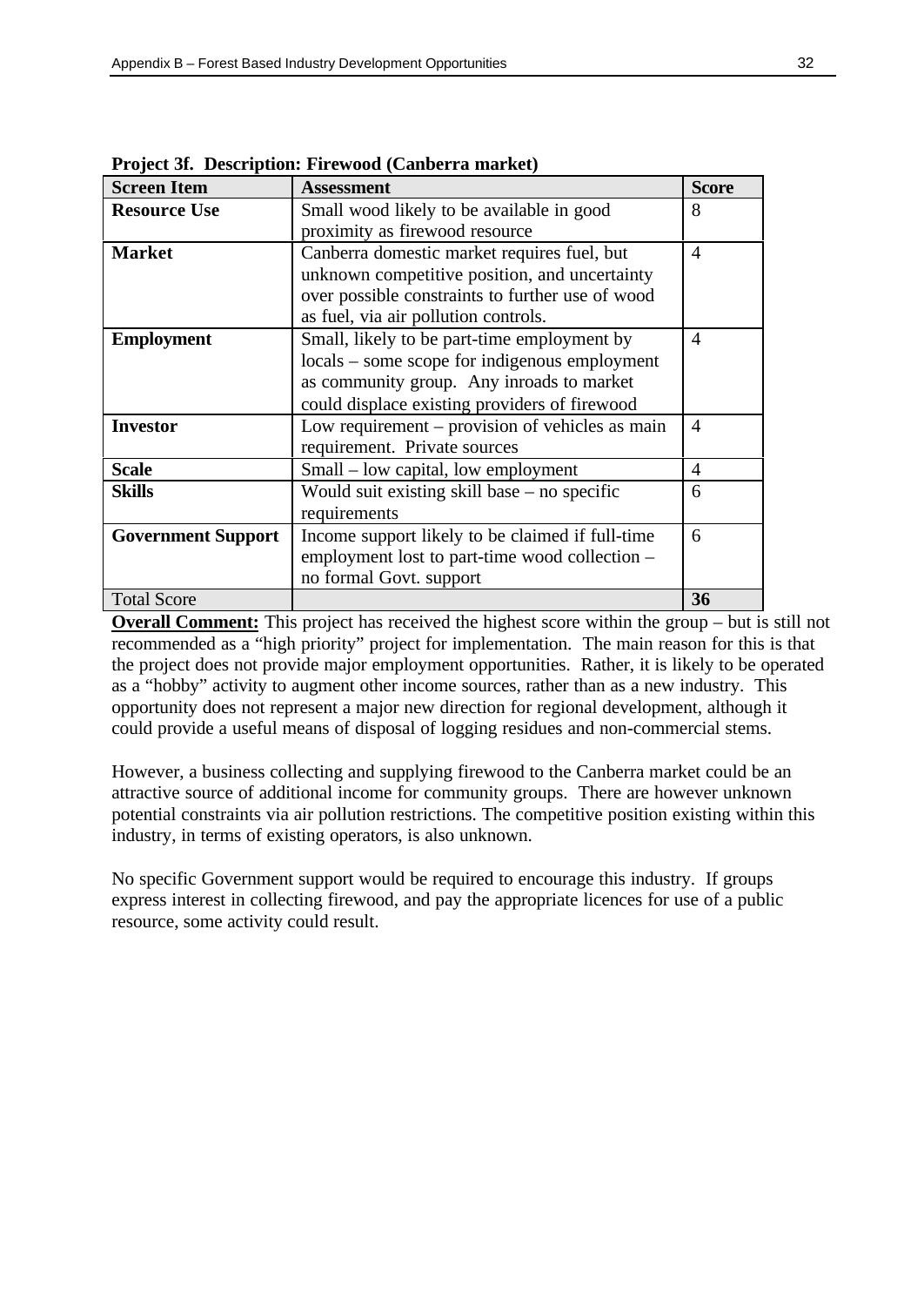**Project 3f. Description: Firewood (Canberra market)**

| Screen Item | Assessment | Score |
|---|---|---|
| **Resource Use** | Small wood likely to be available in good proximity as firewood resource | 8 |
| **Market** | Canberra domestic market requires fuel, but unknown competitive position, and uncertainty over possible constraints to further use of wood as fuel, via air pollution controls. | 4 |
| **Employment** | Small, likely to be part-time employment by locals – some scope for indigenous employment as community group. Any inroads to market could displace existing providers of firewood | 4 |
| **Investor** | Low requirement – provision of vehicles as main requirement. Private sources | 4 |
| **Scale** | Small – low capital, low employment | 4 |
| **Skills** | Would suit existing skill base – no specific requirements | 6 |
| **Government Support** | Income support likely to be claimed if full-time employment lost to part-time wood collection – no formal Govt. support | 6 |
| Total Score | | **36** |

**Overall Comment:** This project has received the highest score within the group – but is still not recommended as a "high priority" project for implementation. The main reason for this is that the project does not provide major employment opportunities. Rather, it is likely to be operated as a "hobby" activity to augment other income sources, rather than as a new industry. This opportunity does not represent a major new direction for regional development, although it could provide a useful means of disposal of logging residues and non-commercial stems.

However, a business collecting and supplying firewood to the Canberra market could be an attractive source of additional income for community groups. There are however unknown potential constraints via air pollution restrictions. The competitive position existing within this industry, in terms of existing operators, is also unknown.

No specific Government support would be required to encourage this industry. If groups express interest in collecting firewood, and pay the appropriate licences for use of a public resource, some activity could result.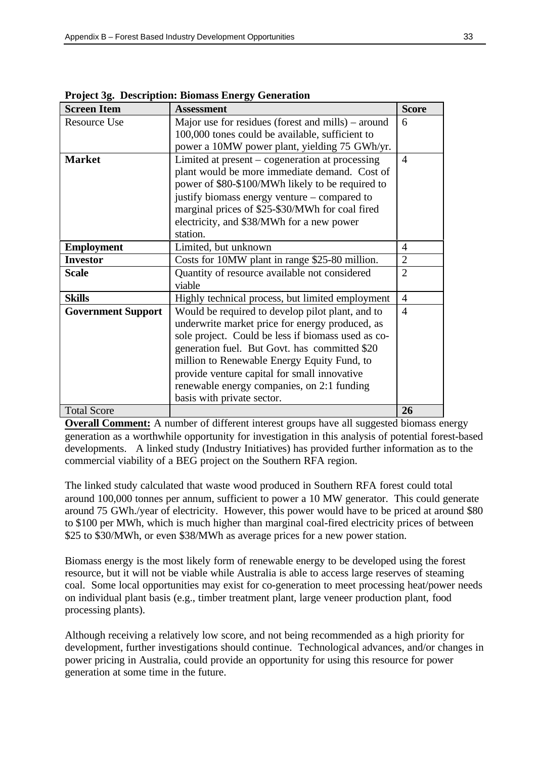**Project 3g. Description: Biomass Energy Generation**

| Screen Item | Assessment | Score |
|---|---|---|
| Resource Use | Major use for residues (forest and mills) – around 100,000 tones could be available, sufficient to power a 10MW power plant, yielding 75 GWh/yr. | 6 |
| **Market** | Limited at present – cogeneration at processing plant would be more immediate demand. Cost of power of $80-$100/MWh likely to be required to justify biomass energy venture – compared to marginal prices of $25-$30/MWh for coal fired electricity, and $38/MWh for a new power station. | 4 |
| **Employment** | Limited, but unknown | 4 |
| **Investor** | Costs for 10MW plant in range $25-80 million. | 2 |
| **Scale** | Quantity of resource available not considered viable | 2 |
| **Skills** | Highly technical process, but limited employment | 4 |
| **Government Support** | Would be required to develop pilot plant, and to underwrite market price for energy produced, as sole project. Could be less if biomass used as co-generation fuel. But Govt. has committed $20 million to Renewable Energy Equity Fund, to provide venture capital for small innovative renewable energy companies, on 2:1 funding basis with private sector. | 4 |
| Total Score | | **26** |

**Overall Comment:** A number of different interest groups have all suggested biomass energy generation as a worthwhile opportunity for investigation in this analysis of potential forest-based developments. A linked study (Industry Initiatives) has provided further information as to the commercial viability of a BEG project on the Southern RFA region.

The linked study calculated that waste wood produced in Southern RFA forest could total around 100,000 tonnes per annum, sufficient to power a 10 MW generator. This could generate around 75 GWh./year of electricity. However, this power would have to be priced at around $80 to $100 per MWh, which is much higher than marginal coal-fired electricity prices of between $25 to $30/MWh, or even $38/MWh as average prices for a new power station.

Biomass energy is the most likely form of renewable energy to be developed using the forest resource, but it will not be viable while Australia is able to access large reserves of steaming coal. Some local opportunities may exist for co-generation to meet processing heat/power needs on individual plant basis (e.g., timber treatment plant, large veneer production plant, food processing plants).

Although receiving a relatively low score, and not being recommended as a high priority for development, further investigations should continue. Technological advances, and/or changes in power pricing in Australia, could provide an opportunity for using this resource for power generation at some time in the future.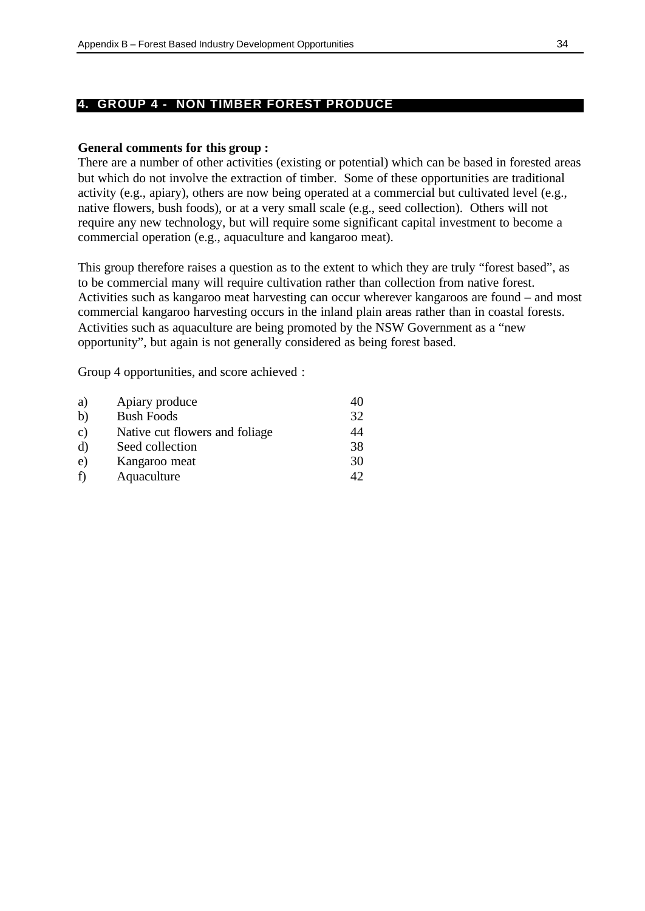## 4. GROUP 4 - NON TIMBER FOREST PRODUCE

**General comments for this group :**

There are a number of other activities (existing or potential) which can be based in forested areas but which do not involve the extraction of timber. Some of these opportunities are traditional activity (e.g., apiary), others are now being operated at a commercial but cultivated level (e.g., native flowers, bush foods), or at a very small scale (e.g., seed collection). Others will not require any new technology, but will require some significant capital investment to become a commercial operation (e.g., aquaculture and kangaroo meat).

This group therefore raises a question as to the extent to which they are truly "forest based", as to be commercial many will require cultivation rather than collection from native forest. Activities such as kangaroo meat harvesting can occur wherever kangaroos are found – and most commercial kangaroo harvesting occurs in the inland plain areas rather than in coastal forests. Activities such as aquaculture are being promoted by the NSW Government as a "new opportunity", but again is not generally considered as being forest based.

Group 4 opportunities, and score achieved :

| | | |
|---|---|---|
| a) | Apiary produce | 40 |
| b) | Bush Foods | 32 |
| c) | Native cut flowers and foliage | 44 |
| d) | Seed collection | 38 |
| e) | Kangaroo meat | 30 |
| f) | Aquaculture | 42 |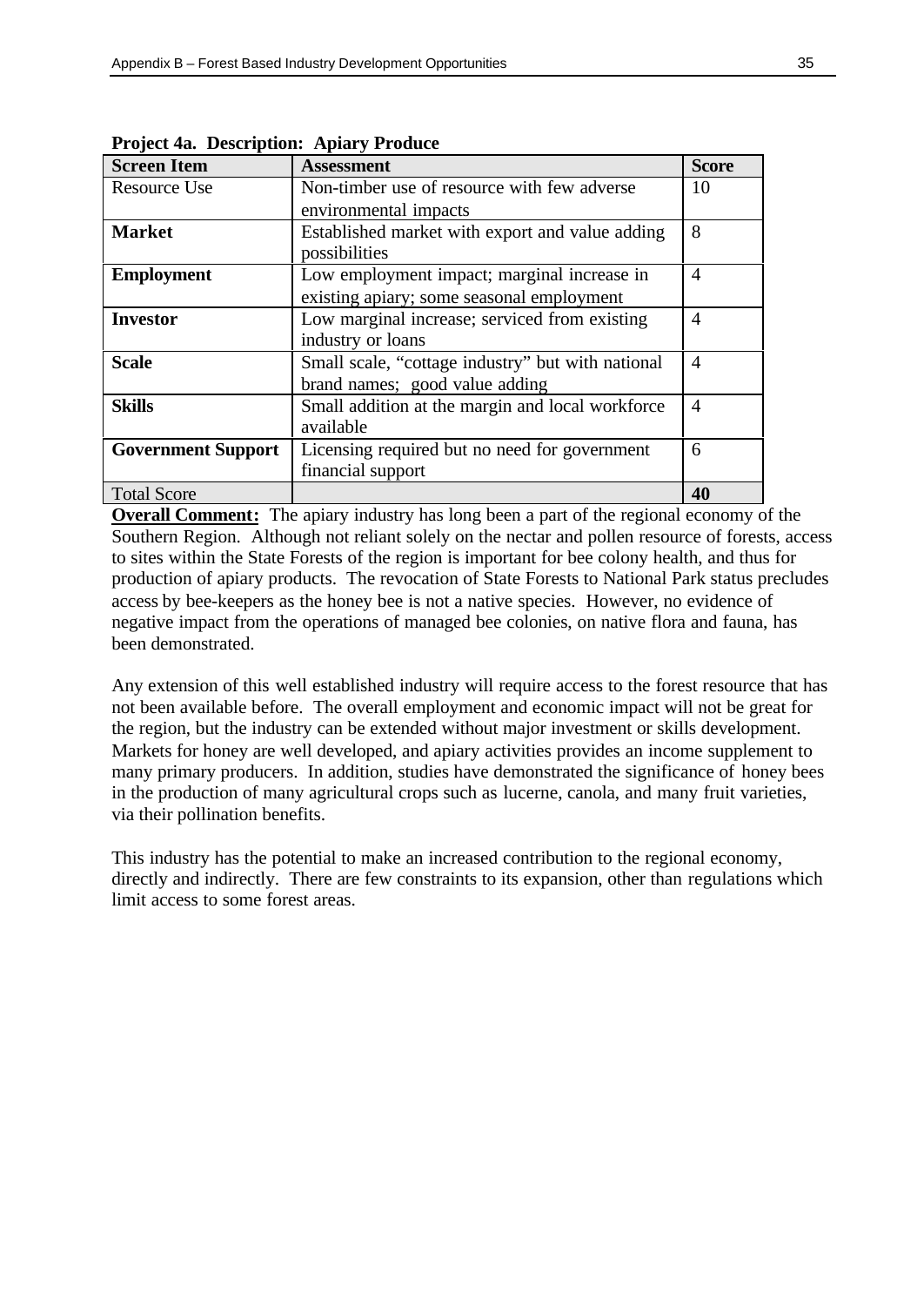**Project 4a. Description: Apiary Produce**

| Screen Item | Assessment | Score |
|---|---|---|
| Resource Use | Non-timber use of resource with few adverse environmental impacts | 10 |
| **Market** | Established market with export and value adding possibilities | 8 |
| **Employment** | Low employment impact; marginal increase in existing apiary; some seasonal employment | 4 |
| **Investor** | Low marginal increase; serviced from existing industry or loans | 4 |
| **Scale** | Small scale, "cottage industry" but with national brand names; good value adding | 4 |
| **Skills** | Small addition at the margin and local workforce available | 4 |
| **Government Support** | Licensing required but no need for government financial support | 6 |
| Total Score | | **40** |

**Overall Comment:** The apiary industry has long been a part of the regional economy of the Southern Region. Although not reliant solely on the nectar and pollen resource of forests, access to sites within the State Forests of the region is important for bee colony health, and thus for production of apiary products. The revocation of State Forests to National Park status precludes access by bee-keepers as the honey bee is not a native species. However, no evidence of negative impact from the operations of managed bee colonies, on native flora and fauna, has been demonstrated.

Any extension of this well established industry will require access to the forest resource that has not been available before. The overall employment and economic impact will not be great for the region, but the industry can be extended without major investment or skills development. Markets for honey are well developed, and apiary activities provides an income supplement to many primary producers. In addition, studies have demonstrated the significance of honey bees in the production of many agricultural crops such as lucerne, canola, and many fruit varieties, via their pollination benefits.

This industry has the potential to make an increased contribution to the regional economy, directly and indirectly. There are few constraints to its expansion, other than regulations which limit access to some forest areas.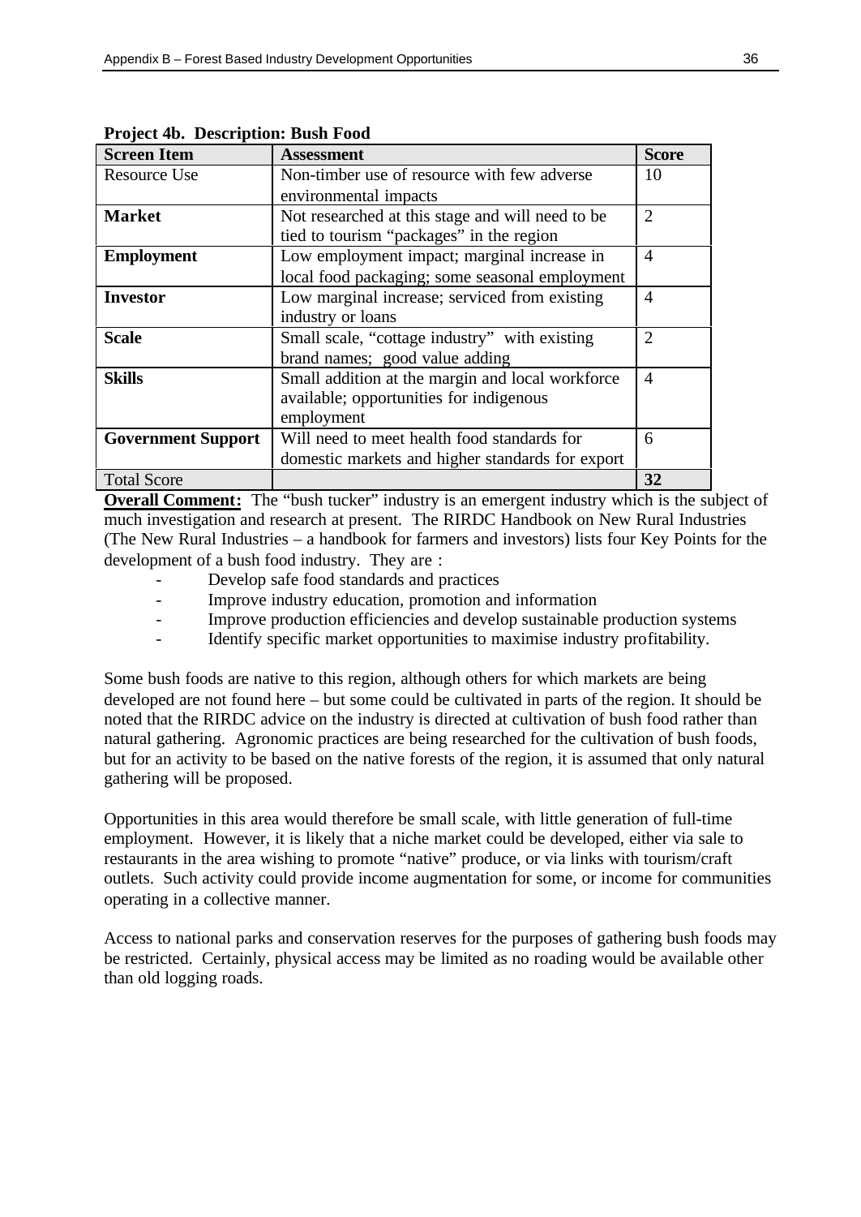**Project 4b. Description: Bush Food**

| Screen Item | Assessment | Score |
|---|---|---|
| Resource Use | Non-timber use of resource with few adverse environmental impacts | 10 |
| **Market** | Not researched at this stage and will need to be tied to tourism "packages" in the region | 2 |
| **Employment** | Low employment impact; marginal increase in local food packaging; some seasonal employment | 4 |
| **Investor** | Low marginal increase; serviced from existing industry or loans | 4 |
| **Scale** | Small scale, "cottage industry" with existing brand names; good value adding | 2 |
| **Skills** | Small addition at the margin and local workforce available; opportunities for indigenous employment | 4 |
| **Government Support** | Will need to meet health food standards for domestic markets and higher standards for export | 6 |
| Total Score | | **32** |

**Overall Comment:** The "bush tucker" industry is an emergent industry which is the subject of much investigation and research at present. The RIRDC Handbook on New Rural Industries (The New Rural Industries – a handbook for farmers and investors) lists four Key Points for the development of a bush food industry. They are :

- Develop safe food standards and practices
- Improve industry education, promotion and information
- Improve production efficiencies and develop sustainable production systems
- Identify specific market opportunities to maximise industry profitability.

Some bush foods are native to this region, although others for which markets are being developed are not found here – but some could be cultivated in parts of the region. It should be noted that the RIRDC advice on the industry is directed at cultivation of bush food rather than natural gathering. Agronomic practices are being researched for the cultivation of bush foods, but for an activity to be based on the native forests of the region, it is assumed that only natural gathering will be proposed.

Opportunities in this area would therefore be small scale, with little generation of full-time employment. However, it is likely that a niche market could be developed, either via sale to restaurants in the area wishing to promote "native" produce, or via links with tourism/craft outlets. Such activity could provide income augmentation for some, or income for communities operating in a collective manner.

Access to national parks and conservation reserves for the purposes of gathering bush foods may be restricted. Certainly, physical access may be limited as no roading would be available other than old logging roads.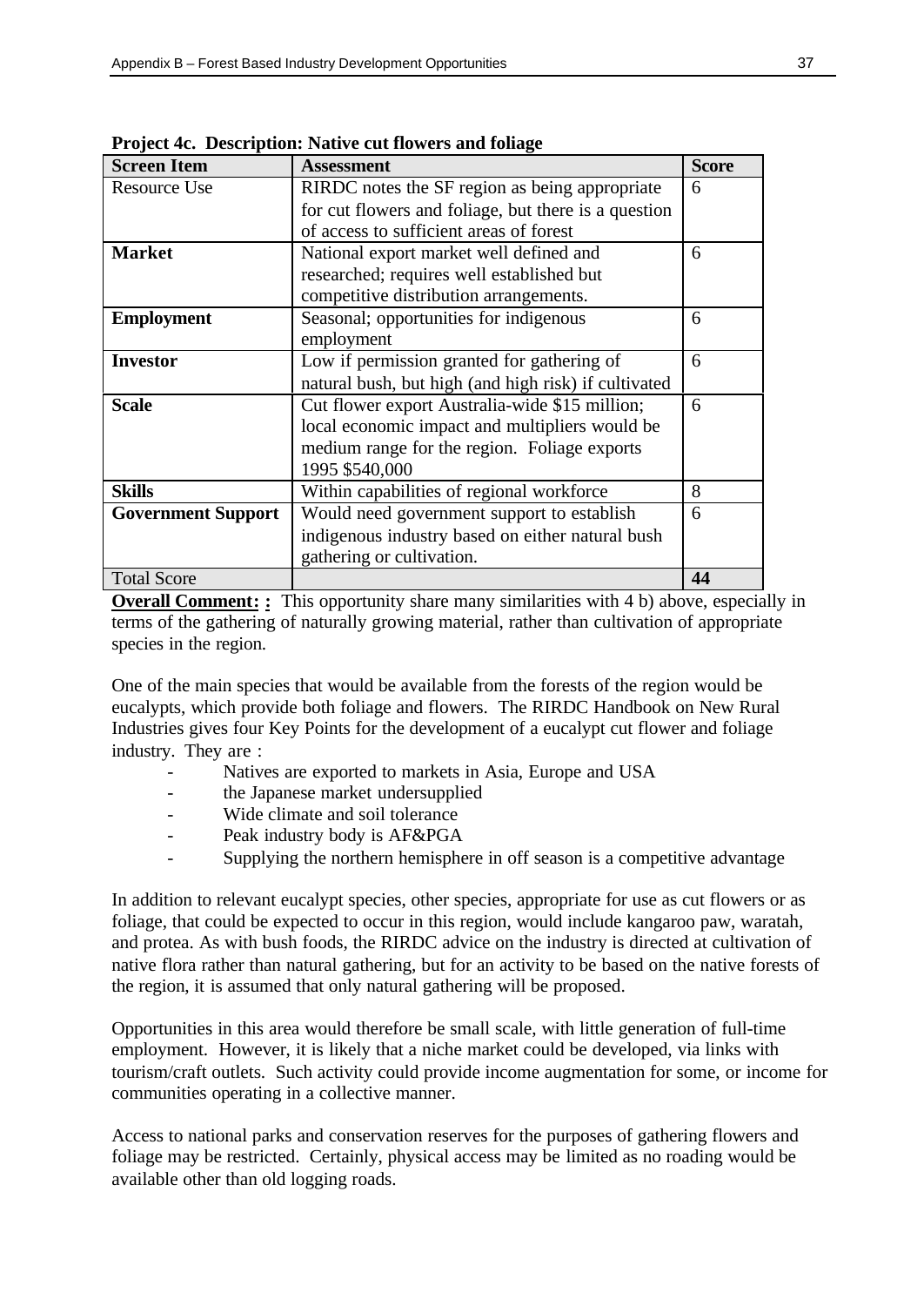**Project 4c. Description: Native cut flowers and foliage**

| Screen Item | Assessment | Score |
|---|---|---|
| Resource Use | RIRDC notes the SF region as being appropriate for cut flowers and foliage, but there is a question of access to sufficient areas of forest | 6 |
| **Market** | National export market well defined and researched; requires well established but competitive distribution arrangements. | 6 |
| **Employment** | Seasonal; opportunities for indigenous employment | 6 |
| **Investor** | Low if permission granted for gathering of natural bush, but high (and high risk) if cultivated | 6 |
| **Scale** | Cut flower export Australia-wide $15 million; local economic impact and multipliers would be medium range for the region. Foliage exports 1995 $540,000 | 6 |
| **Skills** | Within capabilities of regional workforce | 8 |
| **Government Support** | Would need government support to establish indigenous industry based on either natural bush gathering or cultivation. | 6 |
| Total Score | | **44** |

**Overall Comment: :** This opportunity share many similarities with 4 b) above, especially in terms of the gathering of naturally growing material, rather than cultivation of appropriate species in the region.

One of the main species that would be available from the forests of the region would be eucalypts, which provide both foliage and flowers. The RIRDC Handbook on New Rural Industries gives four Key Points for the development of a eucalypt cut flower and foliage industry. They are :

- Natives are exported to markets in Asia, Europe and USA
- the Japanese market undersupplied
- Wide climate and soil tolerance
- Peak industry body is AF&PGA
- Supplying the northern hemisphere in off season is a competitive advantage

In addition to relevant eucalypt species, other species, appropriate for use as cut flowers or as foliage, that could be expected to occur in this region, would include kangaroo paw, waratah, and protea. As with bush foods, the RIRDC advice on the industry is directed at cultivation of native flora rather than natural gathering, but for an activity to be based on the native forests of the region, it is assumed that only natural gathering will be proposed.

Opportunities in this area would therefore be small scale, with little generation of full-time employment. However, it is likely that a niche market could be developed, via links with tourism/craft outlets. Such activity could provide income augmentation for some, or income for communities operating in a collective manner.

Access to national parks and conservation reserves for the purposes of gathering flowers and foliage may be restricted. Certainly, physical access may be limited as no roading would be available other than old logging roads.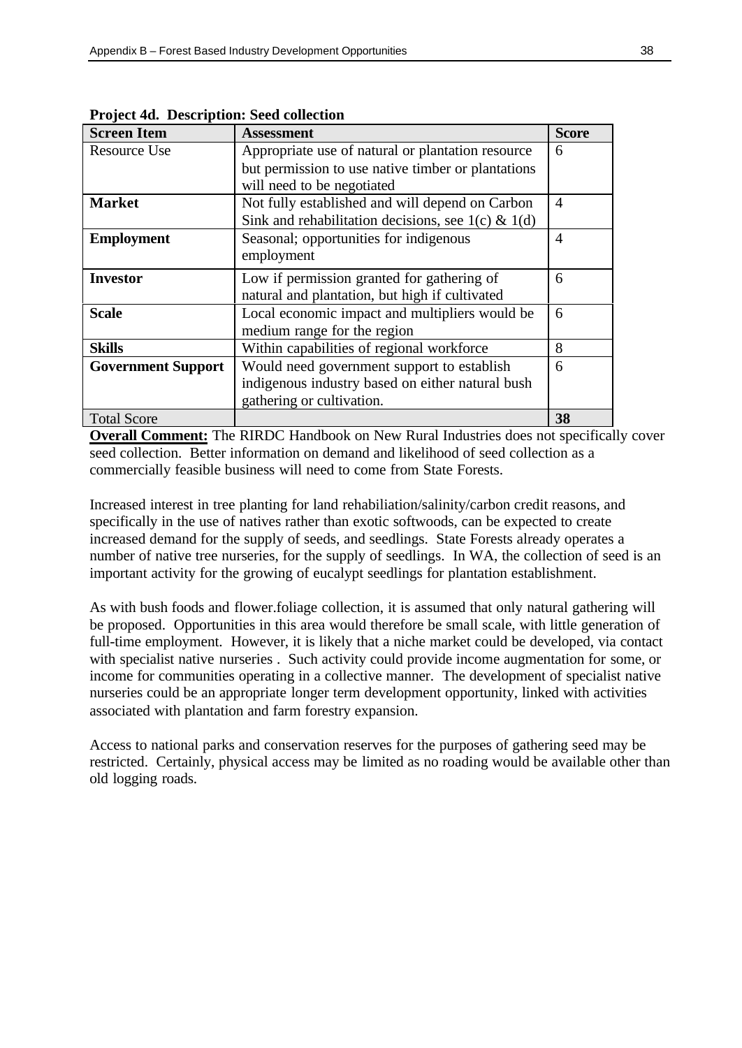**Project 4d. Description: Seed collection**

| Screen Item | Assessment | Score |
|---|---|---|
| Resource Use | Appropriate use of natural or plantation resource but permission to use native timber or plantations will need to be negotiated | 6 |
| **Market** | Not fully established and will depend on Carbon Sink and rehabilitation decisions, see 1(c) & 1(d) | 4 |
| **Employment** | Seasonal; opportunities for indigenous employment | 4 |
| **Investor** | Low if permission granted for gathering of natural and plantation, but high if cultivated | 6 |
| **Scale** | Local economic impact and multipliers would be medium range for the region | 6 |
| **Skills** | Within capabilities of regional workforce | 8 |
| **Government Support** | Would need government support to establish indigenous industry based on either natural bush gathering or cultivation. | 6 |
| Total Score | | **38** |

**Overall Comment:** The RIRDC Handbook on New Rural Industries does not specifically cover seed collection. Better information on demand and likelihood of seed collection as a commercially feasible business will need to come from State Forests.

Increased interest in tree planting for land rehabiliation/salinity/carbon credit reasons, and specifically in the use of natives rather than exotic softwoods, can be expected to create increased demand for the supply of seeds, and seedlings. State Forests already operates a number of native tree nurseries, for the supply of seedlings. In WA, the collection of seed is an important activity for the growing of eucalypt seedlings for plantation establishment.

As with bush foods and flower.foliage collection, it is assumed that only natural gathering will be proposed. Opportunities in this area would therefore be small scale, with little generation of full-time employment. However, it is likely that a niche market could be developed, via contact with specialist native nurseries . Such activity could provide income augmentation for some, or income for communities operating in a collective manner. The development of specialist native nurseries could be an appropriate longer term development opportunity, linked with activities associated with plantation and farm forestry expansion.

Access to national parks and conservation reserves for the purposes of gathering seed may be restricted. Certainly, physical access may be limited as no roading would be available other than old logging roads.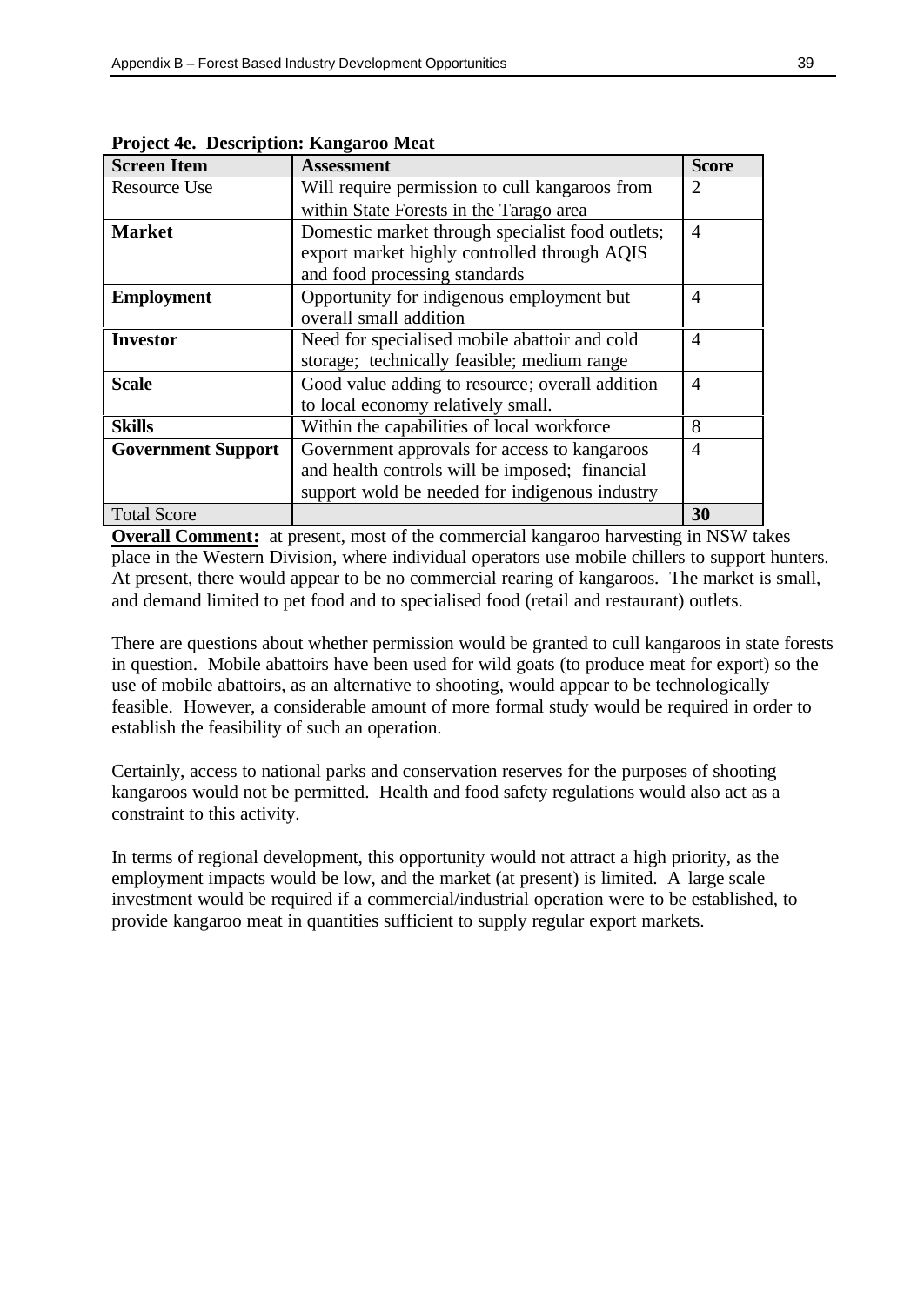**Project 4e. Description: Kangaroo Meat**

| Screen Item | Assessment | Score |
|---|---|---|
| Resource Use | Will require permission to cull kangaroos from within State Forests in the Tarago area | 2 |
| **Market** | Domestic market through specialist food outlets; export market highly controlled through AQIS and food processing standards | 4 |
| **Employment** | Opportunity for indigenous employment but overall small addition | 4 |
| **Investor** | Need for specialised mobile abattoir and cold storage; technically feasible; medium range | 4 |
| **Scale** | Good value adding to resource; overall addition to local economy relatively small. | 4 |
| **Skills** | Within the capabilities of local workforce | 8 |
| **Government Support** | Government approvals for access to kangaroos and health controls will be imposed; financial support wold be needed for indigenous industry | 4 |
| Total Score | | **30** |

**Overall Comment:** at present, most of the commercial kangaroo harvesting in NSW takes place in the Western Division, where individual operators use mobile chillers to support hunters. At present, there would appear to be no commercial rearing of kangaroos. The market is small, and demand limited to pet food and to specialised food (retail and restaurant) outlets.

There are questions about whether permission would be granted to cull kangaroos in state forests in question. Mobile abattoirs have been used for wild goats (to produce meat for export) so the use of mobile abattoirs, as an alternative to shooting, would appear to be technologically feasible. However, a considerable amount of more formal study would be required in order to establish the feasibility of such an operation.

Certainly, access to national parks and conservation reserves for the purposes of shooting kangaroos would not be permitted. Health and food safety regulations would also act as a constraint to this activity.

In terms of regional development, this opportunity would not attract a high priority, as the employment impacts would be low, and the market (at present) is limited. A large scale investment would be required if a commercial/industrial operation were to be established, to provide kangaroo meat in quantities sufficient to supply regular export markets.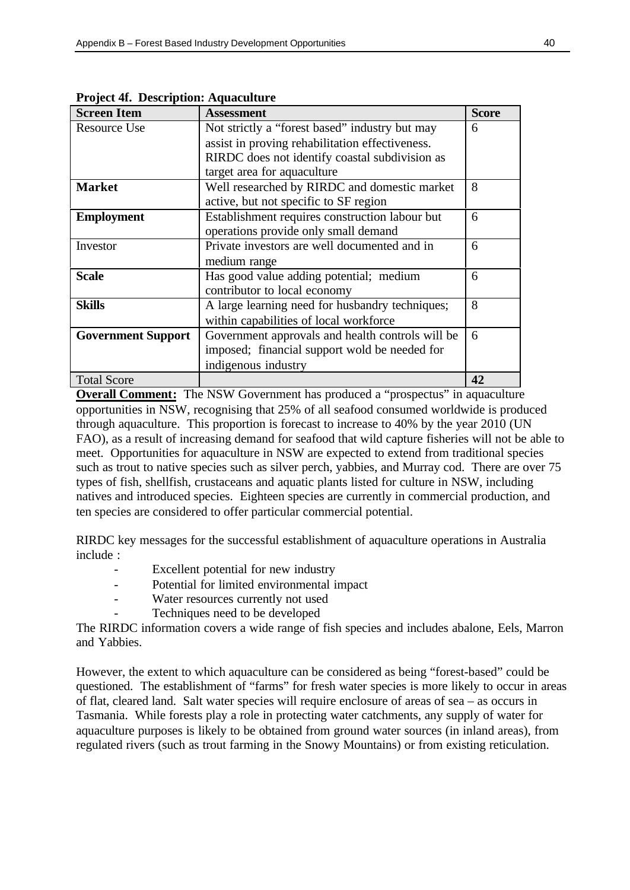**Project 4f. Description: Aquaculture**

| Screen Item | Assessment | Score |
|---|---|---|
| Resource Use | Not strictly a "forest based" industry but may assist in proving rehabilitation effectiveness. RIRDC does not identify coastal subdivision as target area for aquaculture | 6 |
| **Market** | Well researched by RIRDC and domestic market active, but not specific to SF region | 8 |
| **Employment** | Establishment requires construction labour but operations provide only small demand | 6 |
| Investor | Private investors are well documented and in medium range | 6 |
| **Scale** | Has good value adding potential; medium contributor to local economy | 6 |
| **Skills** | A large learning need for husbandry techniques; within capabilities of local workforce | 8 |
| **Government Support** | Government approvals and health controls will be imposed; financial support wold be needed for indigenous industry | 6 |
| Total Score | | **42** |

**Overall Comment:** The NSW Government has produced a "prospectus" in aquaculture opportunities in NSW, recognising that 25% of all seafood consumed worldwide is produced through aquaculture. This proportion is forecast to increase to 40% by the year 2010 (UN FAO), as a result of increasing demand for seafood that wild capture fisheries will not be able to meet. Opportunities for aquaculture in NSW are expected to extend from traditional species such as trout to native species such as silver perch, yabbies, and Murray cod. There are over 75 types of fish, shellfish, crustaceans and aquatic plants listed for culture in NSW, including natives and introduced species. Eighteen species are currently in commercial production, and ten species are considered to offer particular commercial potential.

RIRDC key messages for the successful establishment of aquaculture operations in Australia include :

- Excellent potential for new industry
- Potential for limited environmental impact
- Water resources currently not used
- Techniques need to be developed

The RIRDC information covers a wide range of fish species and includes abalone, Eels, Marron and Yabbies.

However, the extent to which aquaculture can be considered as being "forest-based" could be questioned. The establishment of "farms" for fresh water species is more likely to occur in areas of flat, cleared land. Salt water species will require enclosure of areas of sea – as occurs in Tasmania. While forests play a role in protecting water catchments, any supply of water for aquaculture purposes is likely to be obtained from ground water sources (in inland areas), from regulated rivers (such as trout farming in the Snowy Mountains) or from existing reticulation.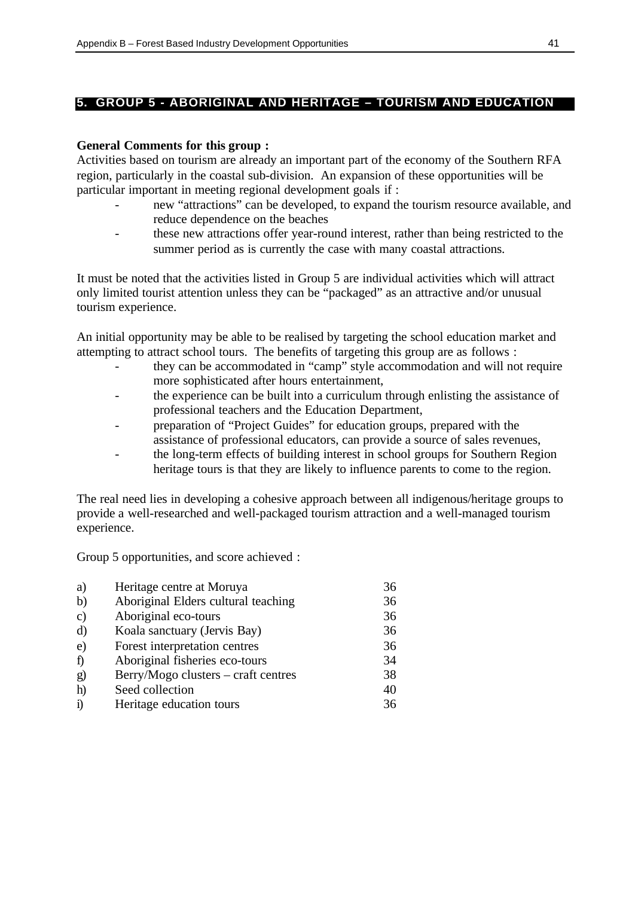## 5. GROUP 5 - ABORIGINAL AND HERITAGE – TOURISM AND EDUCATION

**General Comments for this group :**

Activities based on tourism are already an important part of the economy of the Southern RFA region, particularly in the coastal sub-division. An expansion of these opportunities will be particular important in meeting regional development goals if :

- new "attractions" can be developed, to expand the tourism resource available, and reduce dependence on the beaches
- these new attractions offer year-round interest, rather than being restricted to the summer period as is currently the case with many coastal attractions.

It must be noted that the activities listed in Group 5 are individual activities which will attract only limited tourist attention unless they can be "packaged" as an attractive and/or unusual tourism experience.

An initial opportunity may be able to be realised by targeting the school education market and attempting to attract school tours. The benefits of targeting this group are as follows :

- they can be accommodated in "camp" style accommodation and will not require more sophisticated after hours entertainment,
- the experience can be built into a curriculum through enlisting the assistance of professional teachers and the Education Department,
- preparation of "Project Guides" for education groups, prepared with the assistance of professional educators, can provide a source of sales revenues,
- the long-term effects of building interest in school groups for Southern Region heritage tours is that they are likely to influence parents to come to the region.

The real need lies in developing a cohesive approach between all indigenous/heritage groups to provide a well-researched and well-packaged tourism attraction and a well-managed tourism experience.

Group 5 opportunities, and score achieved :

| | | |
|---|---|---|
| a) | Heritage centre at Moruya | 36 |
| b) | Aboriginal Elders cultural teaching | 36 |
| c) | Aboriginal eco-tours | 36 |
| d) | Koala sanctuary (Jervis Bay) | 36 |
| e) | Forest interpretation centres | 36 |
| f) | Aboriginal fisheries eco-tours | 34 |
| g) | Berry/Mogo clusters – craft centres | 38 |
| h) | Seed collection | 40 |
| i) | Heritage education tours | 36 |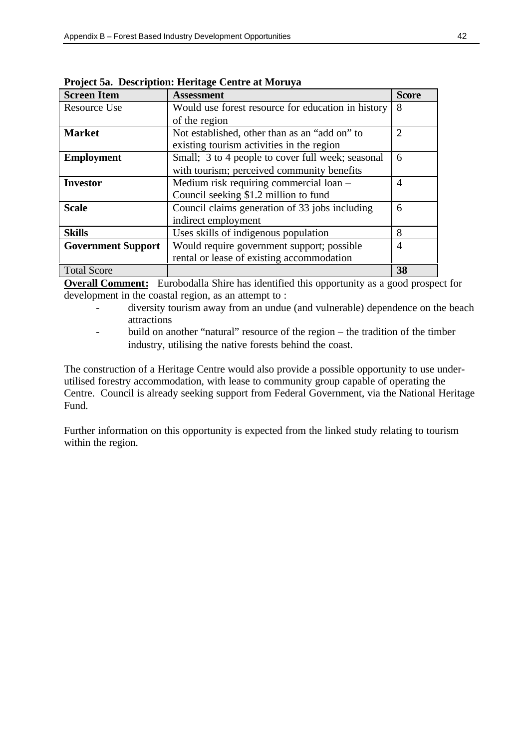**Project 5a. Description: Heritage Centre at Moruya**

| Screen Item | Assessment | Score |
|---|---|---|
| Resource Use | Would use forest resource for education in history of the region | 8 |
| **Market** | Not established, other than as an "add on" to existing tourism activities in the region | 2 |
| **Employment** | Small; 3 to 4 people to cover full week; seasonal with tourism; perceived community benefits | 6 |
| **Investor** | Medium risk requiring commercial loan – Council seeking $1.2 million to fund | 4 |
| **Scale** | Council claims generation of 33 jobs including indirect employment | 6 |
| **Skills** | Uses skills of indigenous population | 8 |
| **Government Support** | Would require government support; possible rental or lease of existing accommodation | 4 |
| Total Score | | **38** |

**Overall Comment:** Eurobodalla Shire has identified this opportunity as a good prospect for development in the coastal region, as an attempt to :

- diversity tourism away from an undue (and vulnerable) dependence on the beach attractions
- build on another "natural" resource of the region – the tradition of the timber industry, utilising the native forests behind the coast.

The construction of a Heritage Centre would also provide a possible opportunity to use under-utilised forestry accommodation, with lease to community group capable of operating the Centre. Council is already seeking support from Federal Government, via the National Heritage Fund.

Further information on this opportunity is expected from the linked study relating to tourism within the region.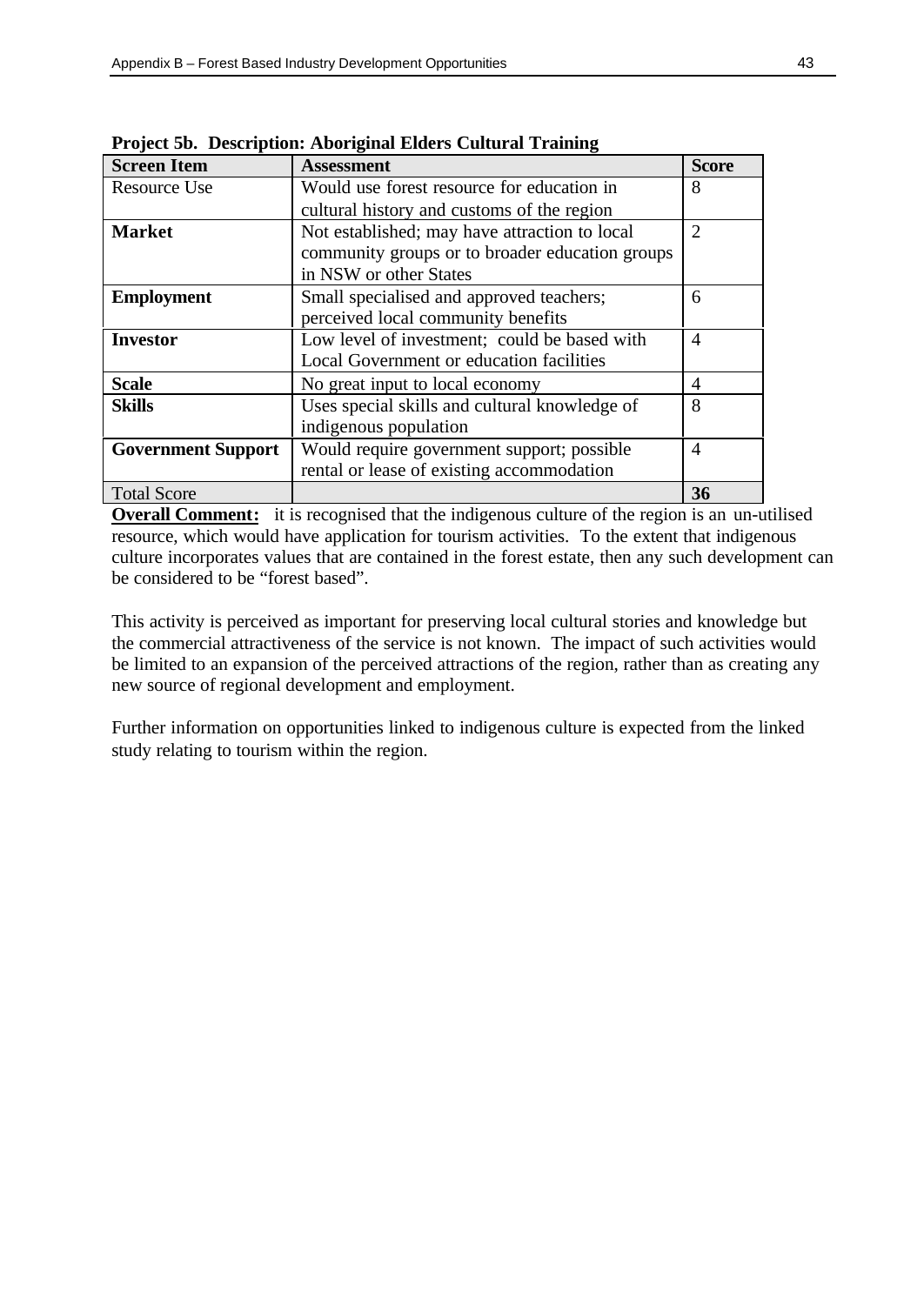**Project 5b. Description: Aboriginal Elders Cultural Training**

| Screen Item | Assessment | Score |
|---|---|---|
| Resource Use | Would use forest resource for education in cultural history and customs of the region | 8 |
| **Market** | Not established; may have attraction to local community groups or to broader education groups in NSW or other States | 2 |
| **Employment** | Small specialised and approved teachers; perceived local community benefits | 6 |
| **Investor** | Low level of investment; could be based with Local Government or education facilities | 4 |
| **Scale** | No great input to local economy | 4 |
| **Skills** | Uses special skills and cultural knowledge of indigenous population | 8 |
| **Government Support** | Would require government support; possible rental or lease of existing accommodation | 4 |
| Total Score | | **36** |

**Overall Comment:** it is recognised that the indigenous culture of the region is an un-utilised resource, which would have application for tourism activities. To the extent that indigenous culture incorporates values that are contained in the forest estate, then any such development can be considered to be "forest based".

This activity is perceived as important for preserving local cultural stories and knowledge but the commercial attractiveness of the service is not known. The impact of such activities would be limited to an expansion of the perceived attractions of the region, rather than as creating any new source of regional development and employment.

Further information on opportunities linked to indigenous culture is expected from the linked study relating to tourism within the region.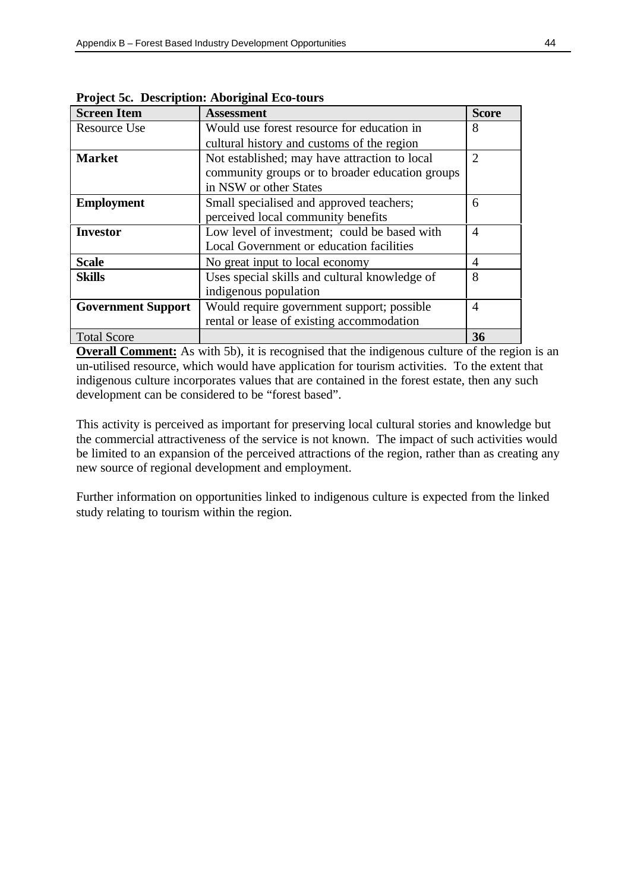**Project 5c. Description: Aboriginal Eco-tours**

| Screen Item | Assessment | Score |
|---|---|---|
| Resource Use | Would use forest resource for education in cultural history and customs of the region | 8 |
| **Market** | Not established; may have attraction to local community groups or to broader education groups in NSW or other States | 2 |
| **Employment** | Small specialised and approved teachers; perceived local community benefits | 6 |
| **Investor** | Low level of investment; could be based with Local Government or education facilities | 4 |
| **Scale** | No great input to local economy | 4 |
| **Skills** | Uses special skills and cultural knowledge of indigenous population | 8 |
| **Government Support** | Would require government support; possible rental or lease of existing accommodation | 4 |
| Total Score | | **36** |

**Overall Comment:** As with 5b), it is recognised that the indigenous culture of the region is an un-utilised resource, which would have application for tourism activities. To the extent that indigenous culture incorporates values that are contained in the forest estate, then any such development can be considered to be "forest based".

This activity is perceived as important for preserving local cultural stories and knowledge but the commercial attractiveness of the service is not known. The impact of such activities would be limited to an expansion of the perceived attractions of the region, rather than as creating any new source of regional development and employment.

Further information on opportunities linked to indigenous culture is expected from the linked study relating to tourism within the region.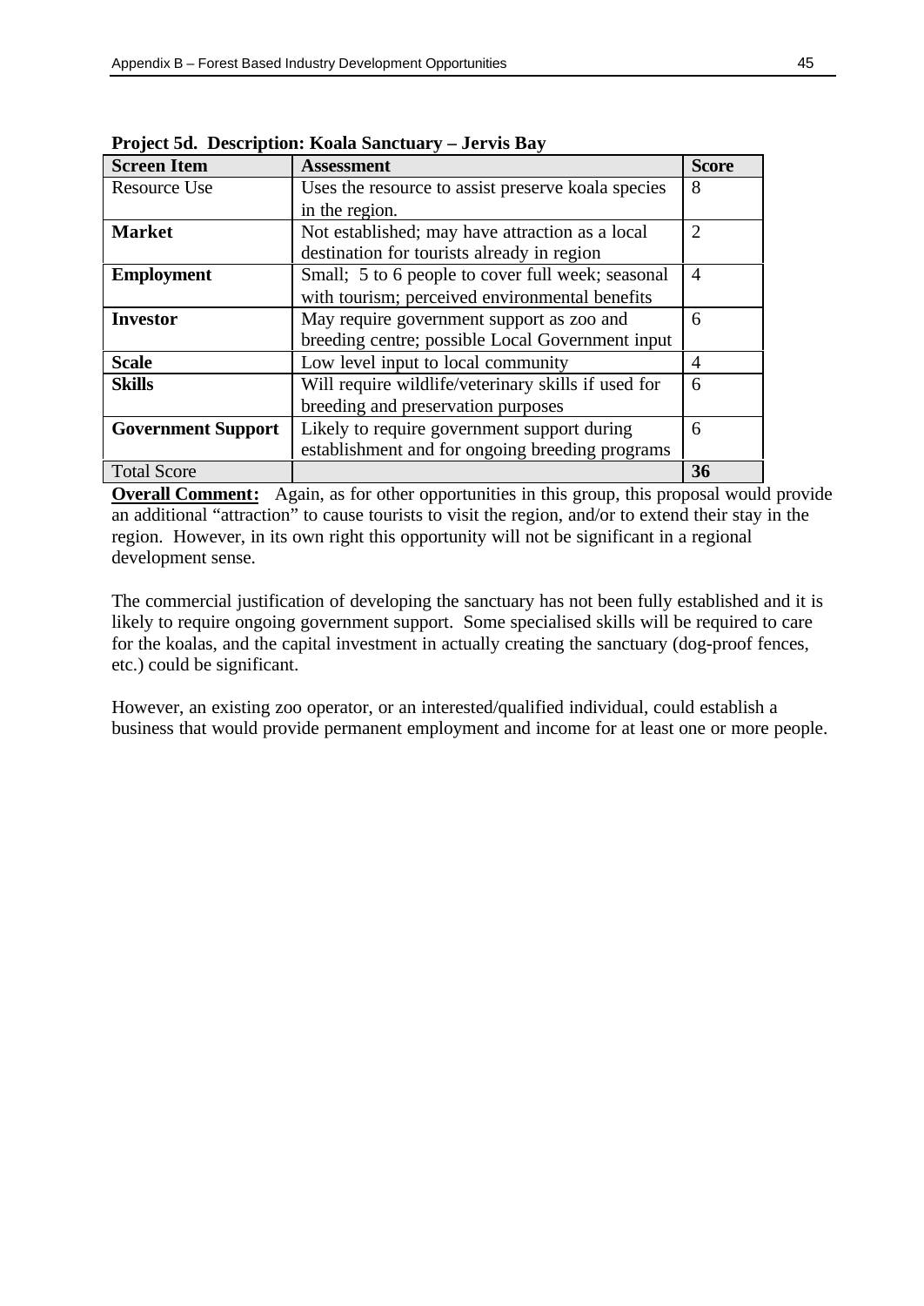**Project 5d. Description: Koala Sanctuary – Jervis Bay**

| Screen Item | Assessment | Score |
|---|---|---|
| Resource Use | Uses the resource to assist preserve koala species in the region. | 8 |
| **Market** | Not established; may have attraction as a local destination for tourists already in region | 2 |
| **Employment** | Small; 5 to 6 people to cover full week; seasonal with tourism; perceived environmental benefits | 4 |
| **Investor** | May require government support as zoo and breeding centre; possible Local Government input | 6 |
| **Scale** | Low level input to local community | 4 |
| **Skills** | Will require wildlife/veterinary skills if used for breeding and preservation purposes | 6 |
| **Government Support** | Likely to require government support during establishment and for ongoing breeding programs | 6 |
| Total Score | | **36** |

**Overall Comment:** Again, as for other opportunities in this group, this proposal would provide an additional "attraction" to cause tourists to visit the region, and/or to extend their stay in the region. However, in its own right this opportunity will not be significant in a regional development sense.

The commercial justification of developing the sanctuary has not been fully established and it is likely to require ongoing government support. Some specialised skills will be required to care for the koalas, and the capital investment in actually creating the sanctuary (dog-proof fences, etc.) could be significant.

However, an existing zoo operator, or an interested/qualified individual, could establish a business that would provide permanent employment and income for at least one or more people.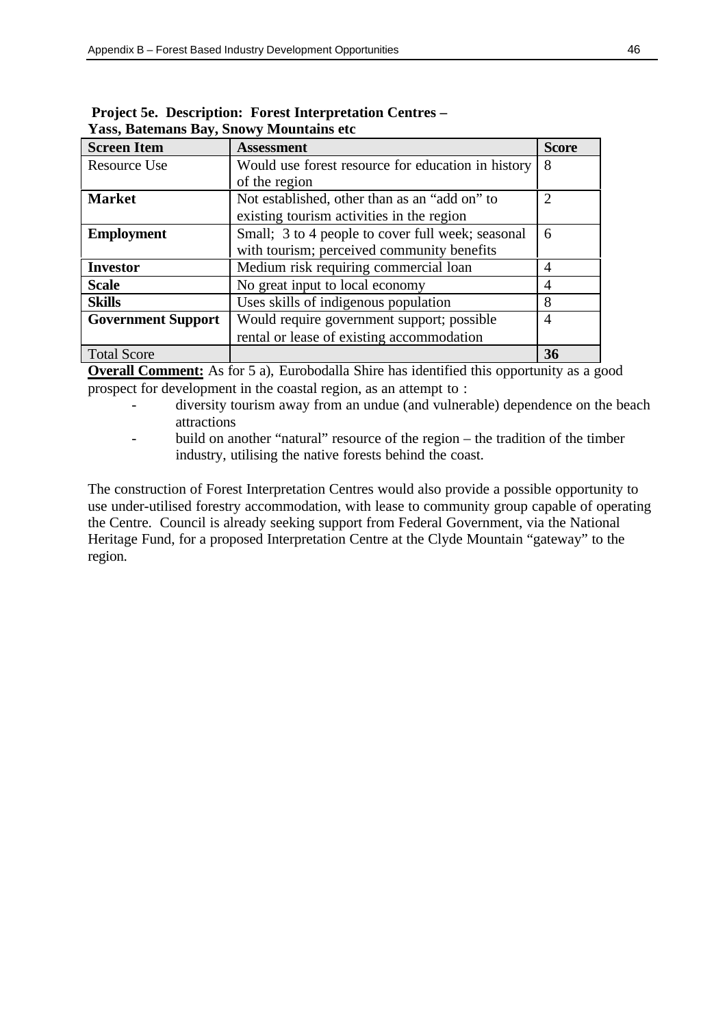**Project 5e. Description: Forest Interpretation Centres – Yass, Batemans Bay, Snowy Mountains etc**

| Screen Item | Assessment | Score |
|---|---|---|
| Resource Use | Would use forest resource for education in history of the region | 8 |
| **Market** | Not established, other than as an "add on" to existing tourism activities in the region | 2 |
| **Employment** | Small; 3 to 4 people to cover full week; seasonal with tourism; perceived community benefits | 6 |
| **Investor** | Medium risk requiring commercial loan | 4 |
| **Scale** | No great input to local economy | 4 |
| **Skills** | Uses skills of indigenous population | 8 |
| **Government Support** | Would require government support; possible rental or lease of existing accommodation | 4 |
| Total Score | | **36** |

**Overall Comment:** As for 5 a), Eurobodalla Shire has identified this opportunity as a good prospect for development in the coastal region, as an attempt to :

- diversity tourism away from an undue (and vulnerable) dependence on the beach attractions
- build on another "natural" resource of the region – the tradition of the timber industry, utilising the native forests behind the coast.

The construction of Forest Interpretation Centres would also provide a possible opportunity to use under-utilised forestry accommodation, with lease to community group capable of operating the Centre. Council is already seeking support from Federal Government, via the National Heritage Fund, for a proposed Interpretation Centre at the Clyde Mountain "gateway" to the region.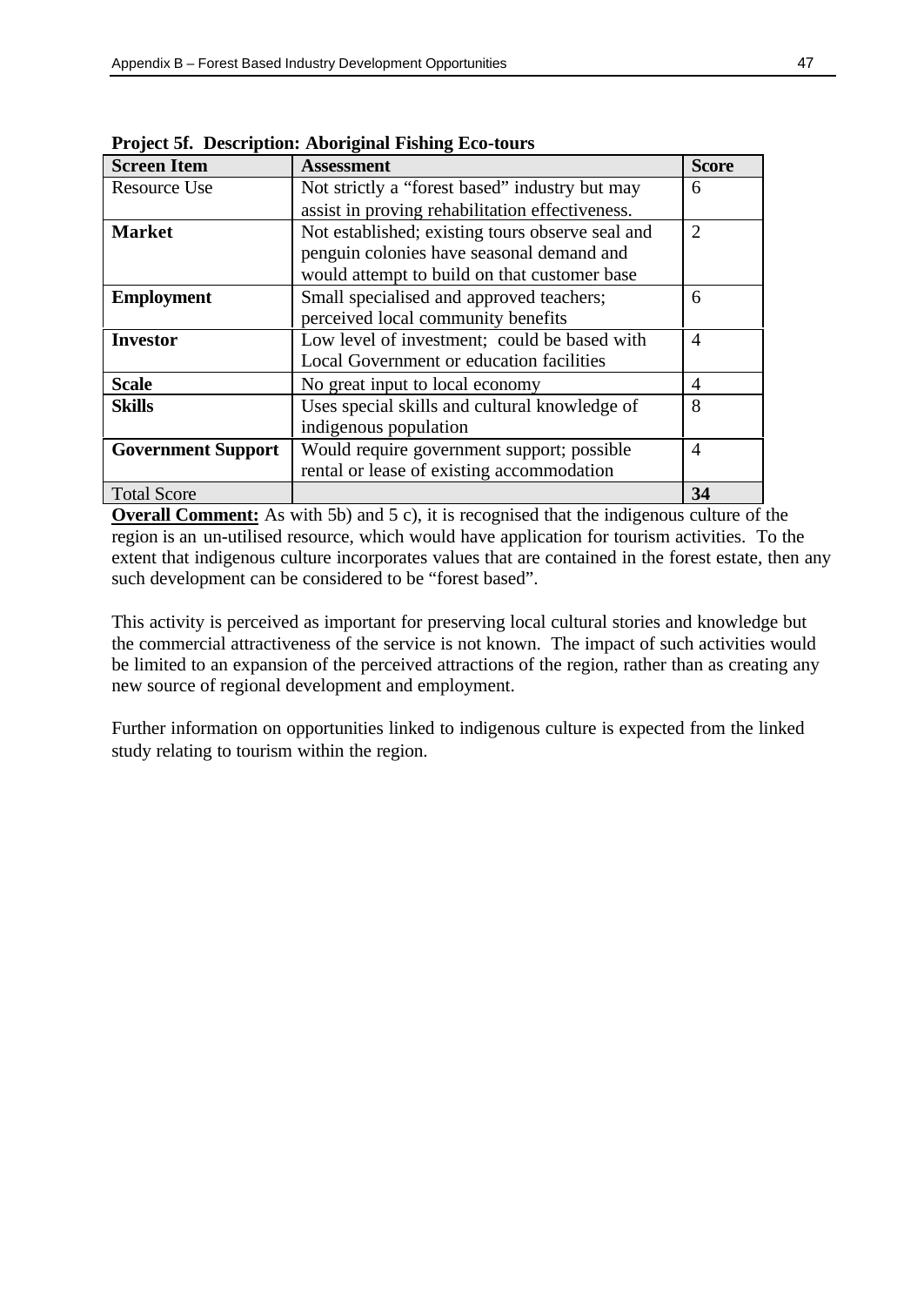**Project 5f. Description: Aboriginal Fishing Eco-tours**

| Screen Item | Assessment | Score |
|---|---|---|
| Resource Use | Not strictly a "forest based" industry but may assist in proving rehabilitation effectiveness. | 6 |
| **Market** | Not established; existing tours observe seal and penguin colonies have seasonal demand and would attempt to build on that customer base | 2 |
| **Employment** | Small specialised and approved teachers; perceived local community benefits | 6 |
| **Investor** | Low level of investment; could be based with Local Government or education facilities | 4 |
| **Scale** | No great input to local economy | 4 |
| **Skills** | Uses special skills and cultural knowledge of indigenous population | 8 |
| **Government Support** | Would require government support; possible rental or lease of existing accommodation | 4 |
| Total Score | | **34** |

**Overall Comment:** As with 5b) and 5 c), it is recognised that the indigenous culture of the region is an un-utilised resource, which would have application for tourism activities. To the extent that indigenous culture incorporates values that are contained in the forest estate, then any such development can be considered to be "forest based".

This activity is perceived as important for preserving local cultural stories and knowledge but the commercial attractiveness of the service is not known. The impact of such activities would be limited to an expansion of the perceived attractions of the region, rather than as creating any new source of regional development and employment.

Further information on opportunities linked to indigenous culture is expected from the linked study relating to tourism within the region.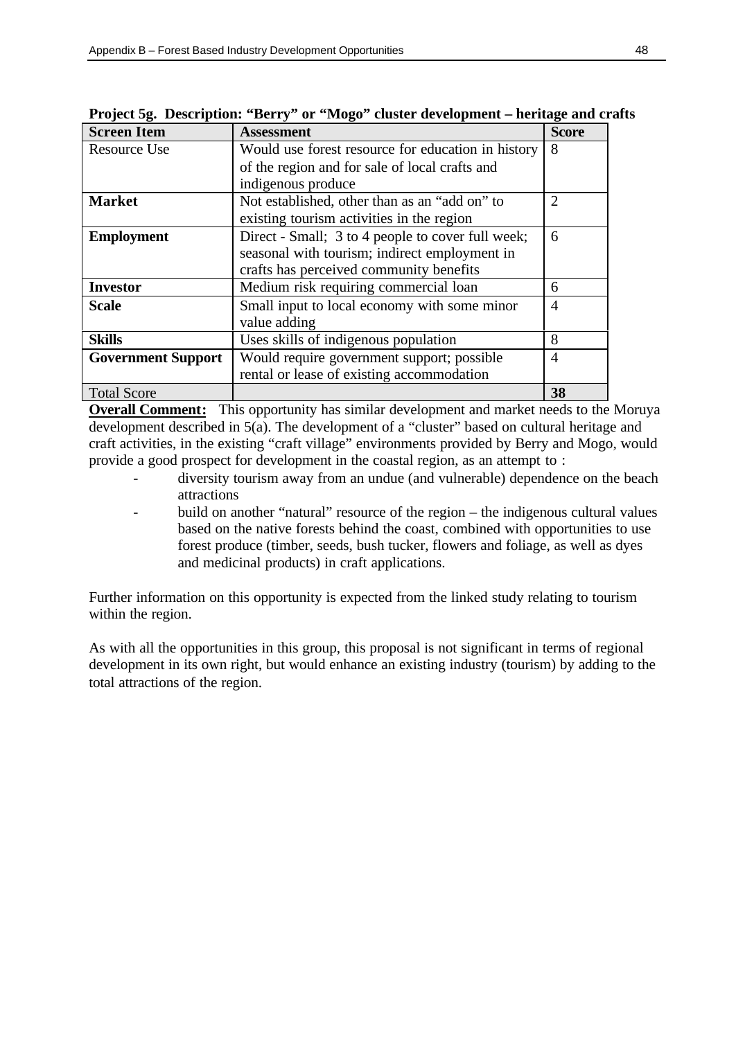**Project 5g. Description: "Berry" or "Mogo" cluster development – heritage and crafts**

| Screen Item | Assessment | Score |
|---|---|---|
| Resource Use | Would use forest resource for education in history of the region and for sale of local crafts and indigenous produce | 8 |
| **Market** | Not established, other than as an "add on" to existing tourism activities in the region | 2 |
| **Employment** | Direct - Small; 3 to 4 people to cover full week; seasonal with tourism; indirect employment in crafts has perceived community benefits | 6 |
| **Investor** | Medium risk requiring commercial loan | 6 |
| **Scale** | Small input to local economy with some minor value adding | 4 |
| **Skills** | Uses skills of indigenous population | 8 |
| **Government Support** | Would require government support; possible rental or lease of existing accommodation | 4 |
| Total Score | | **38** |

**Overall Comment:** This opportunity has similar development and market needs to the Moruya development described in 5(a). The development of a "cluster" based on cultural heritage and craft activities, in the existing "craft village" environments provided by Berry and Mogo, would provide a good prospect for development in the coastal region, as an attempt to :

- diversity tourism away from an undue (and vulnerable) dependence on the beach attractions
- build on another "natural" resource of the region – the indigenous cultural values based on the native forests behind the coast, combined with opportunities to use forest produce (timber, seeds, bush tucker, flowers and foliage, as well as dyes and medicinal products) in craft applications.

Further information on this opportunity is expected from the linked study relating to tourism within the region.

As with all the opportunities in this group, this proposal is not significant in terms of regional development in its own right, but would enhance an existing industry (tourism) by adding to the total attractions of the region.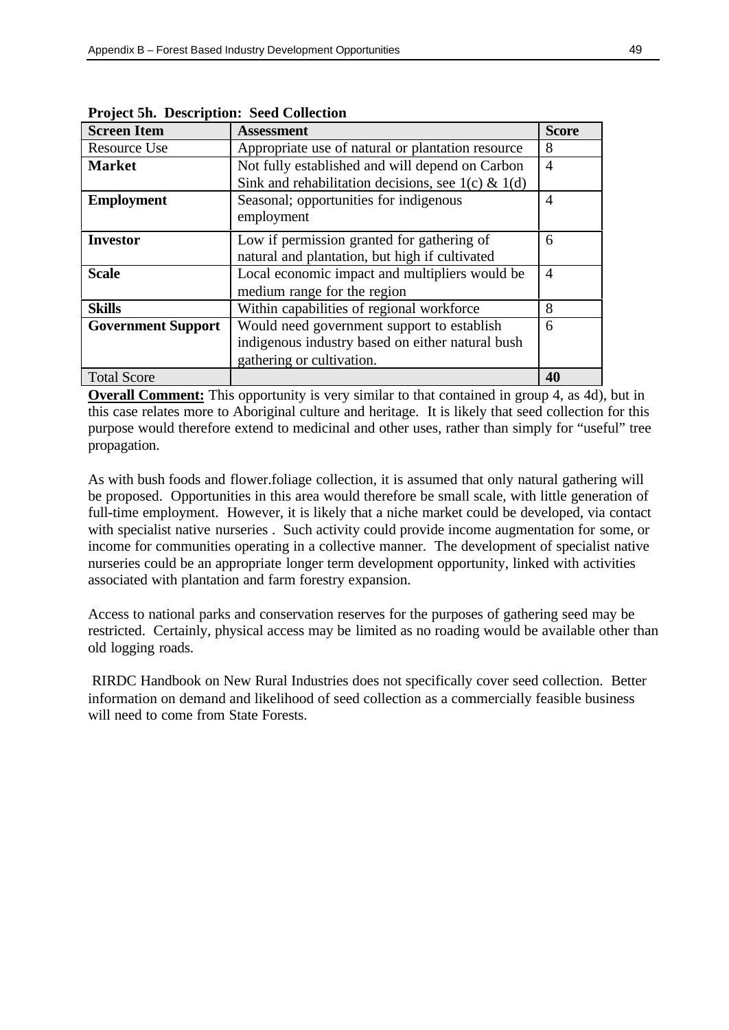**Project 5h. Description: Seed Collection**

| Screen Item | Assessment | Score |
|---|---|---|
| Resource Use | Appropriate use of natural or plantation resource | 8 |
| **Market** | Not fully established and will depend on Carbon Sink and rehabilitation decisions, see 1(c) & 1(d) | 4 |
| **Employment** | Seasonal; opportunities for indigenous employment | 4 |
| **Investor** | Low if permission granted for gathering of natural and plantation, but high if cultivated | 6 |
| **Scale** | Local economic impact and multipliers would be medium range for the region | 4 |
| **Skills** | Within capabilities of regional workforce | 8 |
| **Government Support** | Would need government support to establish indigenous industry based on either natural bush gathering or cultivation. | 6 |
| Total Score | | **40** |

**Overall Comment:** This opportunity is very similar to that contained in group 4, as 4d), but in this case relates more to Aboriginal culture and heritage. It is likely that seed collection for this purpose would therefore extend to medicinal and other uses, rather than simply for "useful" tree propagation.

As with bush foods and flower.foliage collection, it is assumed that only natural gathering will be proposed. Opportunities in this area would therefore be small scale, with little generation of full-time employment. However, it is likely that a niche market could be developed, via contact with specialist native nurseries . Such activity could provide income augmentation for some, or income for communities operating in a collective manner. The development of specialist native nurseries could be an appropriate longer term development opportunity, linked with activities associated with plantation and farm forestry expansion.

Access to national parks and conservation reserves for the purposes of gathering seed may be restricted. Certainly, physical access may be limited as no roading would be available other than old logging roads.

RIRDC Handbook on New Rural Industries does not specifically cover seed collection. Better information on demand and likelihood of seed collection as a commercially feasible business will need to come from State Forests.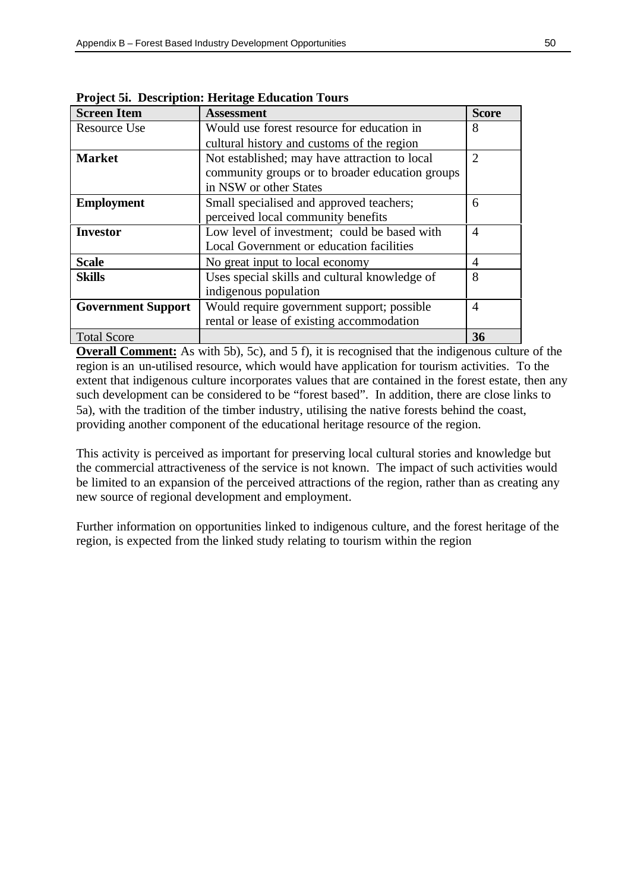**Project 5i. Description: Heritage Education Tours**

| **Screen Item** | **Assessment** | **Score** |
|---|---|---|
| Resource Use | Would use forest resource for education in cultural history and customs of the region | 8 |
| **Market** | Not established; may have attraction to local community groups or to broader education groups in NSW or other States | 2 |
| **Employment** | Small specialised and approved teachers; perceived local community benefits | 6 |
| **Investor** | Low level of investment; could be based with Local Government or education facilities | 4 |
| **Scale** | No great input to local economy | 4 |
| **Skills** | Uses special skills and cultural knowledge of indigenous population | 8 |
| **Government Support** | Would require government support; possible rental or lease of existing accommodation | 4 |
| Total Score | | **36** |

**Overall Comment:** As with 5b), 5c), and 5 f), it is recognised that the indigenous culture of the region is an un-utilised resource, which would have application for tourism activities. To the extent that indigenous culture incorporates values that are contained in the forest estate, then any such development can be considered to be "forest based". In addition, there are close links to 5a), with the tradition of the timber industry, utilising the native forests behind the coast, providing another component of the educational heritage resource of the region.

This activity is perceived as important for preserving local cultural stories and knowledge but the commercial attractiveness of the service is not known. The impact of such activities would be limited to an expansion of the perceived attractions of the region, rather than as creating any new source of regional development and employment.

Further information on opportunities linked to indigenous culture, and the forest heritage of the region, is expected from the linked study relating to tourism within the region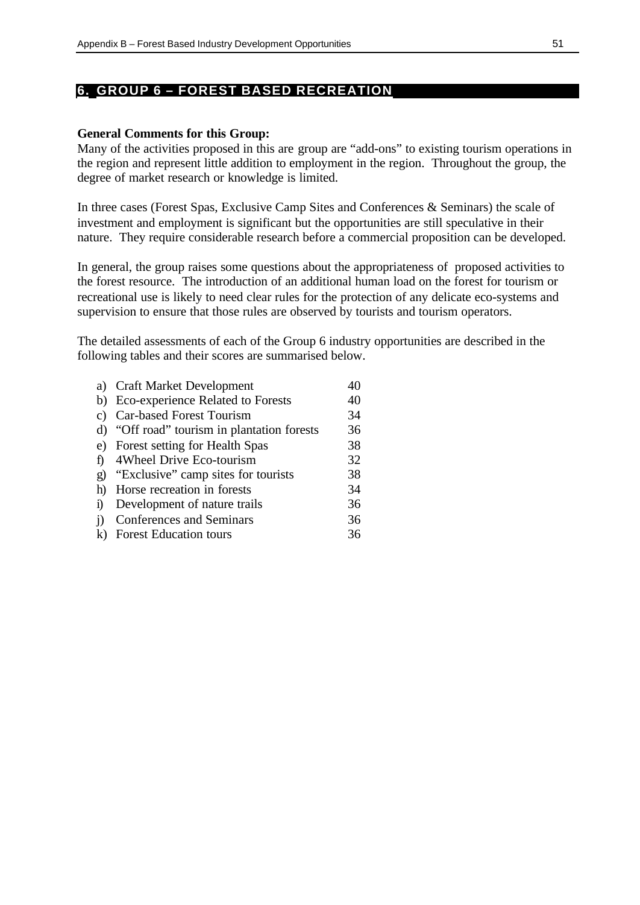## 6. GROUP 6 – FOREST BASED RECREATION

**General Comments for this Group:**

Many of the activities proposed in this are group are "add-ons" to existing tourism operations in the region and represent little addition to employment in the region. Throughout the group, the degree of market research or knowledge is limited.

In three cases (Forest Spas, Exclusive Camp Sites and Conferences & Seminars) the scale of investment and employment is significant but the opportunities are still speculative in their nature. They require considerable research before a commercial proposition can be developed.

In general, the group raises some questions about the appropriateness of proposed activities to the forest resource. The introduction of an additional human load on the forest for tourism or recreational use is likely to need clear rules for the protection of any delicate eco-systems and supervision to ensure that those rules are observed by tourists and tourism operators.

The detailed assessments of each of the Group 6 industry opportunities are described in the following tables and their scores are summarised below.

| | | |
|---|---|---|
| a) | Craft Market Development | 40 |
| b) | Eco-experience Related to Forests | 40 |
| c) | Car-based Forest Tourism | 34 |
| d) | "Off road" tourism in plantation forests | 36 |
| e) | Forest setting for Health Spas | 38 |
| f) | 4Wheel Drive Eco-tourism | 32 |
| g) | "Exclusive" camp sites for tourists | 38 |
| h) | Horse recreation in forests | 34 |
| i) | Development of nature trails | 36 |
| j) | Conferences and Seminars | 36 |
| k) | Forest Education tours | 36 |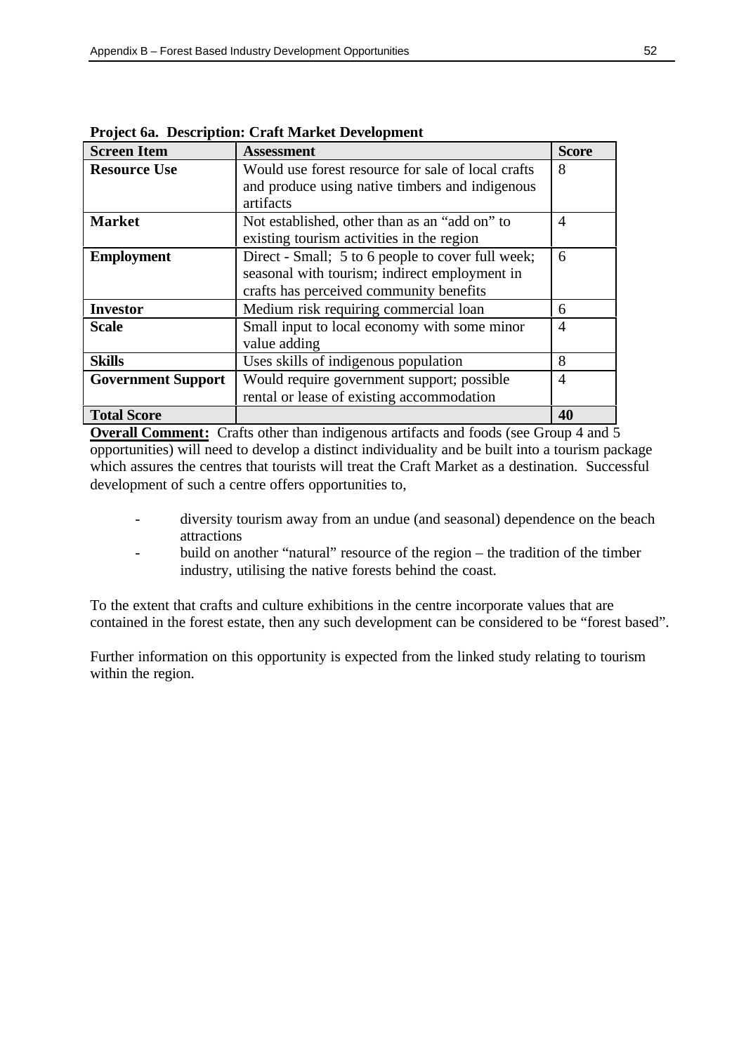**Project 6a. Description: Craft Market Development**

| Screen Item | Assessment | Score |
| --- | --- | --- |
| **Resource Use** | Would use forest resource for sale of local crafts and produce using native timbers and indigenous artifacts | 8 |
| **Market** | Not established, other than as an "add on" to existing tourism activities in the region | 4 |
| **Employment** | Direct - Small; 5 to 6 people to cover full week; seasonal with tourism; indirect employment in crafts has perceived community benefits | 6 |
| **Investor** | Medium risk requiring commercial loan | 6 |
| **Scale** | Small input to local economy with some minor value adding | 4 |
| **Skills** | Uses skills of indigenous population | 8 |
| **Government Support** | Would require government support; possible rental or lease of existing accommodation | 4 |
| **Total Score** | | **40** |

**Overall Comment:** Crafts other than indigenous artifacts and foods (see Group 4 and 5 opportunities) will need to develop a distinct individuality and be built into a tourism package which assures the centres that tourists will treat the Craft Market as a destination. Successful development of such a centre offers opportunities to,

- diversity tourism away from an undue (and seasonal) dependence on the beach attractions
- build on another "natural" resource of the region – the tradition of the timber industry, utilising the native forests behind the coast.

To the extent that crafts and culture exhibitions in the centre incorporate values that are contained in the forest estate, then any such development can be considered to be "forest based".

Further information on this opportunity is expected from the linked study relating to tourism within the region.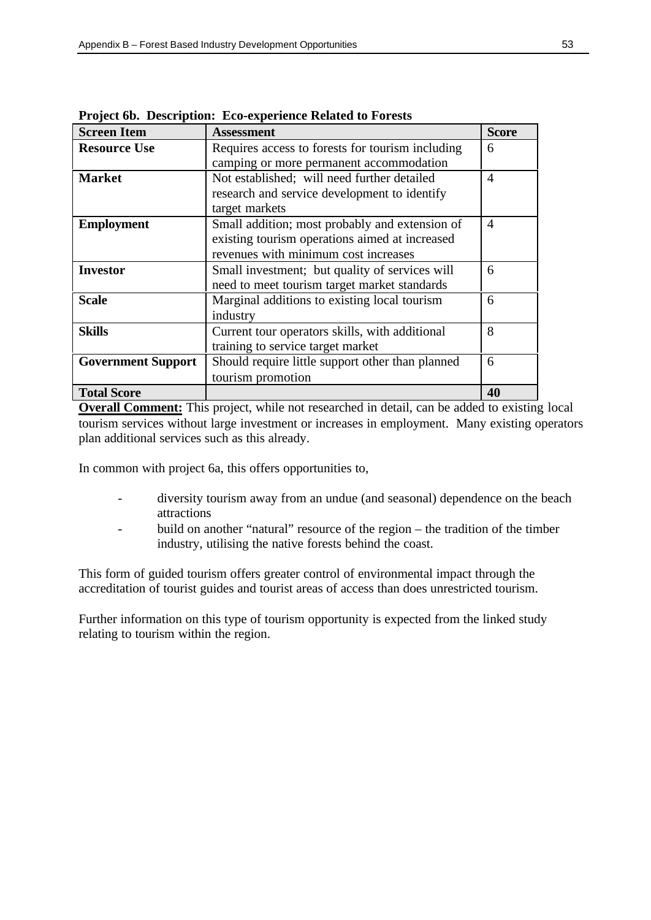**Project 6b. Description: Eco-experience Related to Forests**

| Screen Item | Assessment | Score |
|---|---|---|
| **Resource Use** | Requires access to forests for tourism including camping or more permanent accommodation | 6 |
| **Market** | Not established; will need further detailed research and service development to identify target markets | 4 |
| **Employment** | Small addition; most probably and extension of existing tourism operations aimed at increased revenues with minimum cost increases | 4 |
| **Investor** | Small investment; but quality of services will need to meet tourism target market standards | 6 |
| **Scale** | Marginal additions to existing local tourism industry | 6 |
| **Skills** | Current tour operators skills, with additional training to service target market | 8 |
| **Government Support** | Should require little support other than planned tourism promotion | 6 |
| **Total Score** | | **40** |

**Overall Comment:** This project, while not researched in detail, can be added to existing local tourism services without large investment or increases in employment. Many existing operators plan additional services such as this already.

In common with project 6a, this offers opportunities to,

- diversity tourism away from an undue (and seasonal) dependence on the beach attractions
- build on another "natural" resource of the region – the tradition of the timber industry, utilising the native forests behind the coast.

This form of guided tourism offers greater control of environmental impact through the accreditation of tourist guides and tourist areas of access than does unrestricted tourism.

Further information on this type of tourism opportunity is expected from the linked study relating to tourism within the region.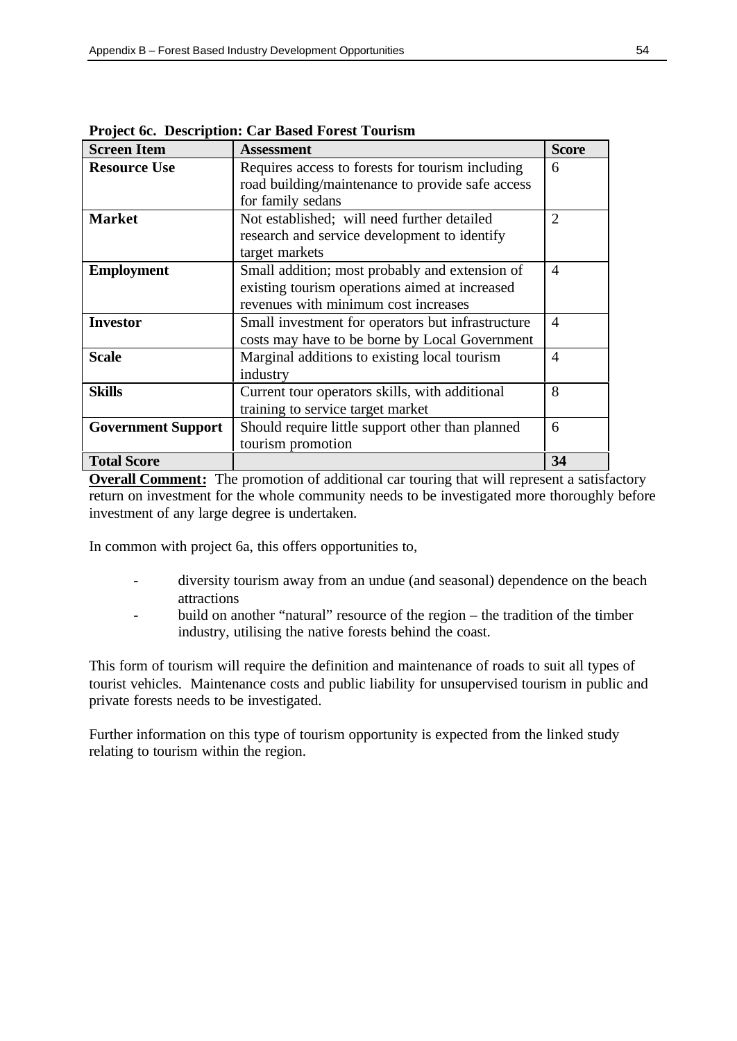**Project 6c. Description: Car Based Forest Tourism**

| **Screen Item** | **Assessment** | **Score** |
|---|---|---|
| **Resource Use** | Requires access to forests for tourism including road building/maintenance to provide safe access for family sedans | 6 |
| **Market** | Not established; will need further detailed research and service development to identify target markets | 2 |
| **Employment** | Small addition; most probably and extension of existing tourism operations aimed at increased revenues with minimum cost increases | 4 |
| **Investor** | Small investment for operators but infrastructure costs may have to be borne by Local Government | 4 |
| **Scale** | Marginal additions to existing local tourism industry | 4 |
| **Skills** | Current tour operators skills, with additional training to service target market | 8 |
| **Government Support** | Should require little support other than planned tourism promotion | 6 |
| **Total Score** | | **34** |

**Overall Comment:** The promotion of additional car touring that will represent a satisfactory return on investment for the whole community needs to be investigated more thoroughly before investment of any large degree is undertaken.

In common with project 6a, this offers opportunities to,

- diversity tourism away from an undue (and seasonal) dependence on the beach attractions
- build on another "natural" resource of the region – the tradition of the timber industry, utilising the native forests behind the coast.

This form of tourism will require the definition and maintenance of roads to suit all types of tourist vehicles. Maintenance costs and public liability for unsupervised tourism in public and private forests needs to be investigated.

Further information on this type of tourism opportunity is expected from the linked study relating to tourism within the region.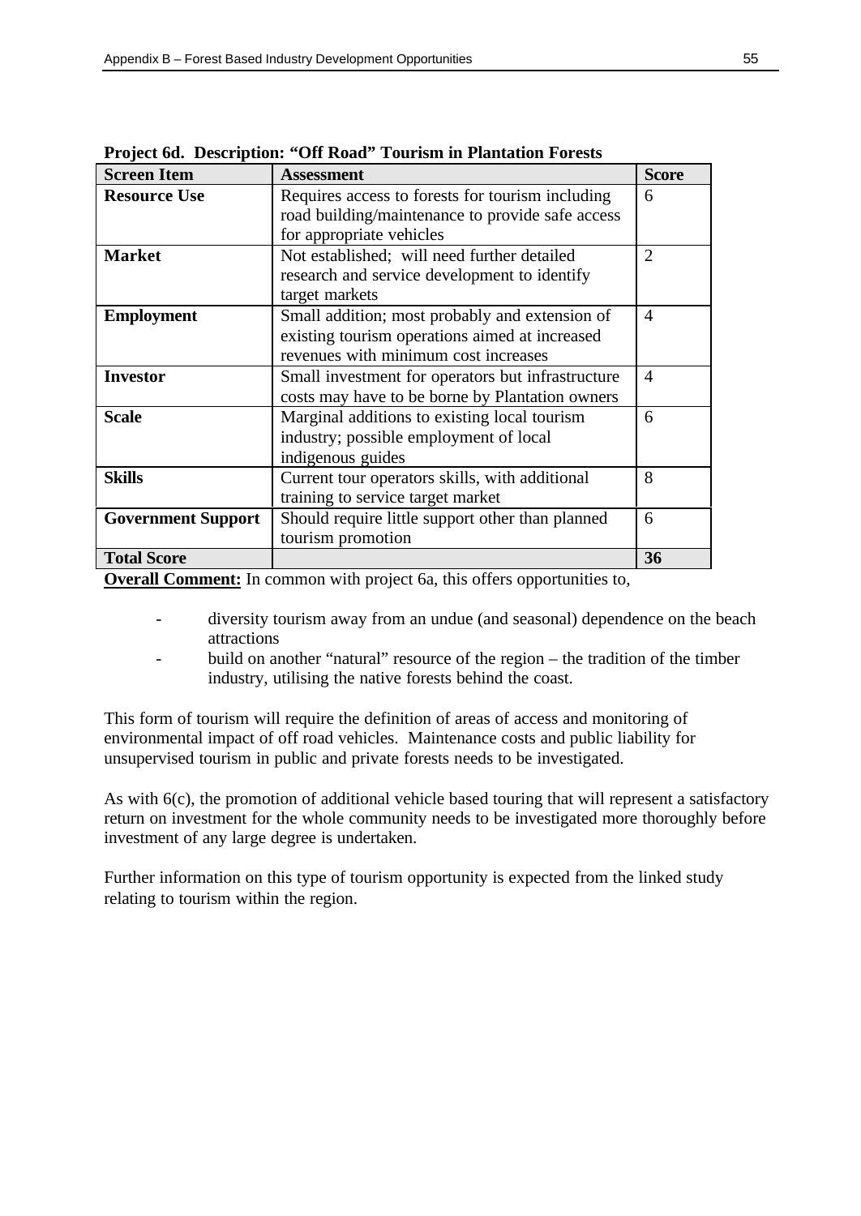**Project 6d. Description: "Off Road" Tourism in Plantation Forests**

| Screen Item | Assessment | Score |
|---|---|---|
| **Resource Use** | Requires access to forests for tourism including road building/maintenance to provide safe access for appropriate vehicles | 6 |
| **Market** | Not established; will need further detailed research and service development to identify target markets | 2 |
| **Employment** | Small addition; most probably and extension of existing tourism operations aimed at increased revenues with minimum cost increases | 4 |
| **Investor** | Small investment for operators but infrastructure costs may have to be borne by Plantation owners | 4 |
| **Scale** | Marginal additions to existing local tourism industry; possible employment of local indigenous guides | 6 |
| **Skills** | Current tour operators skills, with additional training to service target market | 8 |
| **Government Support** | Should require little support other than planned tourism promotion | 6 |
| **Total Score** | | **36** |

**Overall Comment:** In common with project 6a, this offers opportunities to,

- diversity tourism away from an undue (and seasonal) dependence on the beach attractions
- build on another "natural" resource of the region – the tradition of the timber industry, utilising the native forests behind the coast.

This form of tourism will require the definition of areas of access and monitoring of environmental impact of off road vehicles. Maintenance costs and public liability for unsupervised tourism in public and private forests needs to be investigated.

As with 6(c), the promotion of additional vehicle based touring that will represent a satisfactory return on investment for the whole community needs to be investigated more thoroughly before investment of any large degree is undertaken.

Further information on this type of tourism opportunity is expected from the linked study relating to tourism within the region.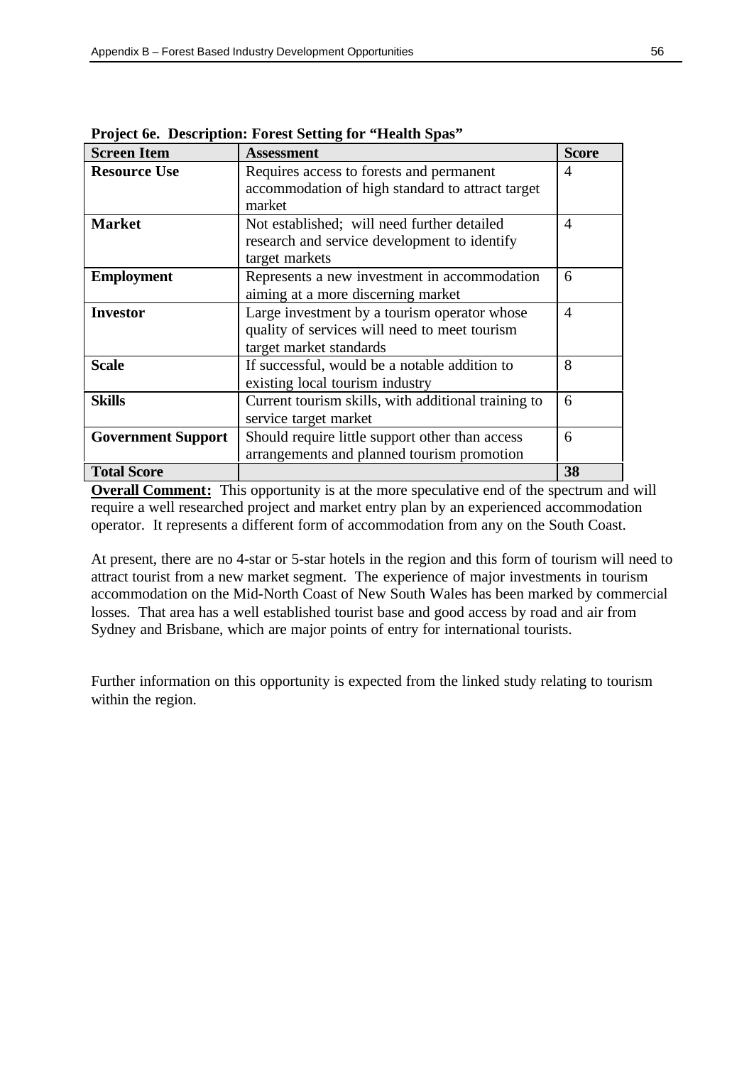**Project 6e. Description: Forest Setting for "Health Spas"**

| Screen Item | Assessment | Score |
|---|---|---|
| **Resource Use** | Requires access to forests and permanent accommodation of high standard to attract target market | 4 |
| **Market** | Not established; will need further detailed research and service development to identify target markets | 4 |
| **Employment** | Represents a new investment in accommodation aiming at a more discerning market | 6 |
| **Investor** | Large investment by a tourism operator whose quality of services will need to meet tourism target market standards | 4 |
| **Scale** | If successful, would be a notable addition to existing local tourism industry | 8 |
| **Skills** | Current tourism skills, with additional training to service target market | 6 |
| **Government Support** | Should require little support other than access arrangements and planned tourism promotion | 6 |
| **Total Score** | | **38** |

**Overall Comment:** This opportunity is at the more speculative end of the spectrum and will require a well researched project and market entry plan by an experienced accommodation operator. It represents a different form of accommodation from any on the South Coast.

At present, there are no 4-star or 5-star hotels in the region and this form of tourism will need to attract tourist from a new market segment. The experience of major investments in tourism accommodation on the Mid-North Coast of New South Wales has been marked by commercial losses. That area has a well established tourist base and good access by road and air from Sydney and Brisbane, which are major points of entry for international tourists.

Further information on this opportunity is expected from the linked study relating to tourism within the region.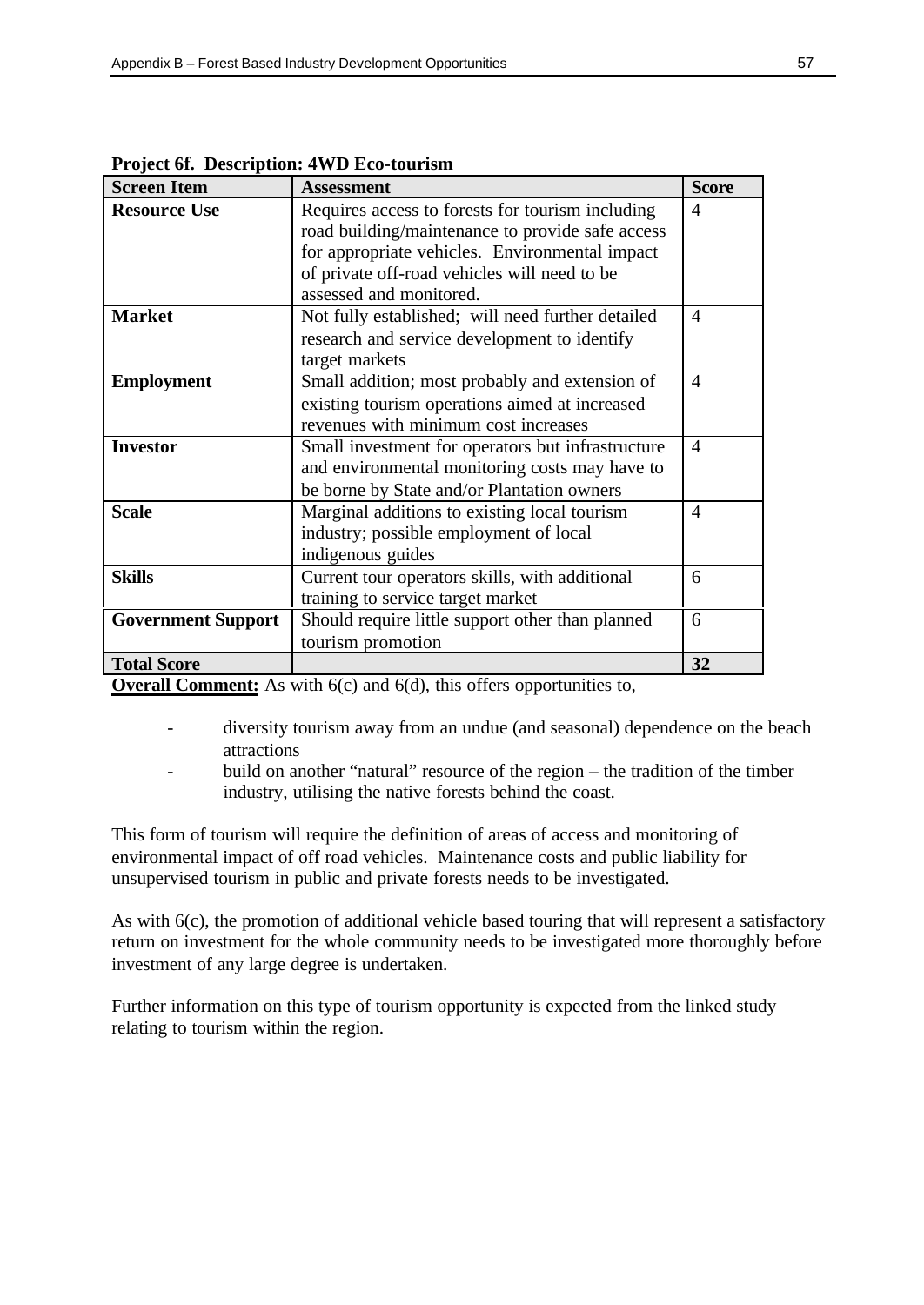**Project 6f. Description: 4WD Eco-tourism**

| Screen Item | Assessment | Score |
|---|---|---|
| **Resource Use** | Requires access to forests for tourism including road building/maintenance to provide safe access for appropriate vehicles. Environmental impact of private off-road vehicles will need to be assessed and monitored. | 4 |
| **Market** | Not fully established; will need further detailed research and service development to identify target markets | 4 |
| **Employment** | Small addition; most probably and extension of existing tourism operations aimed at increased revenues with minimum cost increases | 4 |
| **Investor** | Small investment for operators but infrastructure and environmental monitoring costs may have to be borne by State and/or Plantation owners | 4 |
| **Scale** | Marginal additions to existing local tourism industry; possible employment of local indigenous guides | 4 |
| **Skills** | Current tour operators skills, with additional training to service target market | 6 |
| **Government Support** | Should require little support other than planned tourism promotion | 6 |
| **Total Score** | | **32** |

**Overall Comment:** As with 6(c) and 6(d), this offers opportunities to,

- diversity tourism away from an undue (and seasonal) dependence on the beach attractions
- build on another "natural" resource of the region – the tradition of the timber industry, utilising the native forests behind the coast.

This form of tourism will require the definition of areas of access and monitoring of environmental impact of off road vehicles. Maintenance costs and public liability for unsupervised tourism in public and private forests needs to be investigated.

As with 6(c), the promotion of additional vehicle based touring that will represent a satisfactory return on investment for the whole community needs to be investigated more thoroughly before investment of any large degree is undertaken.

Further information on this type of tourism opportunity is expected from the linked study relating to tourism within the region.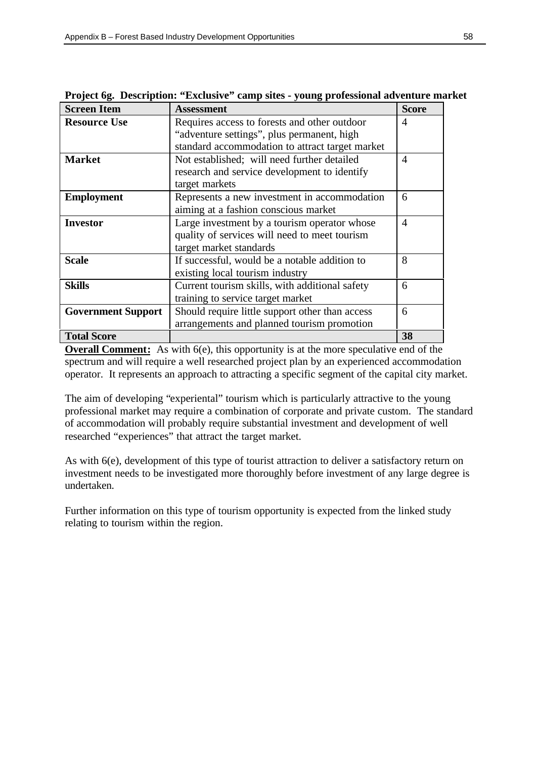**Project 6g. Description: "Exclusive" camp sites - young professional adventure market**

| Screen Item | Assessment | Score |
|---|---|---|
| **Resource Use** | Requires access to forests and other outdoor "adventure settings", plus permanent, high standard accommodation to attract target market | 4 |
| **Market** | Not established; will need further detailed research and service development to identify target markets | 4 |
| **Employment** | Represents a new investment in accommodation aiming at a fashion conscious market | 6 |
| **Investor** | Large investment by a tourism operator whose quality of services will need to meet tourism target market standards | 4 |
| **Scale** | If successful, would be a notable addition to existing local tourism industry | 8 |
| **Skills** | Current tourism skills, with additional safety training to service target market | 6 |
| **Government Support** | Should require little support other than access arrangements and planned tourism promotion | 6 |
| **Total Score** | | **38** |

**Overall Comment:** As with 6(e), this opportunity is at the more speculative end of the spectrum and will require a well researched project plan by an experienced accommodation operator. It represents an approach to attracting a specific segment of the capital city market.

The aim of developing "experiental" tourism which is particularly attractive to the young professional market may require a combination of corporate and private custom. The standard of accommodation will probably require substantial investment and development of well researched "experiences" that attract the target market.

As with 6(e), development of this type of tourist attraction to deliver a satisfactory return on investment needs to be investigated more thoroughly before investment of any large degree is undertaken.

Further information on this type of tourism opportunity is expected from the linked study relating to tourism within the region.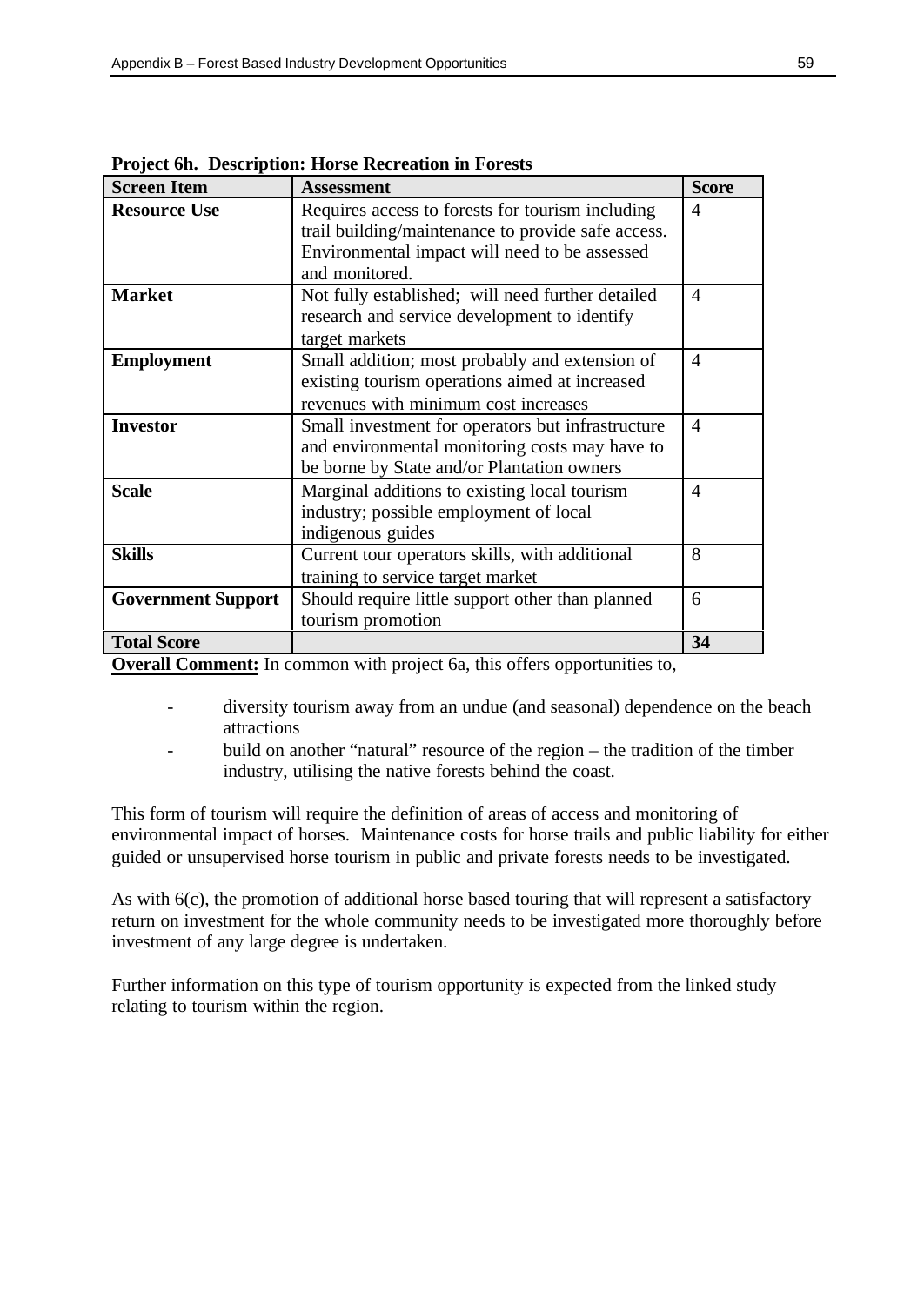**Project 6h. Description: Horse Recreation in Forests**

| Screen Item | Assessment | Score |
|---|---|---|
| **Resource Use** | Requires access to forests for tourism including trail building/maintenance to provide safe access. Environmental impact will need to be assessed and monitored. | 4 |
| **Market** | Not fully established; will need further detailed research and service development to identify target markets | 4 |
| **Employment** | Small addition; most probably and extension of existing tourism operations aimed at increased revenues with minimum cost increases | 4 |
| **Investor** | Small investment for operators but infrastructure and environmental monitoring costs may have to be borne by State and/or Plantation owners | 4 |
| **Scale** | Marginal additions to existing local tourism industry; possible employment of local indigenous guides | 4 |
| **Skills** | Current tour operators skills, with additional training to service target market | 8 |
| **Government Support** | Should require little support other than planned tourism promotion | 6 |
| **Total Score** | | **34** |

**Overall Comment:** In common with project 6a, this offers opportunities to,

- diversity tourism away from an undue (and seasonal) dependence on the beach attractions
- build on another "natural" resource of the region – the tradition of the timber industry, utilising the native forests behind the coast.

This form of tourism will require the definition of areas of access and monitoring of environmental impact of horses. Maintenance costs for horse trails and public liability for either guided or unsupervised horse tourism in public and private forests needs to be investigated.

As with 6(c), the promotion of additional horse based touring that will represent a satisfactory return on investment for the whole community needs to be investigated more thoroughly before investment of any large degree is undertaken.

Further information on this type of tourism opportunity is expected from the linked study relating to tourism within the region.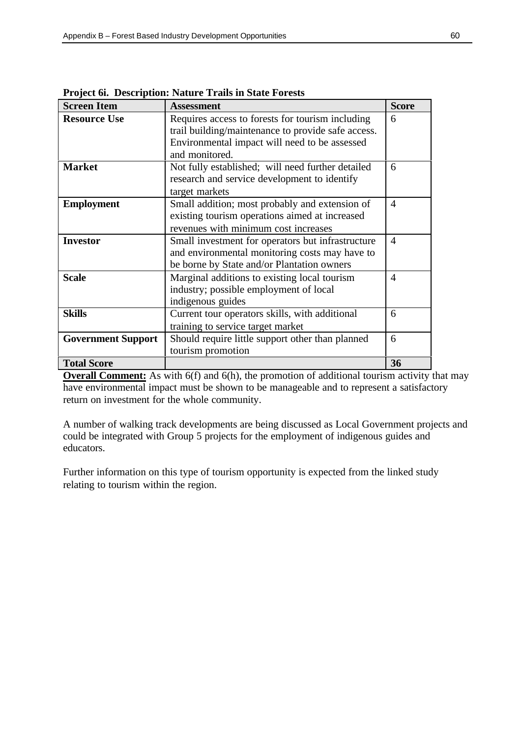**Project 6i. Description: Nature Trails in State Forests**

| Screen Item | Assessment | Score |
|---|---|---|
| **Resource Use** | Requires access to forests for tourism including trail building/maintenance to provide safe access. Environmental impact will need to be assessed and monitored. | 6 |
| **Market** | Not fully established; will need further detailed research and service development to identify target markets | 6 |
| **Employment** | Small addition; most probably and extension of existing tourism operations aimed at increased revenues with minimum cost increases | 4 |
| **Investor** | Small investment for operators but infrastructure and environmental monitoring costs may have to be borne by State and/or Plantation owners | 4 |
| **Scale** | Marginal additions to existing local tourism industry; possible employment of local indigenous guides | 4 |
| **Skills** | Current tour operators skills, with additional training to service target market | 6 |
| **Government Support** | Should require little support other than planned tourism promotion | 6 |
| **Total Score** | | **36** |

**Overall Comment:** As with 6(f) and 6(h), the promotion of additional tourism activity that may have environmental impact must be shown to be manageable and to represent a satisfactory return on investment for the whole community.

A number of walking track developments are being discussed as Local Government projects and could be integrated with Group 5 projects for the employment of indigenous guides and educators.

Further information on this type of tourism opportunity is expected from the linked study relating to tourism within the region.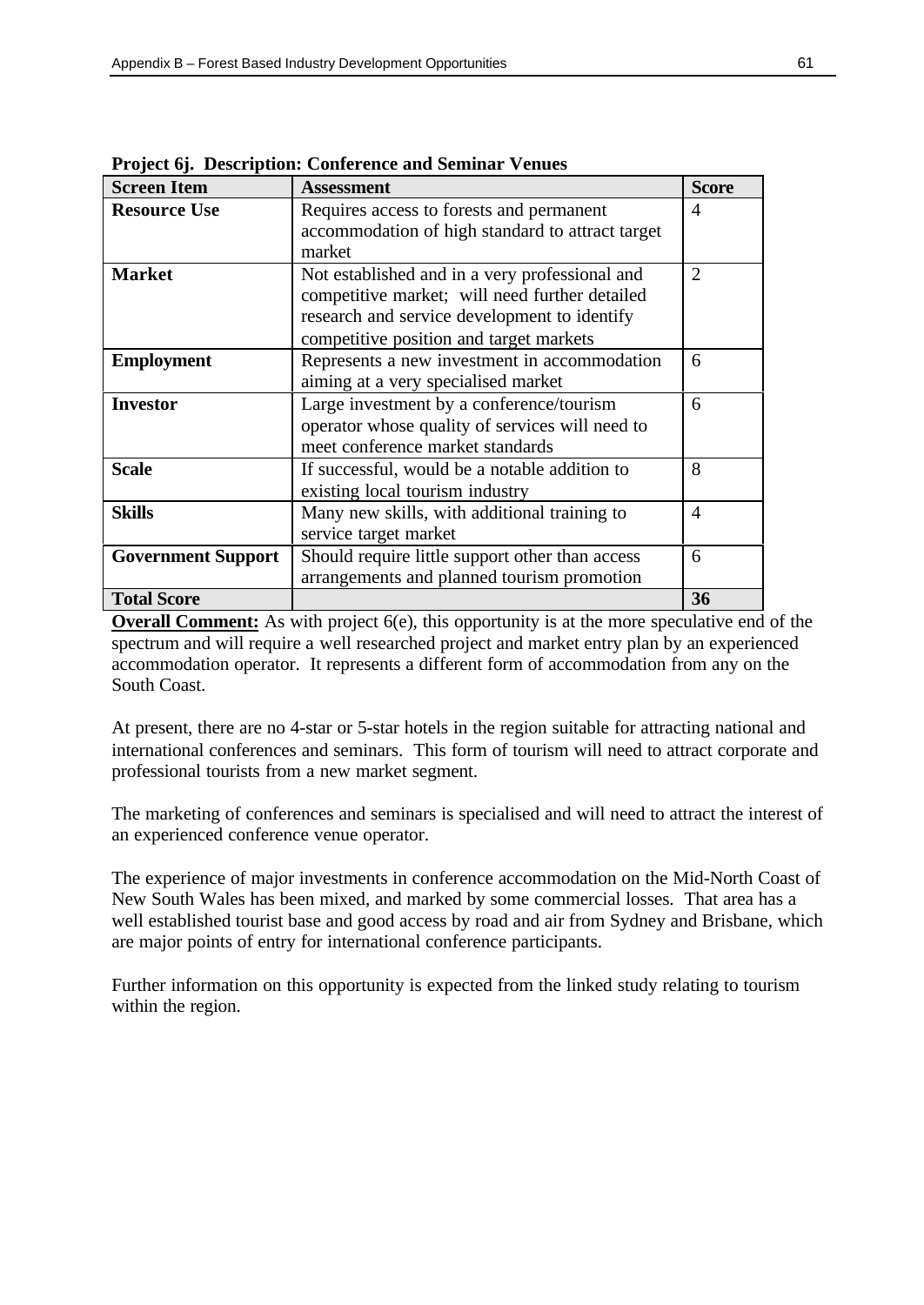**Project 6j. Description: Conference and Seminar Venues**

| Screen Item | Assessment | Score |
|---|---|---|
| **Resource Use** | Requires access to forests and permanent accommodation of high standard to attract target market | 4 |
| **Market** | Not established and in a very professional and competitive market; will need further detailed research and service development to identify competitive position and target markets | 2 |
| **Employment** | Represents a new investment in accommodation aiming at a very specialised market | 6 |
| **Investor** | Large investment by a conference/tourism operator whose quality of services will need to meet conference market standards | 6 |
| **Scale** | If successful, would be a notable addition to existing local tourism industry | 8 |
| **Skills** | Many new skills, with additional training to service target market | 4 |
| **Government Support** | Should require little support other than access arrangements and planned tourism promotion | 6 |
| **Total Score** | | **36** |

**Overall Comment:** As with project 6(e), this opportunity is at the more speculative end of the spectrum and will require a well researched project and market entry plan by an experienced accommodation operator. It represents a different form of accommodation from any on the South Coast.

At present, there are no 4-star or 5-star hotels in the region suitable for attracting national and international conferences and seminars. This form of tourism will need to attract corporate and professional tourists from a new market segment.

The marketing of conferences and seminars is specialised and will need to attract the interest of an experienced conference venue operator.

The experience of major investments in conference accommodation on the Mid-North Coast of New South Wales has been mixed, and marked by some commercial losses. That area has a well established tourist base and good access by road and air from Sydney and Brisbane, which are major points of entry for international conference participants.

Further information on this opportunity is expected from the linked study relating to tourism within the region.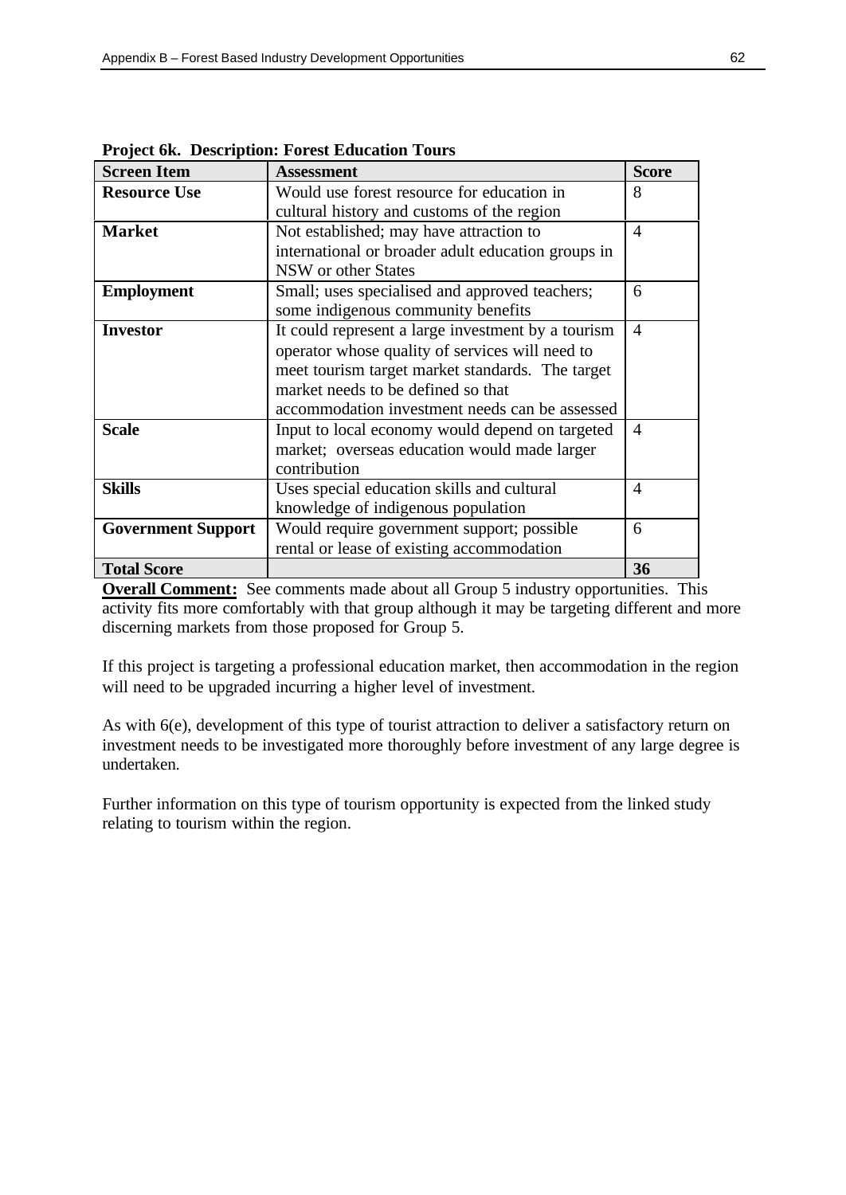**Project 6k. Description: Forest Education Tours**

| Screen Item | Assessment | Score |
|---|---|---|
| **Resource Use** | Would use forest resource for education in cultural history and customs of the region | 8 |
| **Market** | Not established; may have attraction to international or broader adult education groups in NSW or other States | 4 |
| **Employment** | Small; uses specialised and approved teachers; some indigenous community benefits | 6 |
| **Investor** | It could represent a large investment by a tourism operator whose quality of services will need to meet tourism target market standards. The target market needs to be defined so that accommodation investment needs can be assessed | 4 |
| **Scale** | Input to local economy would depend on targeted market; overseas education would made larger contribution | 4 |
| **Skills** | Uses special education skills and cultural knowledge of indigenous population | 4 |
| **Government Support** | Would require government support; possible rental or lease of existing accommodation | 6 |
| **Total Score** | | **36** |

**Overall Comment:** See comments made about all Group 5 industry opportunities. This activity fits more comfortably with that group although it may be targeting different and more discerning markets from those proposed for Group 5.

If this project is targeting a professional education market, then accommodation in the region will need to be upgraded incurring a higher level of investment.

As with 6(e), development of this type of tourist attraction to deliver a satisfactory return on investment needs to be investigated more thoroughly before investment of any large degree is undertaken.

Further information on this type of tourism opportunity is expected from the linked study relating to tourism within the region.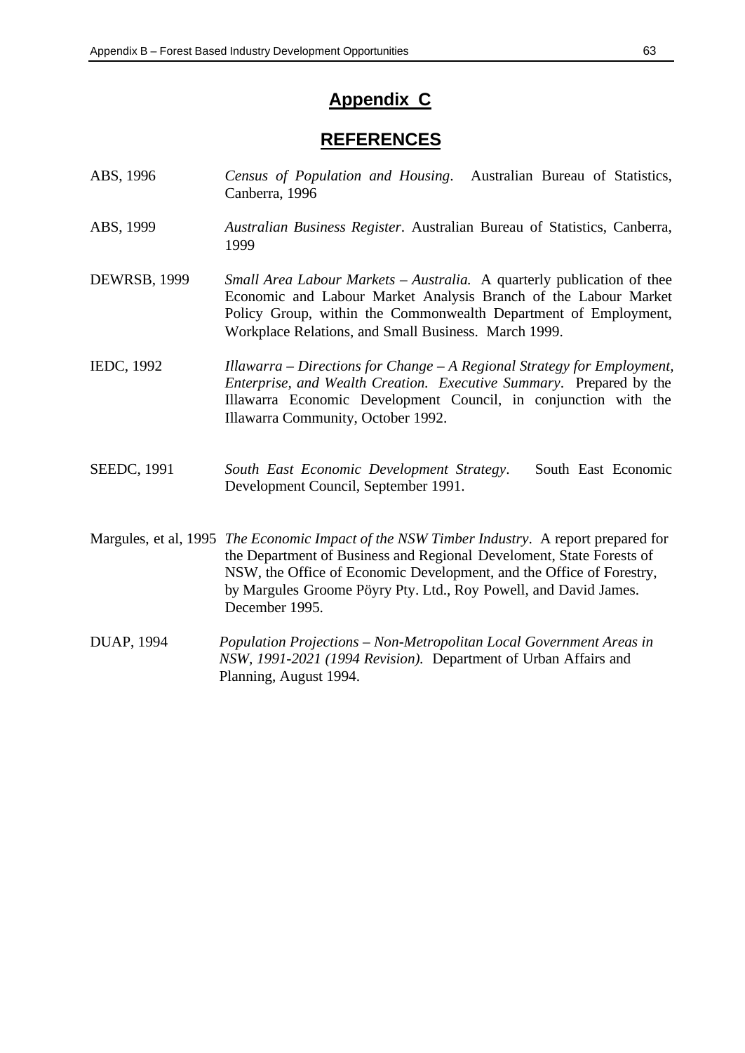# Appendix C

## REFERENCES

ABS, 1996 — *Census of Population and Housing*. Australian Bureau of Statistics, Canberra, 1996

ABS, 1999 — *Australian Business Register*. Australian Bureau of Statistics, Canberra, 1999

DEWRSB, 1999 — *Small Area Labour Markets – Australia.* A quarterly publication of thee Economic and Labour Market Analysis Branch of the Labour Market Policy Group, within the Commonwealth Department of Employment, Workplace Relations, and Small Business. March 1999.

IEDC, 1992 — *Illawarra – Directions for Change – A Regional Strategy for Employment, Enterprise, and Wealth Creation. Executive Summary*. Prepared by the Illawarra Economic Development Council, in conjunction with the Illawarra Community, October 1992.

SEEDC, 1991 — *South East Economic Development Strategy*. South East Economic Development Council, September 1991.

Margules, et al, 1995 — *The Economic Impact of the NSW Timber Industry*. A report prepared for the Department of Business and Regional Develoment, State Forests of NSW, the Office of Economic Development, and the Office of Forestry, by Margules Groome Pöyry Pty. Ltd., Roy Powell, and David James. December 1995.

DUAP, 1994 — *Population Projections – Non-Metropolitan Local Government Areas in NSW, 1991-2021 (1994 Revision).* Department of Urban Affairs and Planning, August 1994.